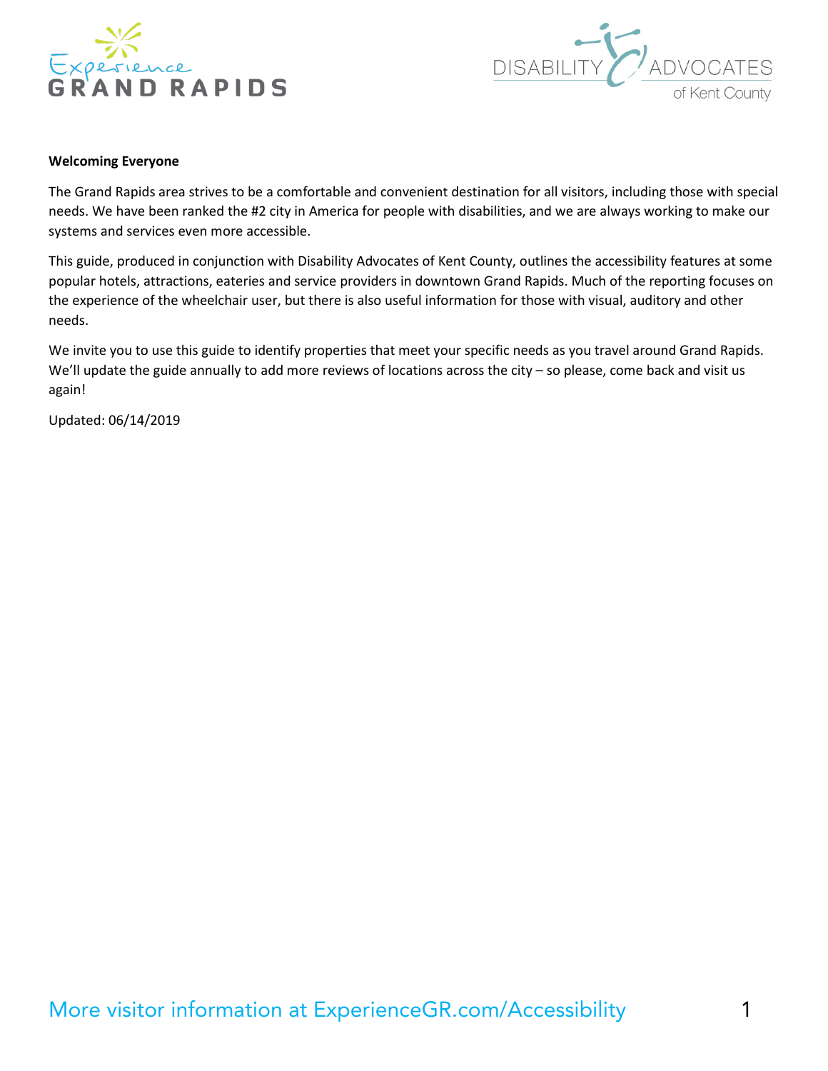**Welcoming Everyone**

The Grand Rapids area strives to be a comfortable and convenient destination for all visitors, including those with special needs. We have been ranked the #2 city in America for people with disabilities, and we are always working to make our systems and services even more accessible.

This guide, produced in conjunction with Disability Advocates of Kent County, outlines the accessibility features at some popular hotels, attractions, eateries and service providers in downtown Grand Rapids. Much of the reporting focuses on the experience of the wheelchair user, but there is also useful information for those with visual, auditory and other needs.

We invite you to use this guide to identify properties that meet your specific needs as you travel around Grand Rapids. We'll update the guide annually to add more reviews of locations across the city – so please, come back and visit us again!

Updated: 06/14/2019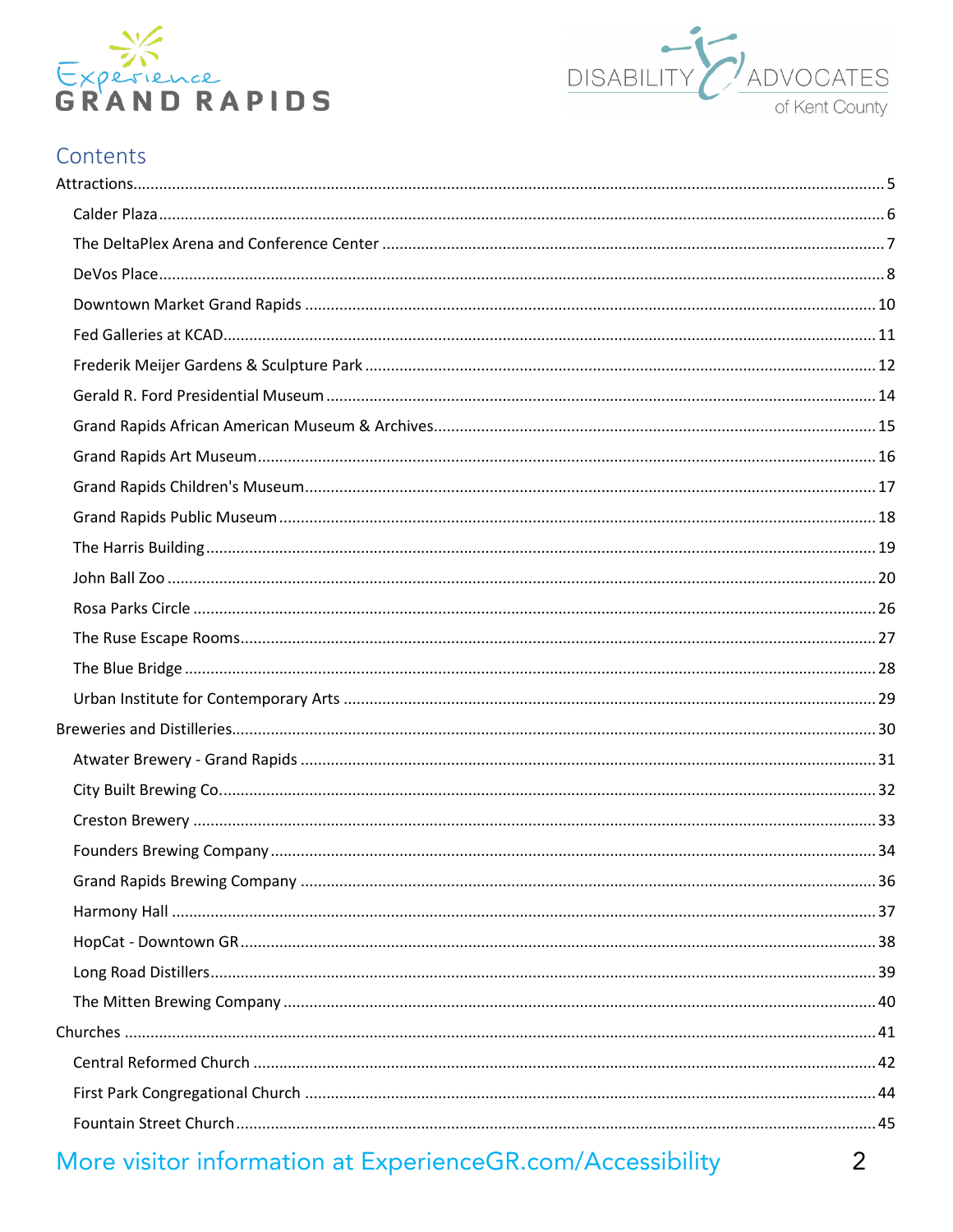## Contents

- Attractions.....5
  - Calder Plaza.....6
  - The DeltaPlex Arena and Conference Center.....7
  - DeVos Place.....8
  - Downtown Market Grand Rapids.....10
  - Fed Galleries at KCAD.....11
  - Frederik Meijer Gardens & Sculpture Park.....12
  - Gerald R. Ford Presidential Museum.....14
  - Grand Rapids African American Museum & Archives.....15
  - Grand Rapids Art Museum.....16
  - Grand Rapids Children's Museum.....17
  - Grand Rapids Public Museum.....18
  - The Harris Building.....19
  - John Ball Zoo.....20
  - Rosa Parks Circle.....26
  - The Ruse Escape Rooms.....27
  - The Blue Bridge.....28
  - Urban Institute for Contemporary Arts.....29
- Breweries and Distilleries.....30
  - Atwater Brewery - Grand Rapids.....31
  - City Built Brewing Co.....32
  - Creston Brewery.....33
  - Founders Brewing Company.....34
  - Grand Rapids Brewing Company.....36
  - Harmony Hall.....37
  - HopCat - Downtown GR.....38
  - Long Road Distillers.....39
  - The Mitten Brewing Company.....40
- Churches.....41
  - Central Reformed Church.....42
  - First Park Congregational Church.....44
  - Fountain Street Church.....45

More visitor information at ExperienceGR.com/Accessibility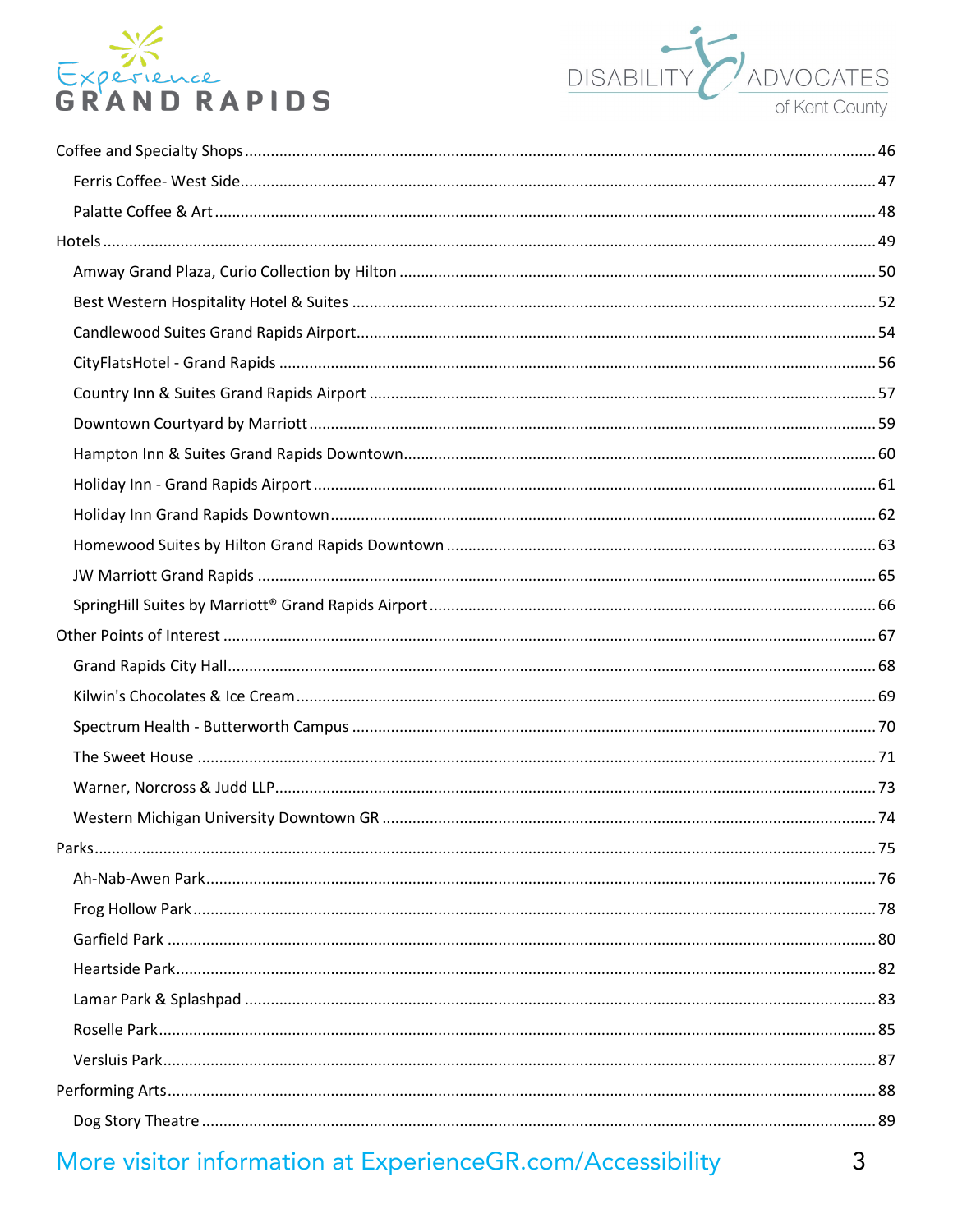Coffee and Specialty Shops ........ 46

- Ferris Coffee- West Side ........ 47
- Palatte Coffee & Art ........ 48

Hotels ........ 49

- Amway Grand Plaza, Curio Collection by Hilton ........ 50
- Best Western Hospitality Hotel & Suites ........ 52
- Candlewood Suites Grand Rapids Airport ........ 54
- CityFlatsHotel - Grand Rapids ........ 56
- Country Inn & Suites Grand Rapids Airport ........ 57
- Downtown Courtyard by Marriott ........ 59
- Hampton Inn & Suites Grand Rapids Downtown ........ 60
- Holiday Inn - Grand Rapids Airport ........ 61
- Holiday Inn Grand Rapids Downtown ........ 62
- Homewood Suites by Hilton Grand Rapids Downtown ........ 63
- JW Marriott Grand Rapids ........ 65
- SpringHill Suites by Marriott® Grand Rapids Airport ........ 66

Other Points of Interest ........ 67

- Grand Rapids City Hall ........ 68
- Kilwin's Chocolates & Ice Cream ........ 69
- Spectrum Health - Butterworth Campus ........ 70
- The Sweet House ........ 71
- Warner, Norcross & Judd LLP ........ 73
- Western Michigan University Downtown GR ........ 74

Parks ........ 75

- Ah-Nab-Awen Park ........ 76
- Frog Hollow Park ........ 78
- Garfield Park ........ 80
- Heartside Park ........ 82
- Lamar Park & Splashpad ........ 83
- Roselle Park ........ 85
- Versluis Park ........ 87

Performing Arts ........ 88

- Dog Story Theatre ........ 89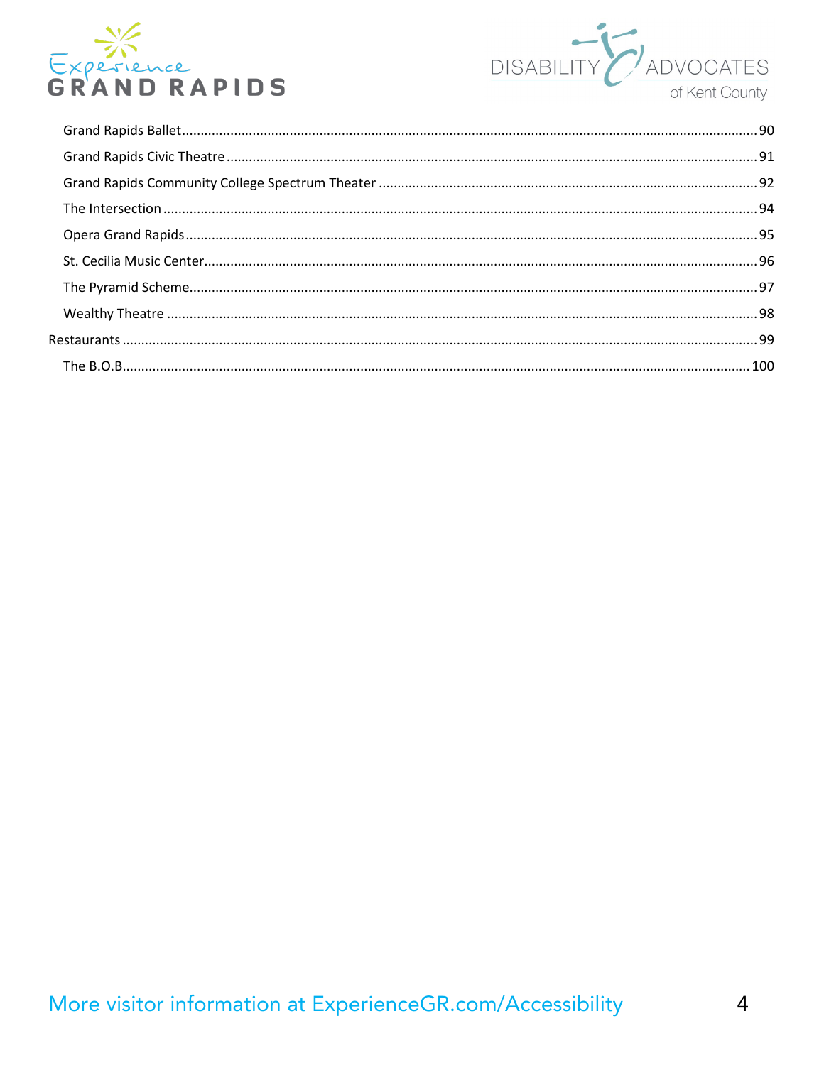- Grand Rapids Ballet ........ 90
- Grand Rapids Civic Theatre ........ 91
- Grand Rapids Community College Spectrum Theater ........ 92
- The Intersection ........ 94
- Opera Grand Rapids ........ 95
- St. Cecilia Music Center ........ 96
- The Pyramid Scheme ........ 97
- Wealthy Theatre ........ 98

Restaurants ........ 99

- The B.O.B ........ 100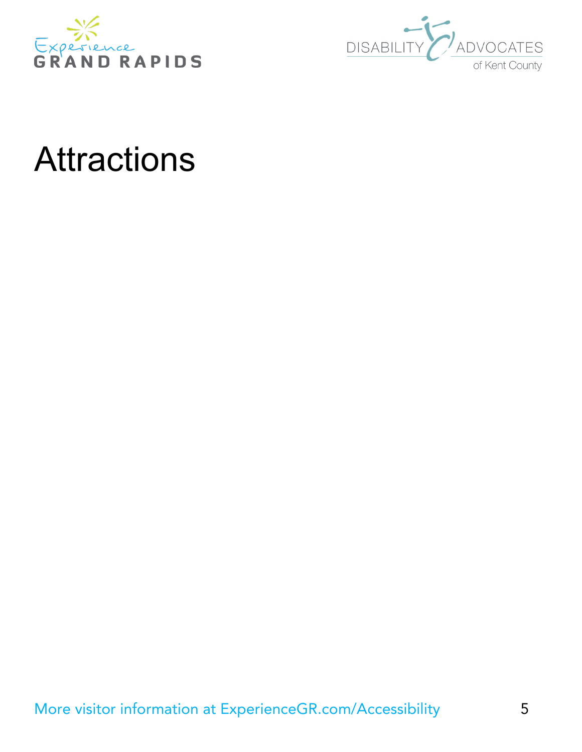# Attractions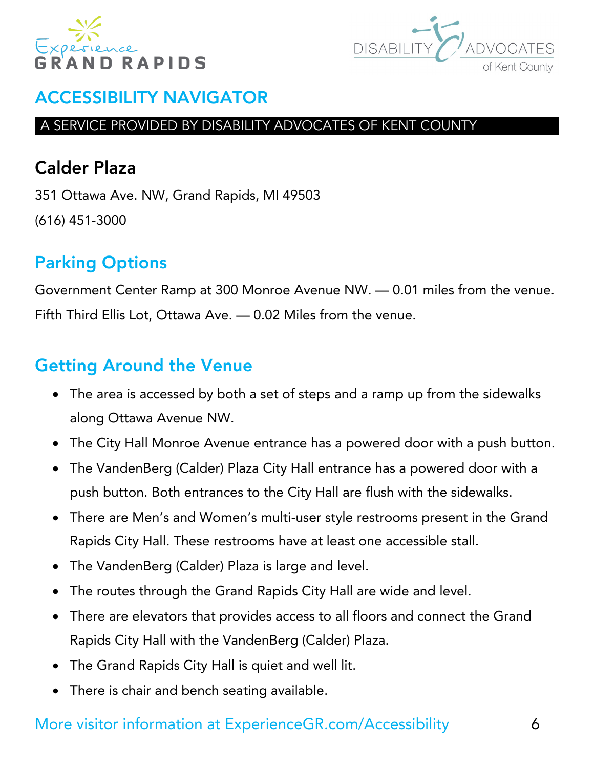# ACCESSIBILITY NAVIGATOR

A SERVICE PROVIDED BY DISABILITY ADVOCATES OF KENT COUNTY

## Calder Plaza

351 Ottawa Ave. NW, Grand Rapids, MI 49503

(616) 451-3000

## Parking Options

Government Center Ramp at 300 Monroe Avenue NW. — 0.01 miles from the venue.

Fifth Third Ellis Lot, Ottawa Ave. — 0.02 Miles from the venue.

## Getting Around the Venue

- The area is accessed by both a set of steps and a ramp up from the sidewalks along Ottawa Avenue NW.
- The City Hall Monroe Avenue entrance has a powered door with a push button.
- The VandenBerg (Calder) Plaza City Hall entrance has a powered door with a push button. Both entrances to the City Hall are flush with the sidewalks.
- There are Men's and Women's multi-user style restrooms present in the Grand Rapids City Hall. These restrooms have at least one accessible stall.
- The VandenBerg (Calder) Plaza is large and level.
- The routes through the Grand Rapids City Hall are wide and level.
- There are elevators that provides access to all floors and connect the Grand Rapids City Hall with the VandenBerg (Calder) Plaza.
- The Grand Rapids City Hall is quiet and well lit.
- There is chair and bench seating available.

More visitor information at ExperienceGR.com/Accessibility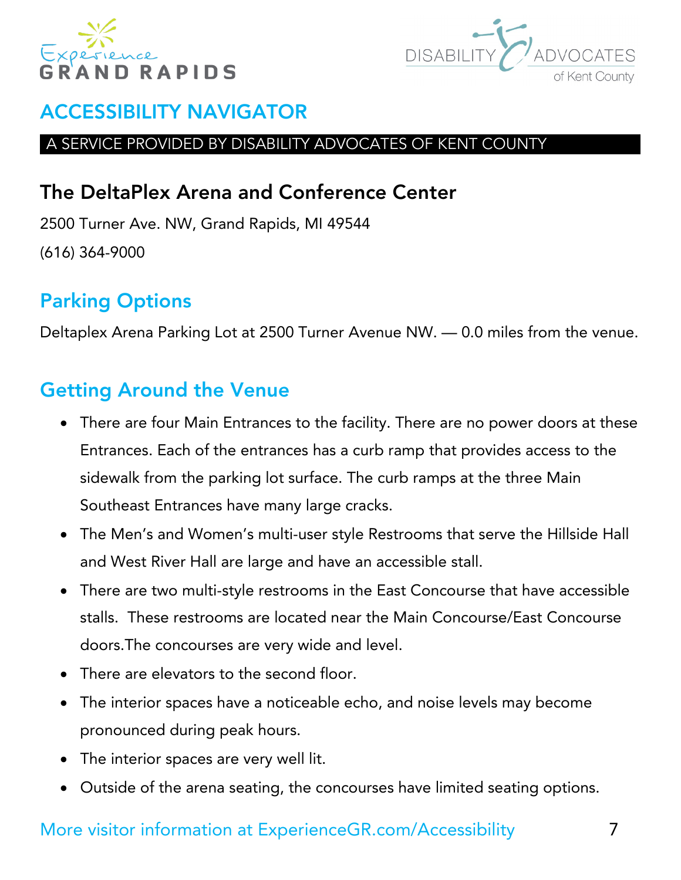# ACCESSIBILITY NAVIGATOR

A SERVICE PROVIDED BY DISABILITY ADVOCATES OF KENT COUNTY

## The DeltaPlex Arena and Conference Center

2500 Turner Ave. NW, Grand Rapids, MI 49544

(616) 364-9000

### Parking Options

Deltaplex Arena Parking Lot at 2500 Turner Avenue NW. — 0.0 miles from the venue.

### Getting Around the Venue

- There are four Main Entrances to the facility. There are no power doors at these Entrances. Each of the entrances has a curb ramp that provides access to the sidewalk from the parking lot surface. The curb ramps at the three Main Southeast Entrances have many large cracks.
- The Men's and Women's multi-user style Restrooms that serve the Hillside Hall and West River Hall are large and have an accessible stall.
- There are two multi-style restrooms in the East Concourse that have accessible stalls. These restrooms are located near the Main Concourse/East Concourse doors.The concourses are very wide and level.
- There are elevators to the second floor.
- The interior spaces have a noticeable echo, and noise levels may become pronounced during peak hours.
- The interior spaces are very well lit.
- Outside of the arena seating, the concourses have limited seating options.

More visitor information at ExperienceGR.com/Accessibility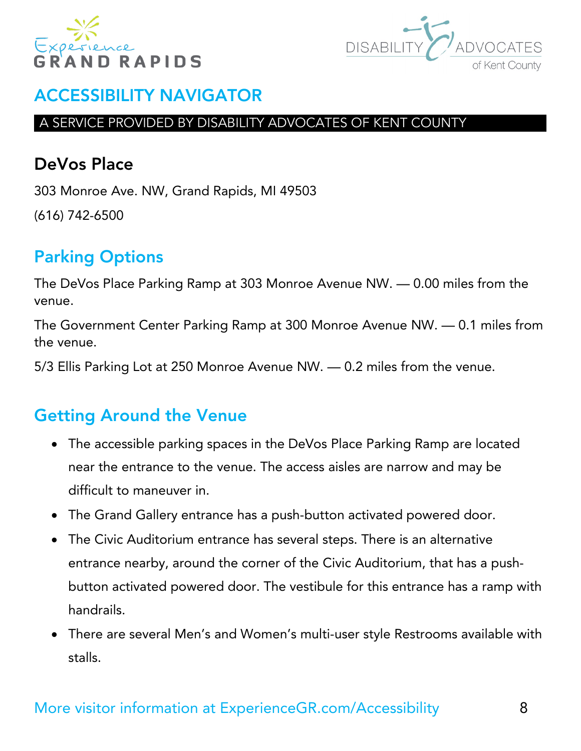# ACCESSIBILITY NAVIGATOR

A SERVICE PROVIDED BY DISABILITY ADVOCATES OF KENT COUNTY

## DeVos Place

303 Monroe Ave. NW, Grand Rapids, MI 49503

(616) 742-6500

### Parking Options

The DeVos Place Parking Ramp at 303 Monroe Avenue NW. — 0.00 miles from the venue.

The Government Center Parking Ramp at 300 Monroe Avenue NW. — 0.1 miles from the venue.

5/3 Ellis Parking Lot at 250 Monroe Avenue NW. — 0.2 miles from the venue.

### Getting Around the Venue

- The accessible parking spaces in the DeVos Place Parking Ramp are located near the entrance to the venue. The access aisles are narrow and may be difficult to maneuver in.
- The Grand Gallery entrance has a push-button activated powered door.
- The Civic Auditorium entrance has several steps. There is an alternative entrance nearby, around the corner of the Civic Auditorium, that has a push-button activated powered door. The vestibule for this entrance has a ramp with handrails.
- There are several Men's and Women's multi-user style Restrooms available with stalls.

More visitor information at ExperienceGR.com/Accessibility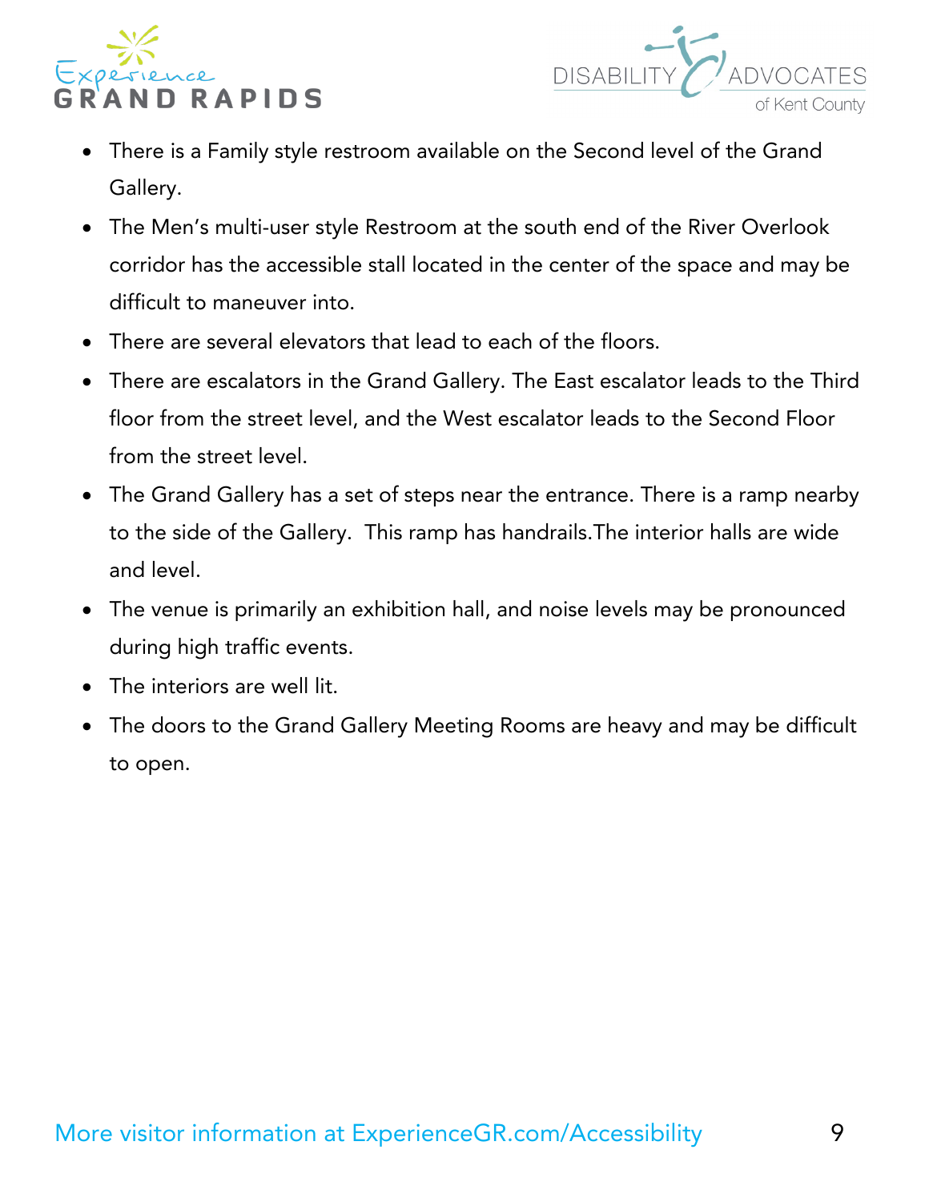- There is a Family style restroom available on the Second level of the Grand Gallery.
- The Men's multi-user style Restroom at the south end of the River Overlook corridor has the accessible stall located in the center of the space and may be difficult to maneuver into.
- There are several elevators that lead to each of the floors.
- There are escalators in the Grand Gallery. The East escalator leads to the Third floor from the street level, and the West escalator leads to the Second Floor from the street level.
- The Grand Gallery has a set of steps near the entrance. There is a ramp nearby to the side of the Gallery. This ramp has handrails.The interior halls are wide and level.
- The venue is primarily an exhibition hall, and noise levels may be pronounced during high traffic events.
- The interiors are well lit.
- The doors to the Grand Gallery Meeting Rooms are heavy and may be difficult to open.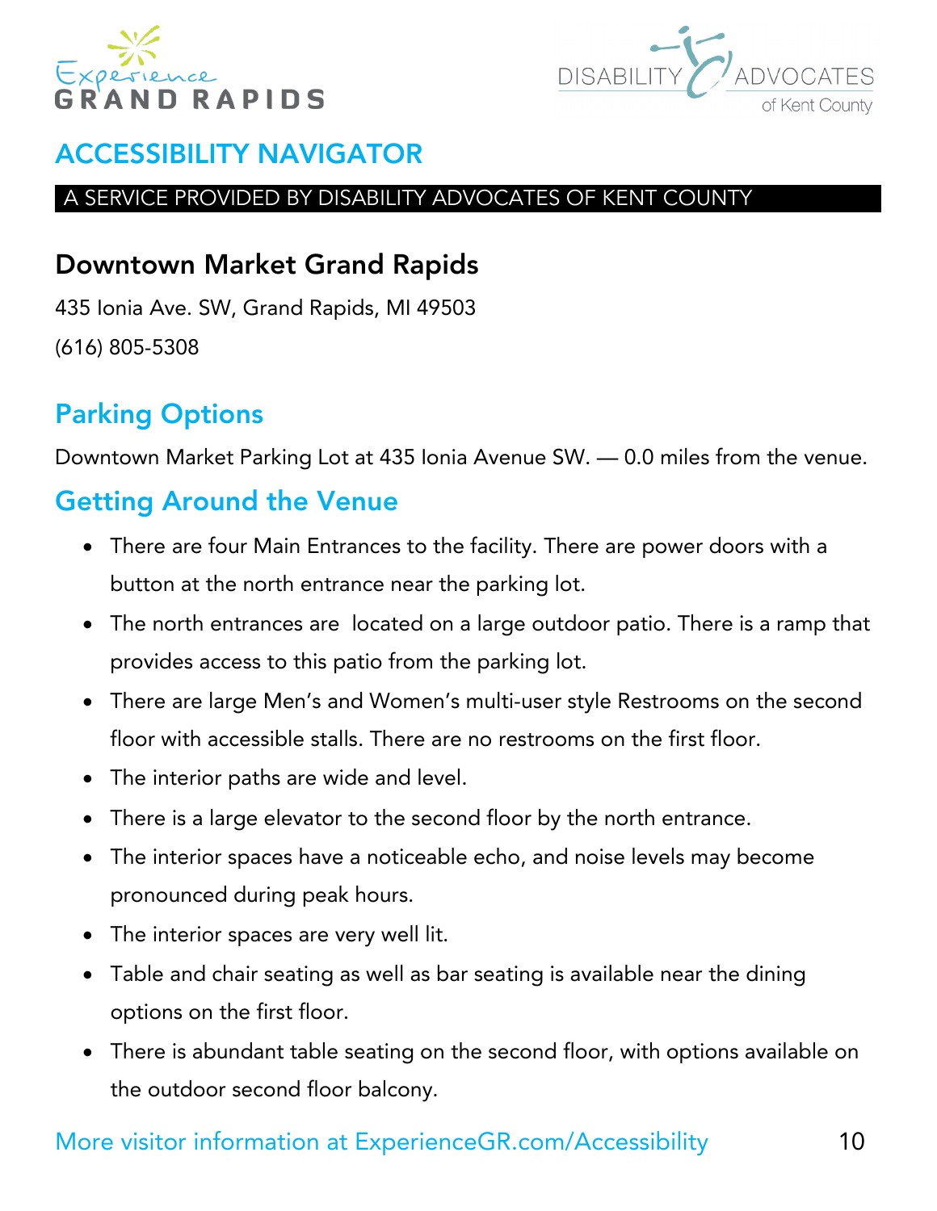## ACCESSIBILITY NAVIGATOR

A SERVICE PROVIDED BY DISABILITY ADVOCATES OF KENT COUNTY

### Downtown Market Grand Rapids

435 Ionia Ave. SW, Grand Rapids, MI 49503

(616) 805-5308

### Parking Options

Downtown Market Parking Lot at 435 Ionia Avenue SW. — 0.0 miles from the venue.

### Getting Around the Venue

- There are four Main Entrances to the facility. There are power doors with a button at the north entrance near the parking lot.
- The north entrances are located on a large outdoor patio. There is a ramp that provides access to this patio from the parking lot.
- There are large Men's and Women's multi-user style Restrooms on the second floor with accessible stalls. There are no restrooms on the first floor.
- The interior paths are wide and level.
- There is a large elevator to the second floor by the north entrance.
- The interior spaces have a noticeable echo, and noise levels may become pronounced during peak hours.
- The interior spaces are very well lit.
- Table and chair seating as well as bar seating is available near the dining options on the first floor.
- There is abundant table seating on the second floor, with options available on the outdoor second floor balcony.

More visitor information at ExperienceGR.com/Accessibility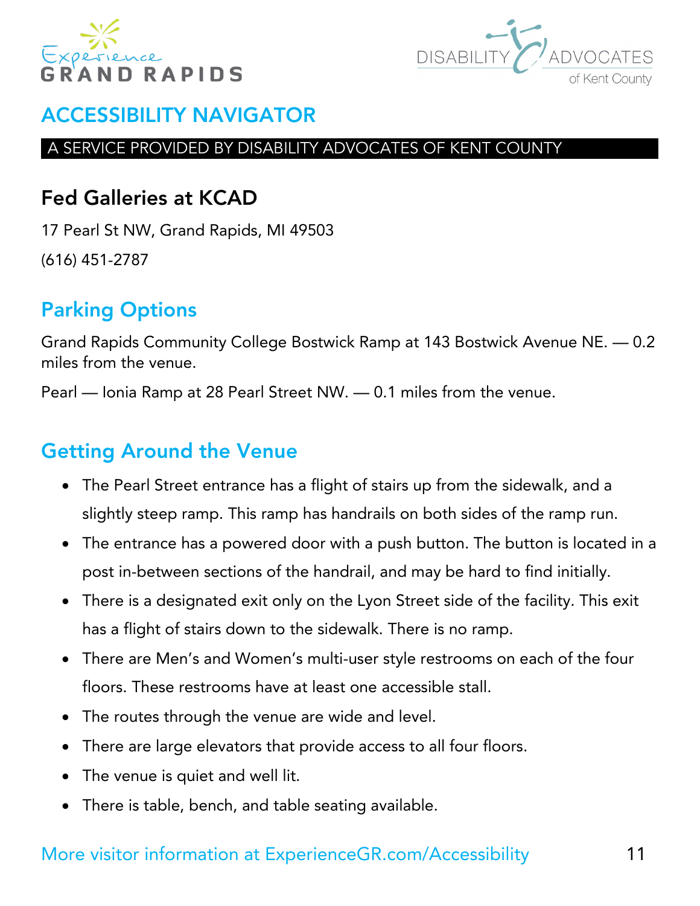# ACCESSIBILITY NAVIGATOR

A SERVICE PROVIDED BY DISABILITY ADVOCATES OF KENT COUNTY

## Fed Galleries at KCAD

17 Pearl St NW, Grand Rapids, MI 49503

(616) 451-2787

## Parking Options

Grand Rapids Community College Bostwick Ramp at 143 Bostwick Avenue NE. — 0.2 miles from the venue.

Pearl — Ionia Ramp at 28 Pearl Street NW. — 0.1 miles from the venue.

## Getting Around the Venue

- The Pearl Street entrance has a flight of stairs up from the sidewalk, and a slightly steep ramp. This ramp has handrails on both sides of the ramp run.
- The entrance has a powered door with a push button. The button is located in a post in-between sections of the handrail, and may be hard to find initially.
- There is a designated exit only on the Lyon Street side of the facility. This exit has a flight of stairs down to the sidewalk. There is no ramp.
- There are Men's and Women's multi-user style restrooms on each of the four floors. These restrooms have at least one accessible stall.
- The routes through the venue are wide and level.
- There are large elevators that provide access to all four floors.
- The venue is quiet and well lit.
- There is table, bench, and table seating available.

More visitor information at ExperienceGR.com/Accessibility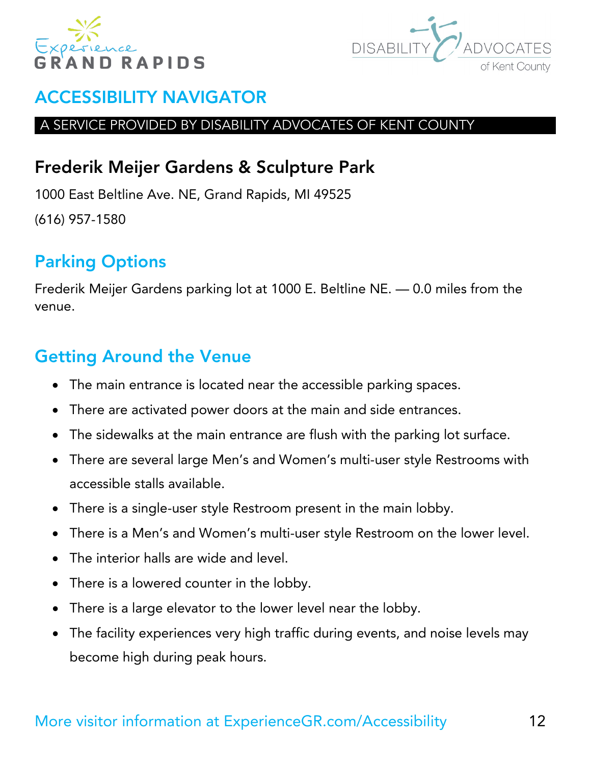## ACCESSIBILITY NAVIGATOR

A SERVICE PROVIDED BY DISABILITY ADVOCATES OF KENT COUNTY

# Frederik Meijer Gardens & Sculpture Park

1000 East Beltline Ave. NE, Grand Rapids, MI 49525

(616) 957-1580

## Parking Options

Frederik Meijer Gardens parking lot at 1000 E. Beltline NE. — 0.0 miles from the venue.

## Getting Around the Venue

- The main entrance is located near the accessible parking spaces.
- There are activated power doors at the main and side entrances.
- The sidewalks at the main entrance are flush with the parking lot surface.
- There are several large Men's and Women's multi-user style Restrooms with accessible stalls available.
- There is a single-user style Restroom present in the main lobby.
- There is a Men's and Women's multi-user style Restroom on the lower level.
- The interior halls are wide and level.
- There is a lowered counter in the lobby.
- There is a large elevator to the lower level near the lobby.
- The facility experiences very high traffic during events, and noise levels may become high during peak hours.

More visitor information at ExperienceGR.com/Accessibility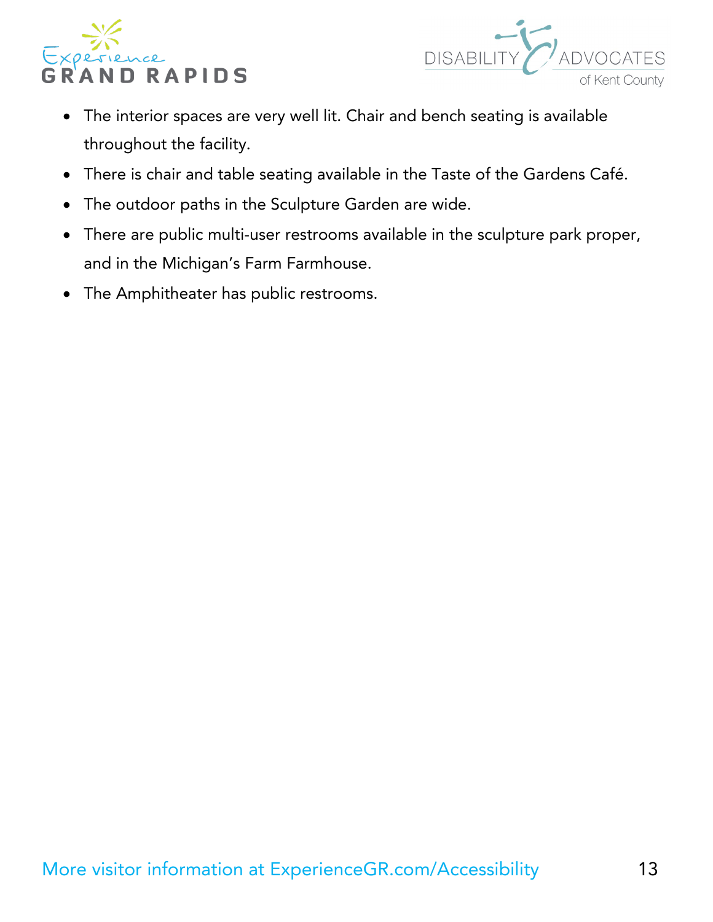- The interior spaces are very well lit. Chair and bench seating is available throughout the facility.
- There is chair and table seating available in the Taste of the Gardens Café.
- The outdoor paths in the Sculpture Garden are wide.
- There are public multi-user restrooms available in the sculpture park proper, and in the Michigan's Farm Farmhouse.
- The Amphitheater has public restrooms.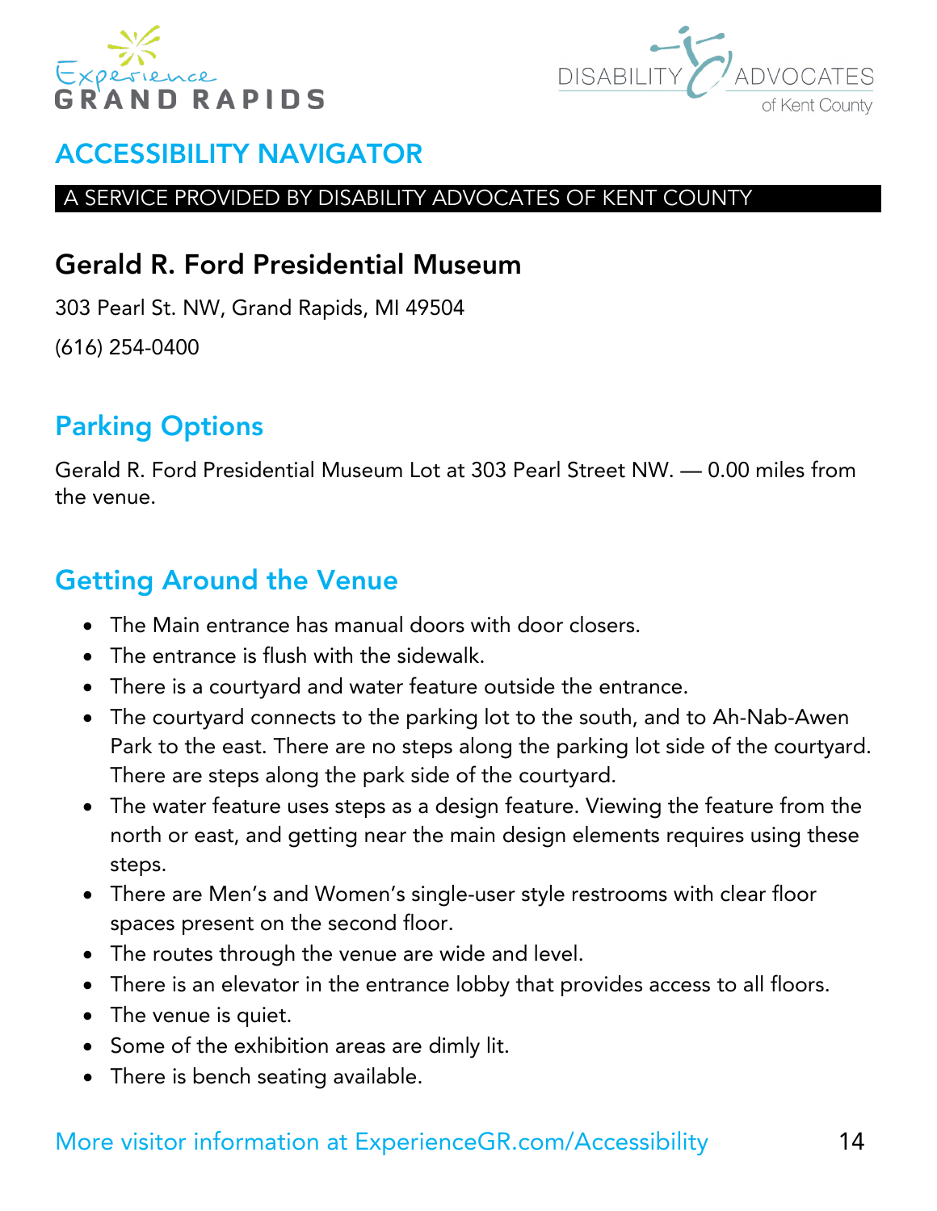# ACCESSIBILITY NAVIGATOR

A SERVICE PROVIDED BY DISABILITY ADVOCATES OF KENT COUNTY

## Gerald R. Ford Presidential Museum

303 Pearl St. NW, Grand Rapids, MI 49504

(616) 254-0400

## Parking Options

Gerald R. Ford Presidential Museum Lot at 303 Pearl Street NW. — 0.00 miles from the venue.

## Getting Around the Venue

- The Main entrance has manual doors with door closers.
- The entrance is flush with the sidewalk.
- There is a courtyard and water feature outside the entrance.
- The courtyard connects to the parking lot to the south, and to Ah-Nab-Awen Park to the east. There are no steps along the parking lot side of the courtyard. There are steps along the park side of the courtyard.
- The water feature uses steps as a design feature. Viewing the feature from the north or east, and getting near the main design elements requires using these steps.
- There are Men's and Women's single-user style restrooms with clear floor spaces present on the second floor.
- The routes through the venue are wide and level.
- There is an elevator in the entrance lobby that provides access to all floors.
- The venue is quiet.
- Some of the exhibition areas are dimly lit.
- There is bench seating available.

More visitor information at ExperienceGR.com/Accessibility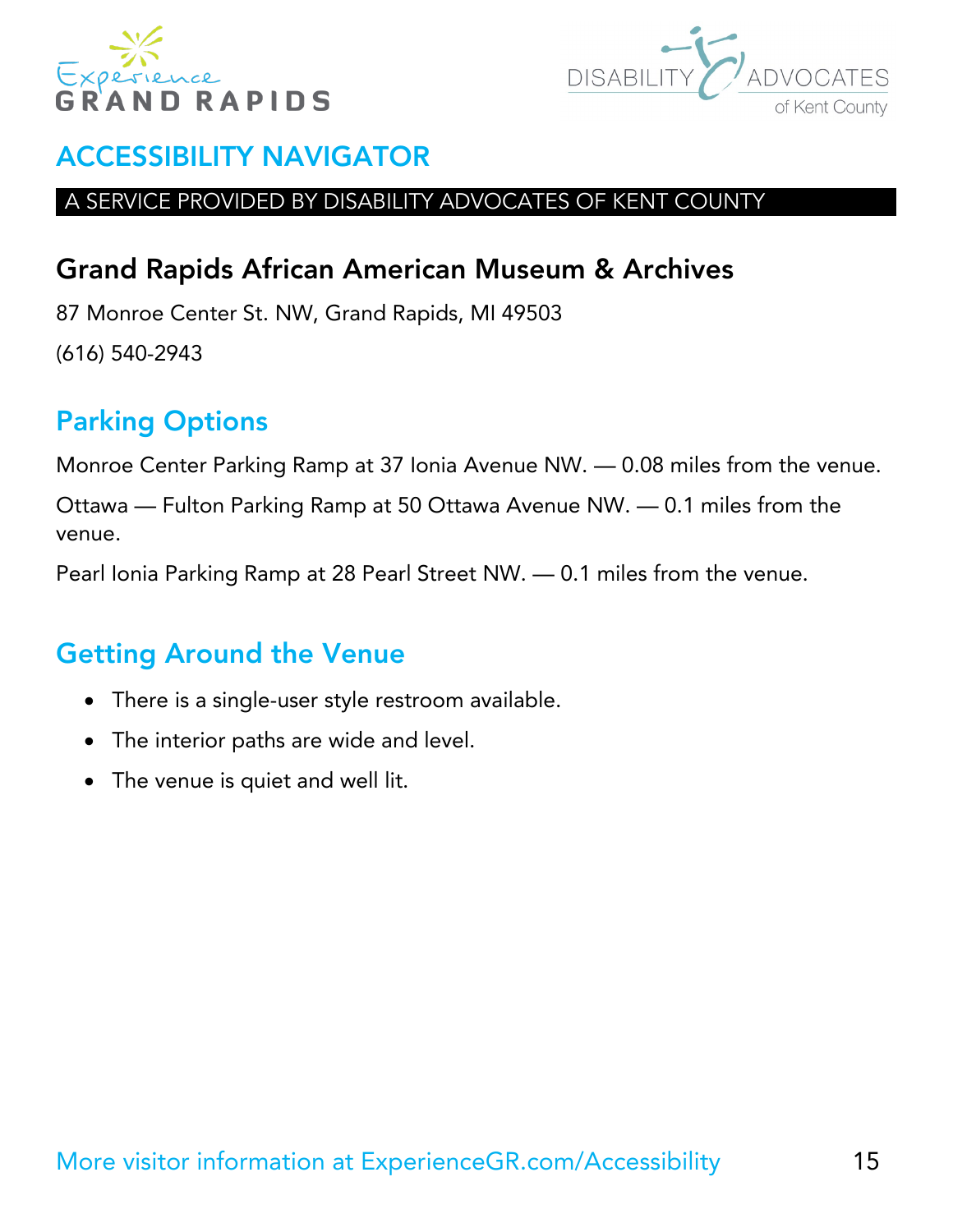# ACCESSIBILITY NAVIGATOR

A SERVICE PROVIDED BY DISABILITY ADVOCATES OF KENT COUNTY

## Grand Rapids African American Museum & Archives

87 Monroe Center St. NW, Grand Rapids, MI 49503

(616) 540-2943

### Parking Options

Monroe Center Parking Ramp at 37 Ionia Avenue NW. — 0.08 miles from the venue.

Ottawa — Fulton Parking Ramp at 50 Ottawa Avenue NW. — 0.1 miles from the venue.

Pearl Ionia Parking Ramp at 28 Pearl Street NW. — 0.1 miles from the venue.

### Getting Around the Venue

- There is a single-user style restroom available.
- The interior paths are wide and level.
- The venue is quiet and well lit.

More visitor information at ExperienceGR.com/Accessibility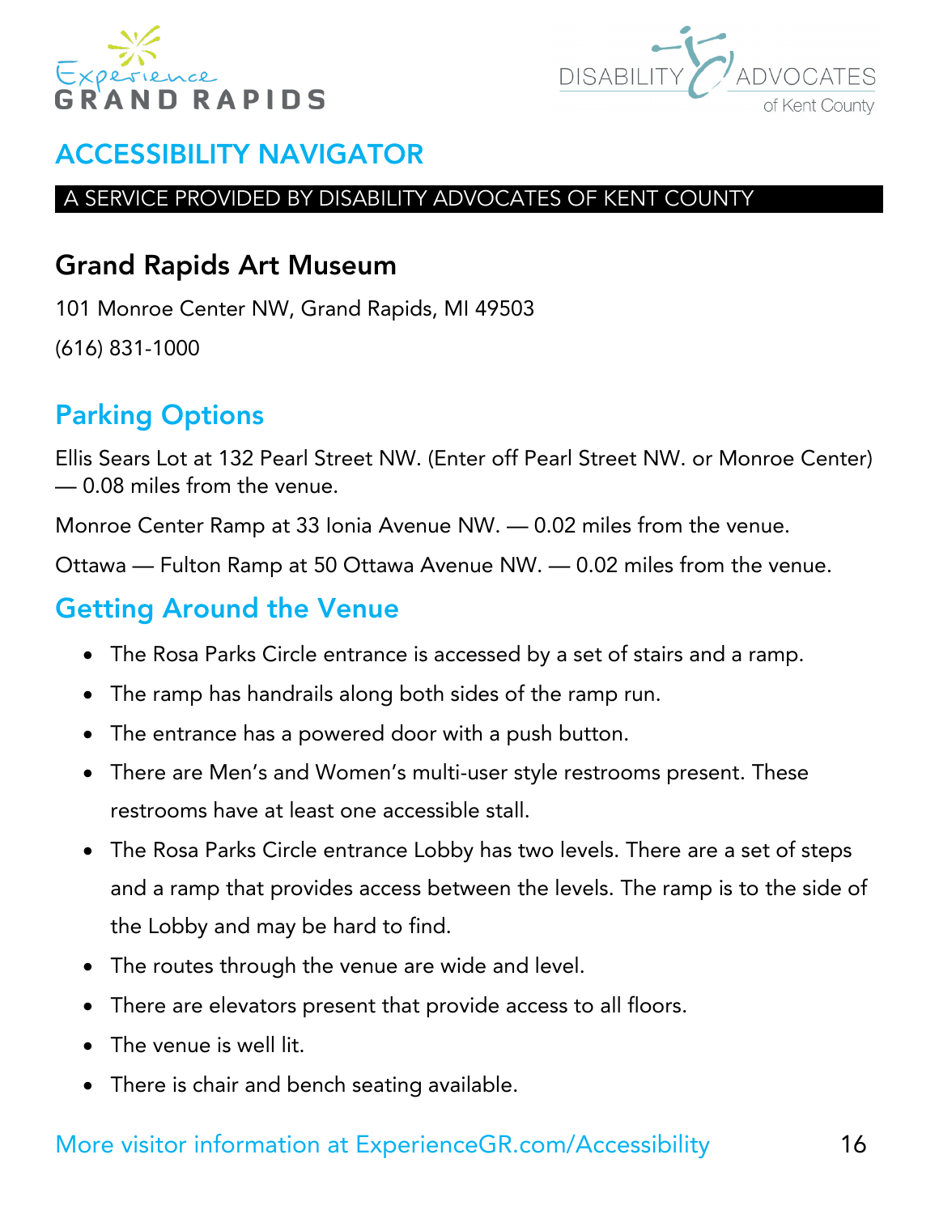# ACCESSIBILITY NAVIGATOR

A SERVICE PROVIDED BY DISABILITY ADVOCATES OF KENT COUNTY

## Grand Rapids Art Museum

101 Monroe Center NW, Grand Rapids, MI 49503

(616) 831-1000

### Parking Options

Ellis Sears Lot at 132 Pearl Street NW. (Enter off Pearl Street NW. or Monroe Center) — 0.08 miles from the venue.

Monroe Center Ramp at 33 Ionia Avenue NW. — 0.02 miles from the venue.

Ottawa — Fulton Ramp at 50 Ottawa Avenue NW. — 0.02 miles from the venue.

### Getting Around the Venue

- The Rosa Parks Circle entrance is accessed by a set of stairs and a ramp.
- The ramp has handrails along both sides of the ramp run.
- The entrance has a powered door with a push button.
- There are Men's and Women's multi-user style restrooms present. These restrooms have at least one accessible stall.
- The Rosa Parks Circle entrance Lobby has two levels. There are a set of steps and a ramp that provides access between the levels. The ramp is to the side of the Lobby and may be hard to find.
- The routes through the venue are wide and level.
- There are elevators present that provide access to all floors.
- The venue is well lit.
- There is chair and bench seating available.

More visitor information at ExperienceGR.com/Accessibility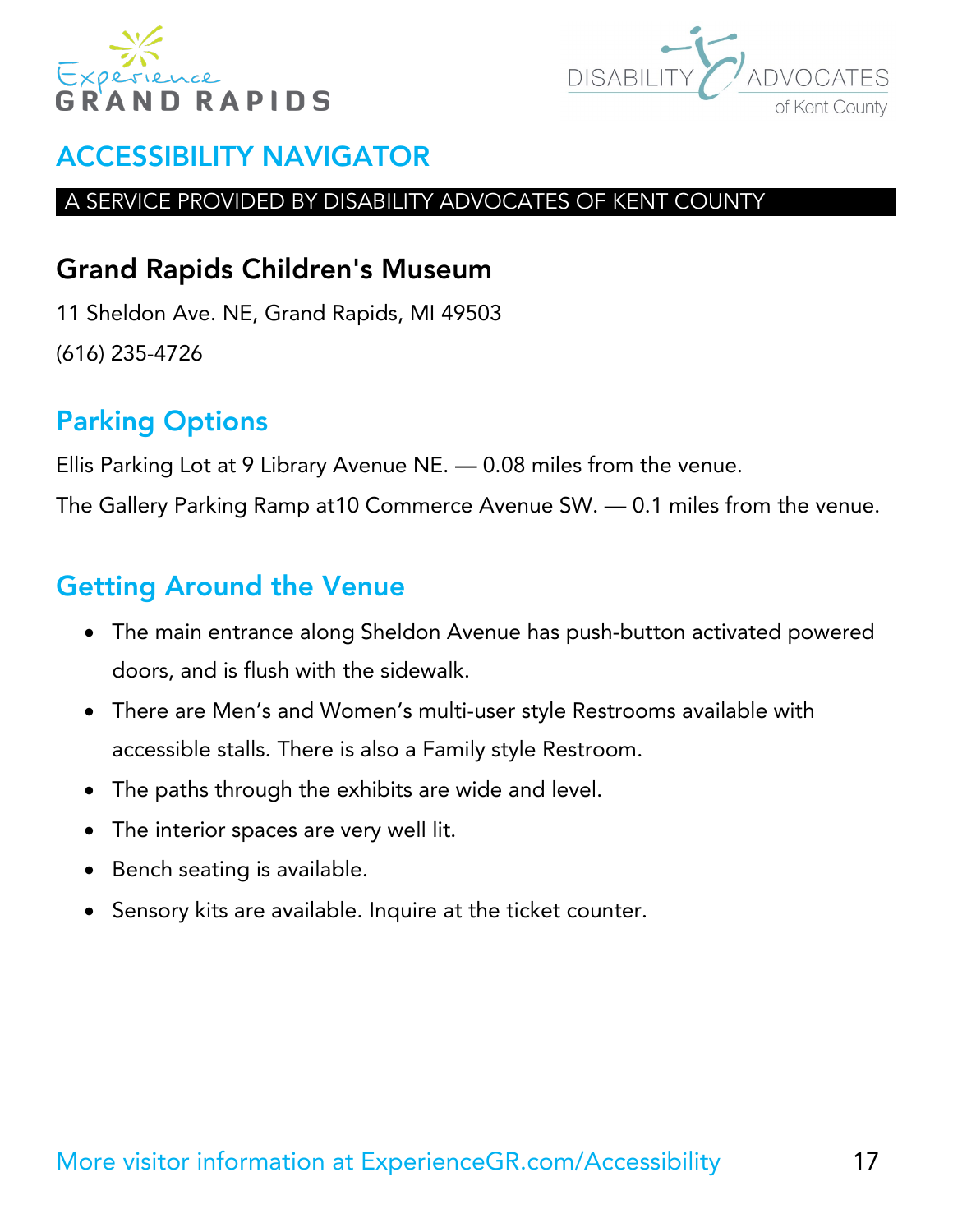# ACCESSIBILITY NAVIGATOR

A SERVICE PROVIDED BY DISABILITY ADVOCATES OF KENT COUNTY

## Grand Rapids Children's Museum

11 Sheldon Ave. NE, Grand Rapids, MI 49503

(616) 235-4726

## Parking Options

Ellis Parking Lot at 9 Library Avenue NE. — 0.08 miles from the venue.

The Gallery Parking Ramp at10 Commerce Avenue SW. — 0.1 miles from the venue.

## Getting Around the Venue

- The main entrance along Sheldon Avenue has push-button activated powered doors, and is flush with the sidewalk.
- There are Men's and Women's multi-user style Restrooms available with accessible stalls. There is also a Family style Restroom.
- The paths through the exhibits are wide and level.
- The interior spaces are very well lit.
- Bench seating is available.
- Sensory kits are available. Inquire at the ticket counter.

More visitor information at ExperienceGR.com/Accessibility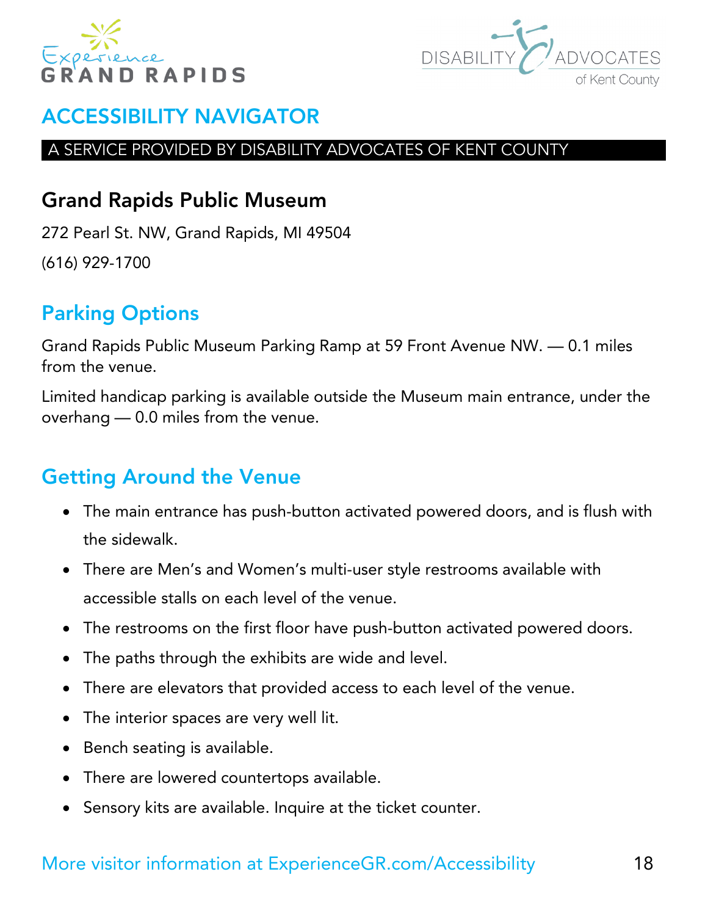# ACCESSIBILITY NAVIGATOR

A SERVICE PROVIDED BY DISABILITY ADVOCATES OF KENT COUNTY

## Grand Rapids Public Museum

272 Pearl St. NW, Grand Rapids, MI 49504

(616) 929-1700

## Parking Options

Grand Rapids Public Museum Parking Ramp at 59 Front Avenue NW. — 0.1 miles from the venue.

Limited handicap parking is available outside the Museum main entrance, under the overhang — 0.0 miles from the venue.

## Getting Around the Venue

- The main entrance has push-button activated powered doors, and is flush with the sidewalk.
- There are Men's and Women's multi-user style restrooms available with accessible stalls on each level of the venue.
- The restrooms on the first floor have push-button activated powered doors.
- The paths through the exhibits are wide and level.
- There are elevators that provided access to each level of the venue.
- The interior spaces are very well lit.
- Bench seating is available.
- There are lowered countertops available.
- Sensory kits are available. Inquire at the ticket counter.

More visitor information at ExperienceGR.com/Accessibility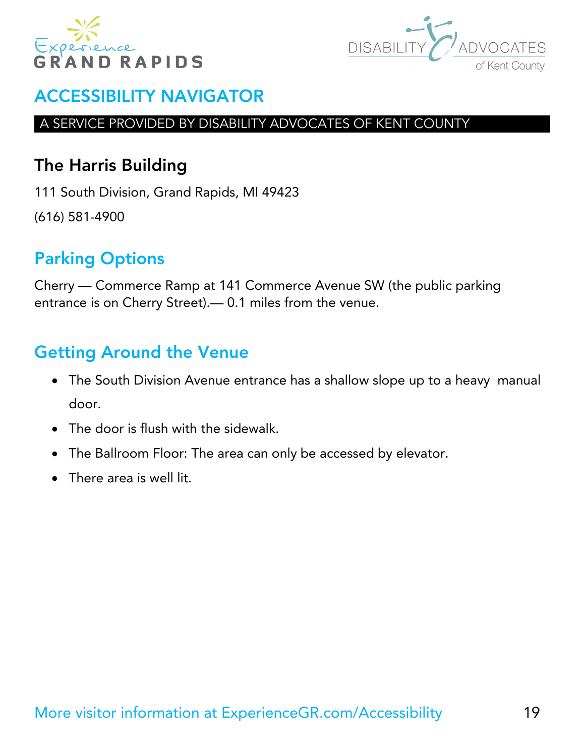# ACCESSIBILITY NAVIGATOR

A SERVICE PROVIDED BY DISABILITY ADVOCATES OF KENT COUNTY

## The Harris Building

111 South Division, Grand Rapids, MI 49423

(616) 581-4900

## Parking Options

Cherry — Commerce Ramp at 141 Commerce Avenue SW (the public parking entrance is on Cherry Street).— 0.1 miles from the venue.

## Getting Around the Venue

- The South Division Avenue entrance has a shallow slope up to a heavy manual door.
- The door is flush with the sidewalk.
- The Ballroom Floor: The area can only be accessed by elevator.
- There area is well lit.

More visitor information at ExperienceGR.com/Accessibility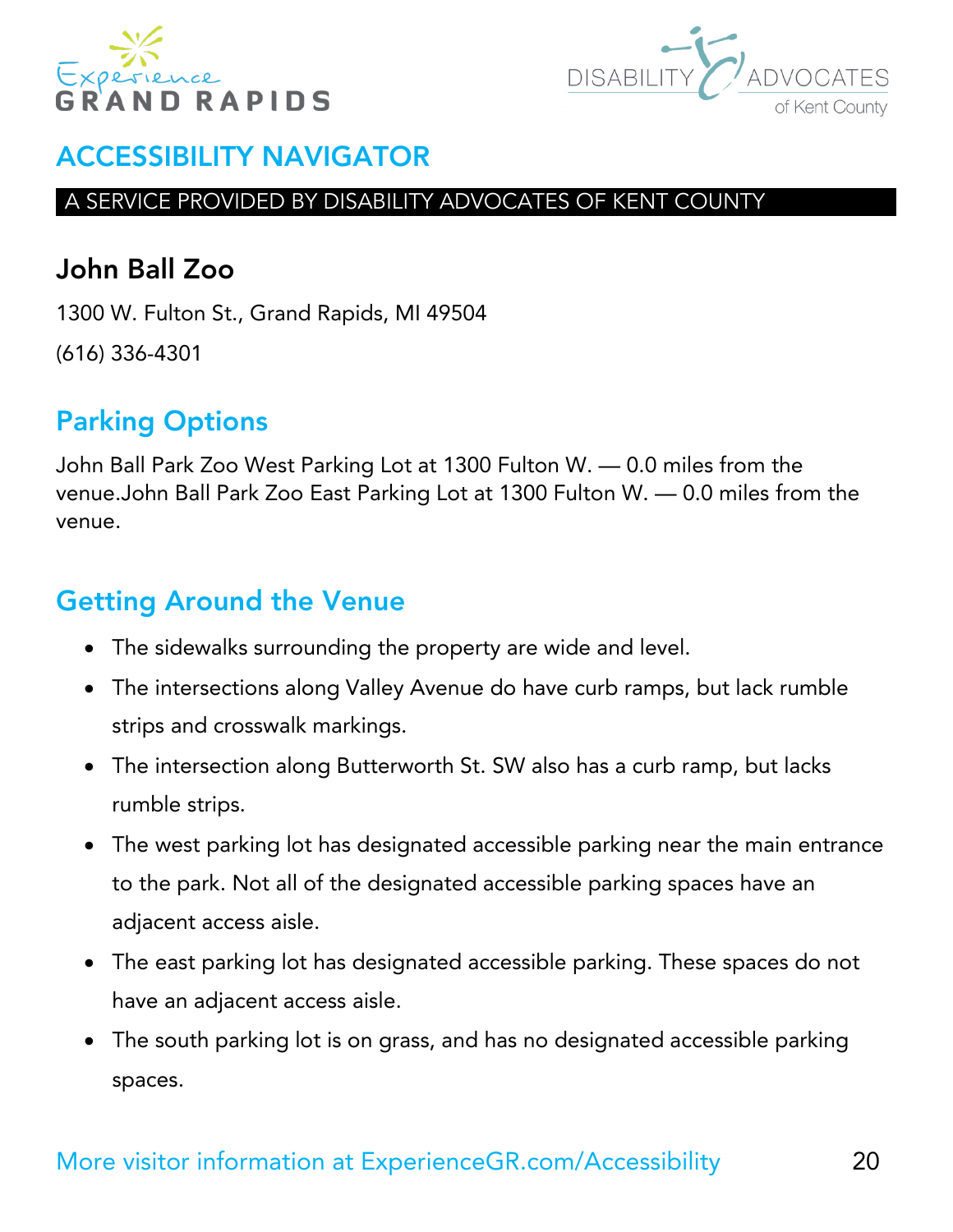# ACCESSIBILITY NAVIGATOR

A SERVICE PROVIDED BY DISABILITY ADVOCATES OF KENT COUNTY

## John Ball Zoo

1300 W. Fulton St., Grand Rapids, MI 49504

(616) 336-4301

## Parking Options

John Ball Park Zoo West Parking Lot at 1300 Fulton W. — 0.0 miles from the venue.John Ball Park Zoo East Parking Lot at 1300 Fulton W. — 0.0 miles from the venue.

## Getting Around the Venue

- The sidewalks surrounding the property are wide and level.
- The intersections along Valley Avenue do have curb ramps, but lack rumble strips and crosswalk markings.
- The intersection along Butterworth St. SW also has a curb ramp, but lacks rumble strips.
- The west parking lot has designated accessible parking near the main entrance to the park. Not all of the designated accessible parking spaces have an adjacent access aisle.
- The east parking lot has designated accessible parking. These spaces do not have an adjacent access aisle.
- The south parking lot is on grass, and has no designated accessible parking spaces.

More visitor information at ExperienceGR.com/Accessibility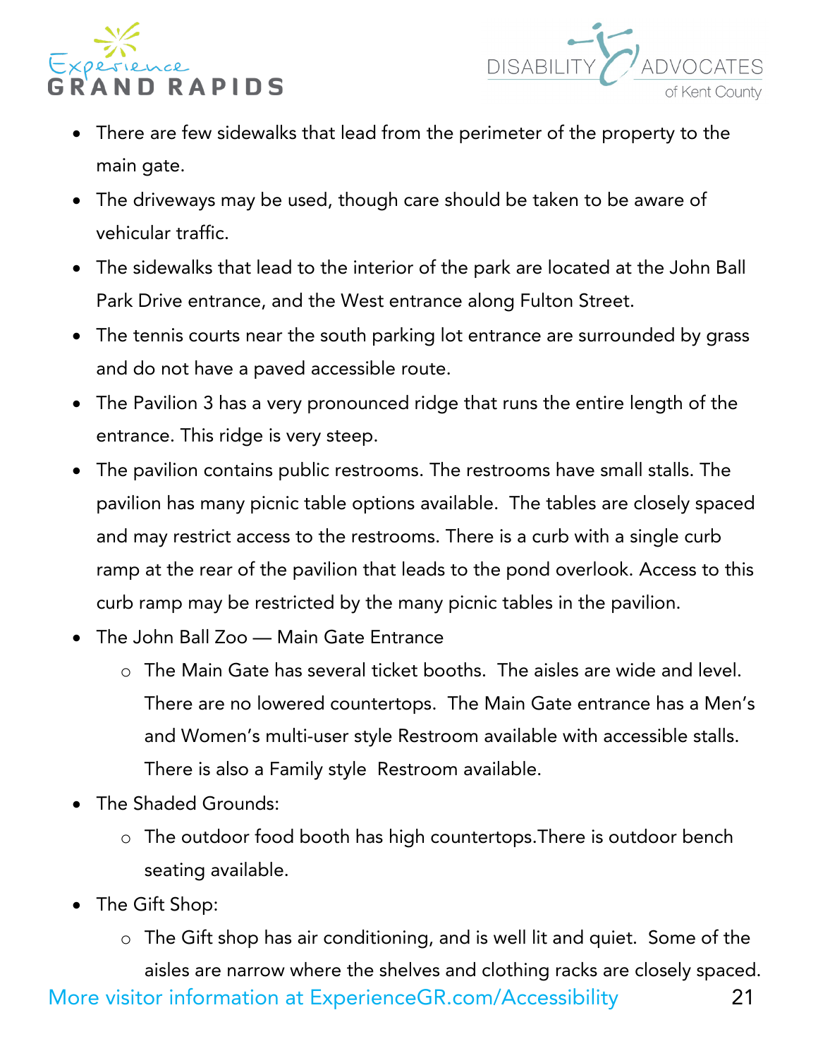- There are few sidewalks that lead from the perimeter of the property to the main gate.
- The driveways may be used, though care should be taken to be aware of vehicular traffic.
- The sidewalks that lead to the interior of the park are located at the John Ball Park Drive entrance, and the West entrance along Fulton Street.
- The tennis courts near the south parking lot entrance are surrounded by grass and do not have a paved accessible route.
- The Pavilion 3 has a very pronounced ridge that runs the entire length of the entrance. This ridge is very steep.
- The pavilion contains public restrooms. The restrooms have small stalls. The pavilion has many picnic table options available. The tables are closely spaced and may restrict access to the restrooms. There is a curb with a single curb ramp at the rear of the pavilion that leads to the pond overlook. Access to this curb ramp may be restricted by the many picnic tables in the pavilion.
- The John Ball Zoo — Main Gate Entrance
  - The Main Gate has several ticket booths. The aisles are wide and level. There are no lowered countertops. The Main Gate entrance has a Men's and Women's multi-user style Restroom available with accessible stalls. There is also a Family style Restroom available.
- The Shaded Grounds:
  - The outdoor food booth has high countertops.There is outdoor bench seating available.
- The Gift Shop:
  - The Gift shop has air conditioning, and is well lit and quiet. Some of the aisles are narrow where the shelves and clothing racks are closely spaced.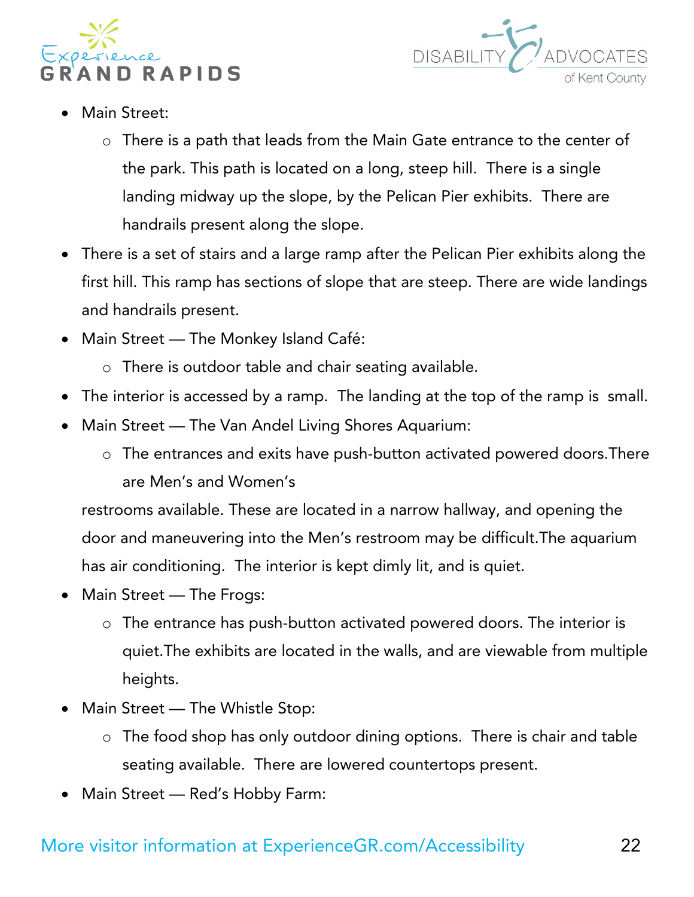- Main Street:
  - There is a path that leads from the Main Gate entrance to the center of the park. This path is located on a long, steep hill. There is a single landing midway up the slope, by the Pelican Pier exhibits. There are handrails present along the slope.
- There is a set of stairs and a large ramp after the Pelican Pier exhibits along the first hill. This ramp has sections of slope that are steep. There are wide landings and handrails present.
- Main Street — The Monkey Island Café:
  - There is outdoor table and chair seating available.
- The interior is accessed by a ramp. The landing at the top of the ramp is small.
- Main Street — The Van Andel Living Shores Aquarium:
  - The entrances and exits have push-button activated powered doors.There are Men's and Women's

  restrooms available. These are located in a narrow hallway, and opening the door and maneuvering into the Men's restroom may be difficult.The aquarium has air conditioning. The interior is kept dimly lit, and is quiet.
- Main Street — The Frogs:
  - The entrance has push-button activated powered doors. The interior is quiet.The exhibits are located in the walls, and are viewable from multiple heights.
- Main Street — The Whistle Stop:
  - The food shop has only outdoor dining options. There is chair and table seating available. There are lowered countertops present.
- Main Street — Red's Hobby Farm: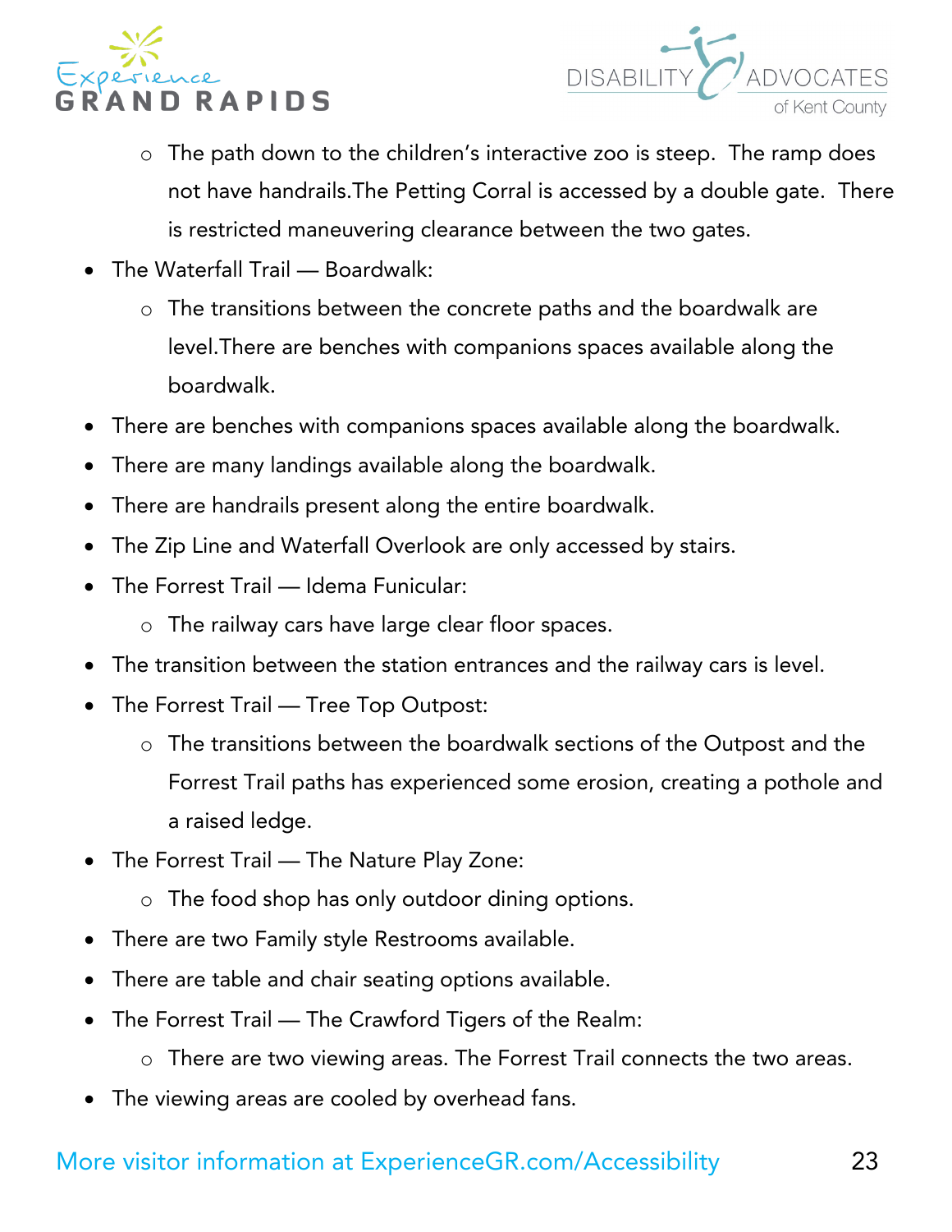- The path down to the children's interactive zoo is steep. The ramp does not have handrails.The Petting Corral is accessed by a double gate. There is restricted maneuvering clearance between the two gates.
- The Waterfall Trail — Boardwalk:
  - The transitions between the concrete paths and the boardwalk are level.There are benches with companions spaces available along the boardwalk.
- There are benches with companions spaces available along the boardwalk.
- There are many landings available along the boardwalk.
- There are handrails present along the entire boardwalk.
- The Zip Line and Waterfall Overlook are only accessed by stairs.
- The Forrest Trail — Idema Funicular:
  - The railway cars have large clear floor spaces.
- The transition between the station entrances and the railway cars is level.
- The Forrest Trail — Tree Top Outpost:
  - The transitions between the boardwalk sections of the Outpost and the Forrest Trail paths has experienced some erosion, creating a pothole and a raised ledge.
- The Forrest Trail — The Nature Play Zone:
  - The food shop has only outdoor dining options.
- There are two Family style Restrooms available.
- There are table and chair seating options available.
- The Forrest Trail — The Crawford Tigers of the Realm:
  - There are two viewing areas. The Forrest Trail connects the two areas.
- The viewing areas are cooled by overhead fans.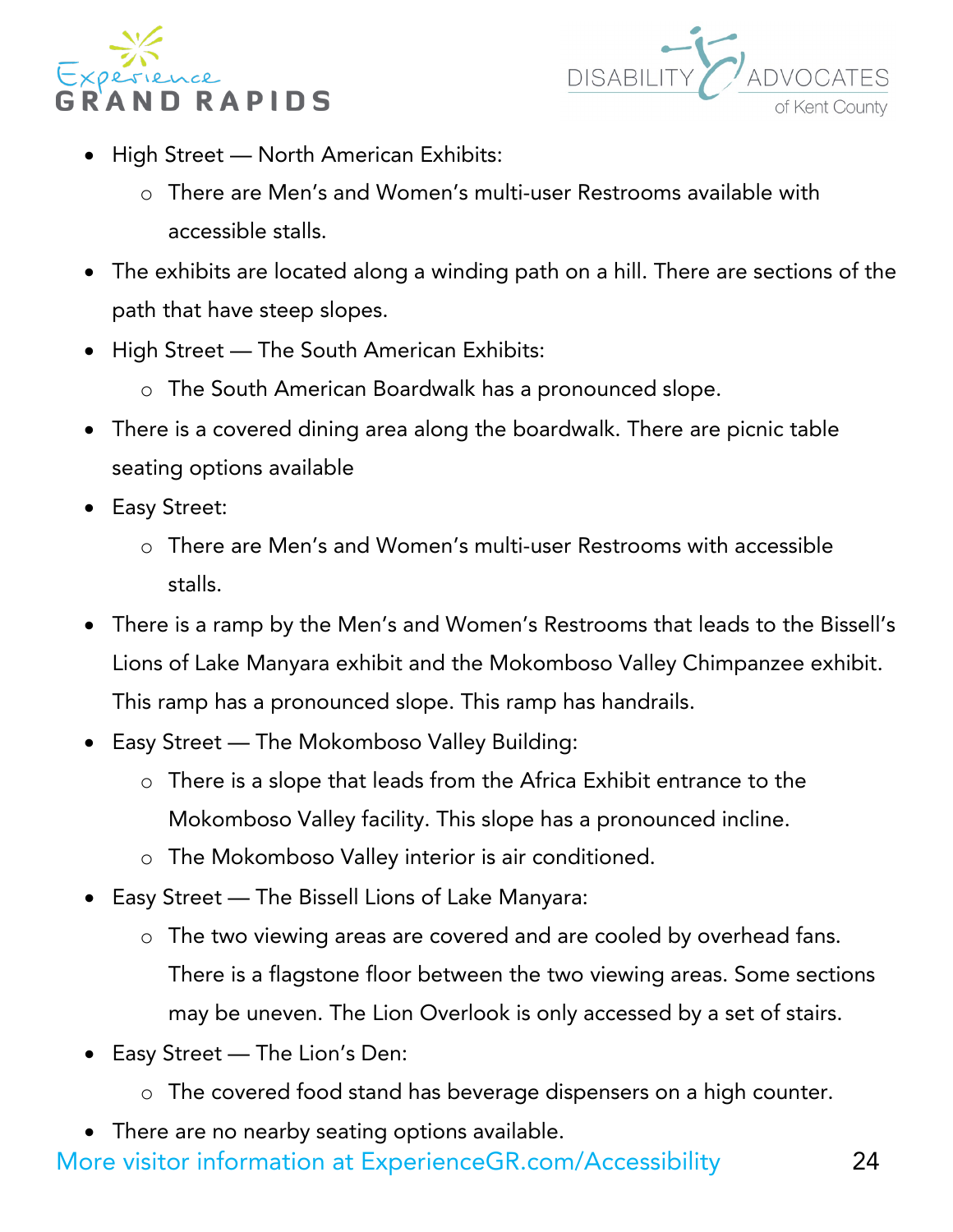- High Street — North American Exhibits:
    - There are Men's and Women's multi-user Restrooms available with accessible stalls.
- The exhibits are located along a winding path on a hill. There are sections of the path that have steep slopes.
- High Street — The South American Exhibits:
    - The South American Boardwalk has a pronounced slope.
- There is a covered dining area along the boardwalk. There are picnic table seating options available
- Easy Street:
    - There are Men's and Women's multi-user Restrooms with accessible stalls.
- There is a ramp by the Men's and Women's Restrooms that leads to the Bissell's Lions of Lake Manyara exhibit and the Mokomboso Valley Chimpanzee exhibit. This ramp has a pronounced slope. This ramp has handrails.
- Easy Street — The Mokomboso Valley Building:
    - There is a slope that leads from the Africa Exhibit entrance to the Mokomboso Valley facility. This slope has a pronounced incline.
    - The Mokomboso Valley interior is air conditioned.
- Easy Street — The Bissell Lions of Lake Manyara:
    - The two viewing areas are covered and are cooled by overhead fans. There is a flagstone floor between the two viewing areas. Some sections may be uneven. The Lion Overlook is only accessed by a set of stairs.
- Easy Street — The Lion's Den:
    - The covered food stand has beverage dispensers on a high counter.
- There are no nearby seating options available.

More visitor information at ExperienceGR.com/Accessibility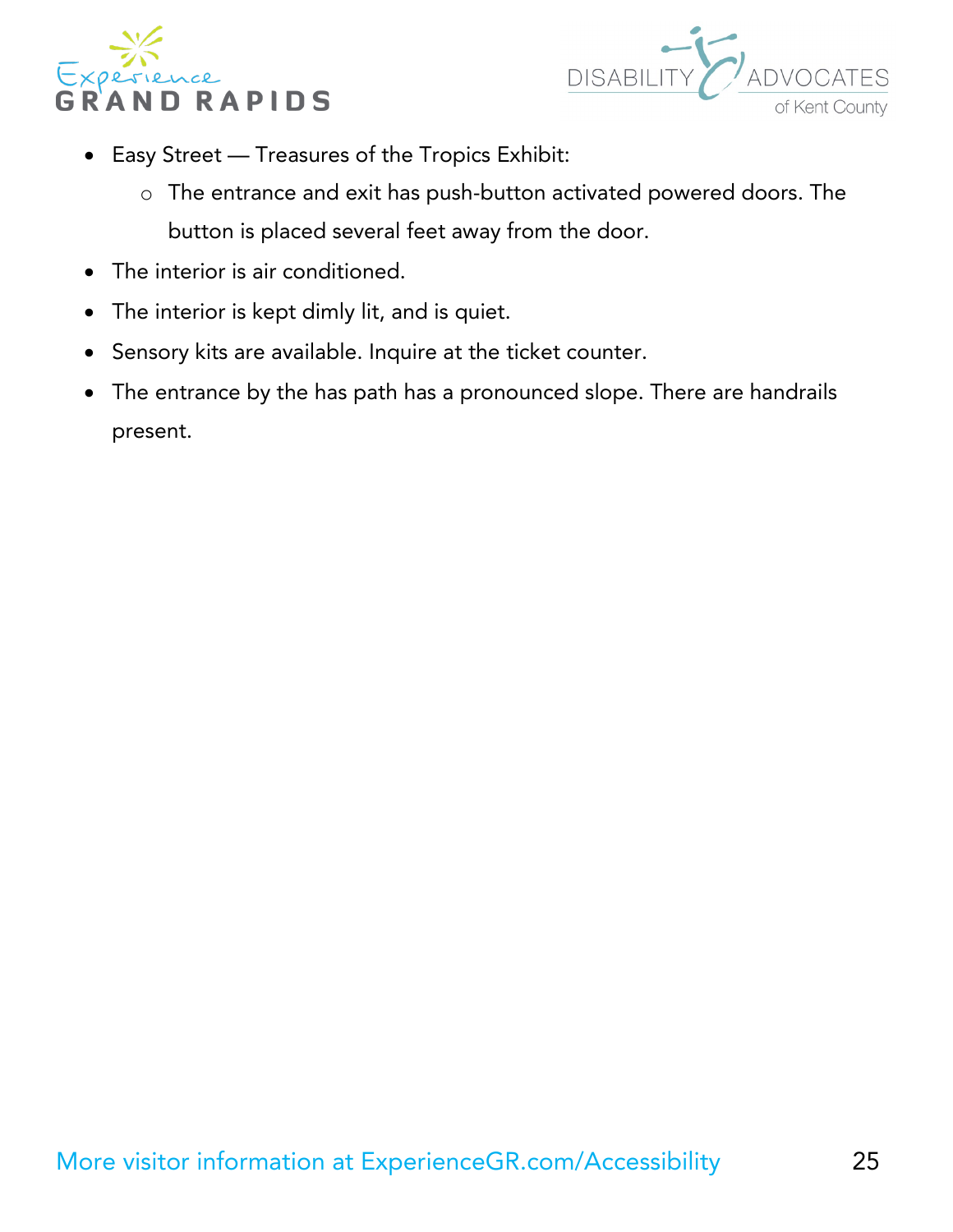- Easy Street — Treasures of the Tropics Exhibit:
  - The entrance and exit has push-button activated powered doors. The button is placed several feet away from the door.
- The interior is air conditioned.
- The interior is kept dimly lit, and is quiet.
- Sensory kits are available. Inquire at the ticket counter.
- The entrance by the has path has a pronounced slope. There are handrails present.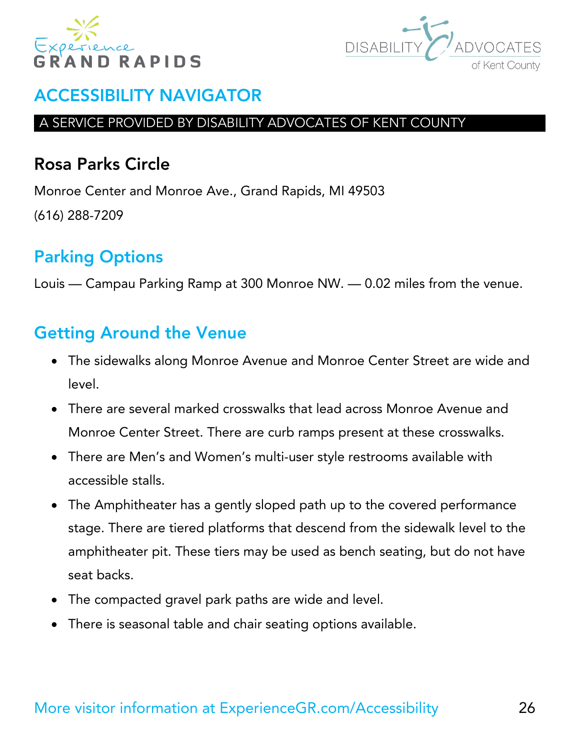# ACCESSIBILITY NAVIGATOR

A SERVICE PROVIDED BY DISABILITY ADVOCATES OF KENT COUNTY

## Rosa Parks Circle

Monroe Center and Monroe Ave., Grand Rapids, MI 49503

(616) 288-7209

## Parking Options

Louis — Campau Parking Ramp at 300 Monroe NW. — 0.02 miles from the venue.

## Getting Around the Venue

- The sidewalks along Monroe Avenue and Monroe Center Street are wide and level.
- There are several marked crosswalks that lead across Monroe Avenue and Monroe Center Street. There are curb ramps present at these crosswalks.
- There are Men's and Women's multi-user style restrooms available with accessible stalls.
- The Amphitheater has a gently sloped path up to the covered performance stage. There are tiered platforms that descend from the sidewalk level to the amphitheater pit. These tiers may be used as bench seating, but do not have seat backs.
- The compacted gravel park paths are wide and level.
- There is seasonal table and chair seating options available.

More visitor information at ExperienceGR.com/Accessibility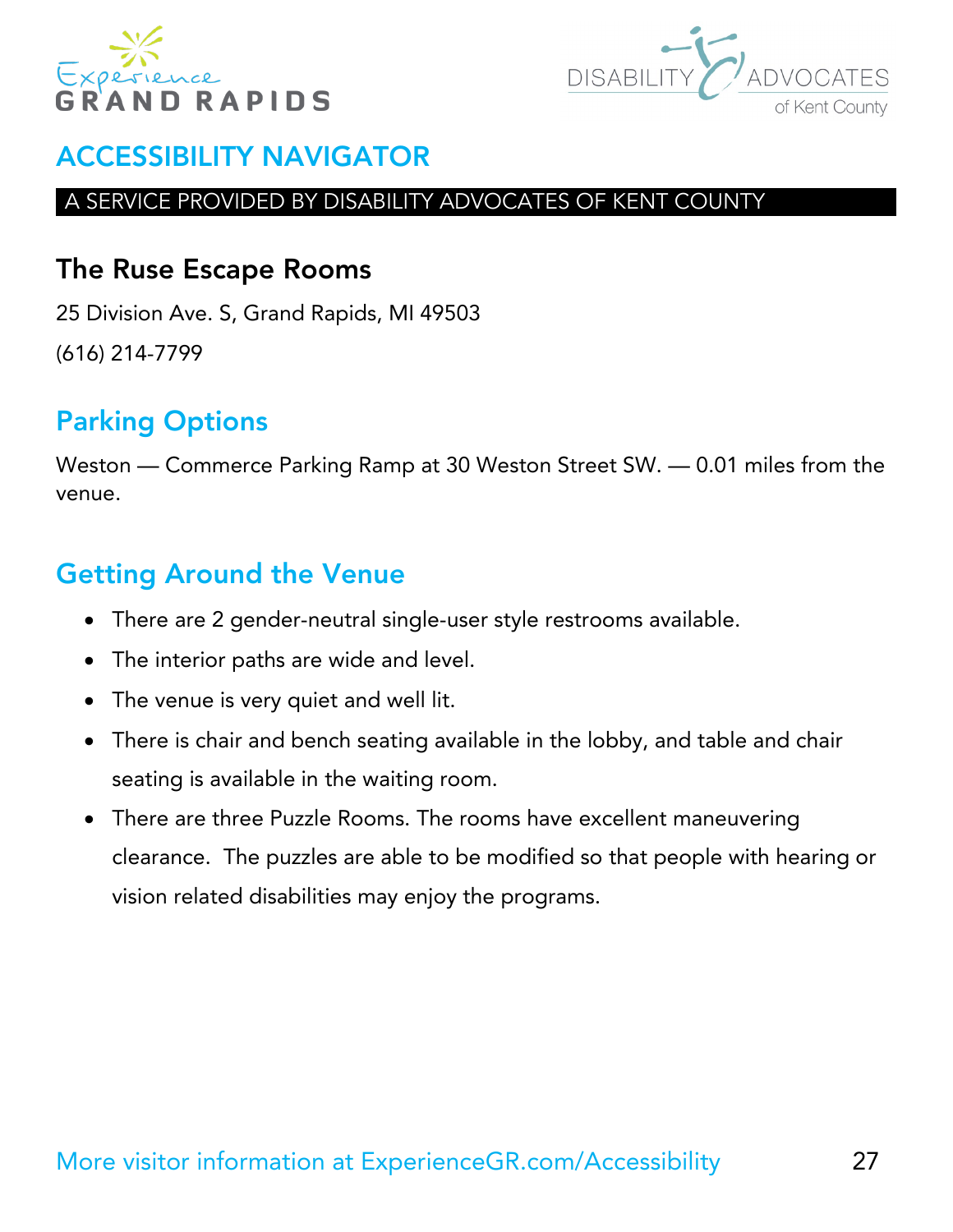# ACCESSIBILITY NAVIGATOR

A SERVICE PROVIDED BY DISABILITY ADVOCATES OF KENT COUNTY

## The Ruse Escape Rooms

25 Division Ave. S, Grand Rapids, MI 49503

(616) 214-7799

## Parking Options

Weston — Commerce Parking Ramp at 30 Weston Street SW. — 0.01 miles from the venue.

## Getting Around the Venue

- There are 2 gender-neutral single-user style restrooms available.
- The interior paths are wide and level.
- The venue is very quiet and well lit.
- There is chair and bench seating available in the lobby, and table and chair seating is available in the waiting room.
- There are three Puzzle Rooms. The rooms have excellent maneuvering clearance. The puzzles are able to be modified so that people with hearing or vision related disabilities may enjoy the programs.

More visitor information at ExperienceGR.com/Accessibility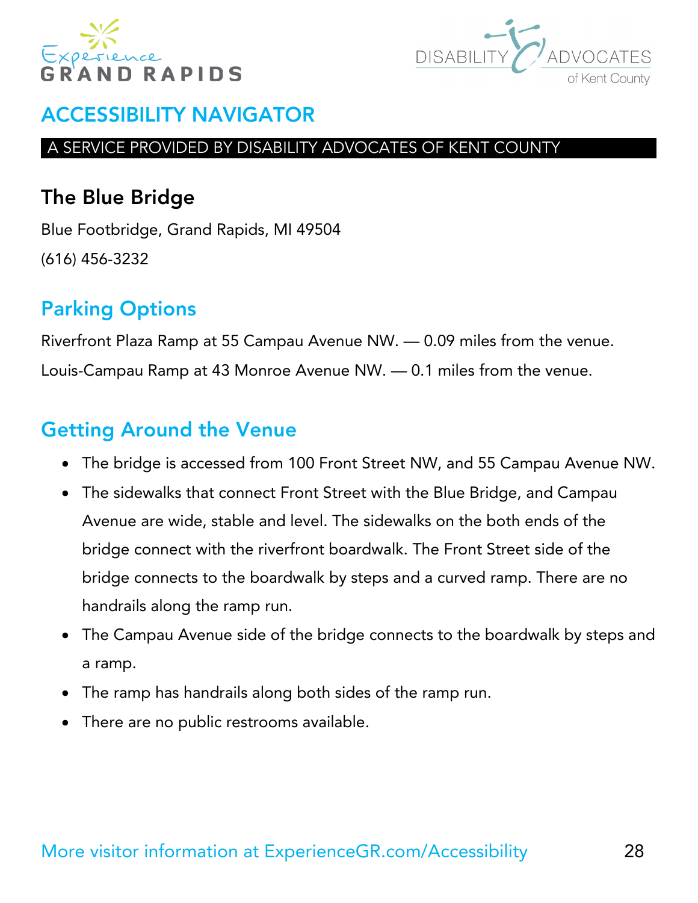# ACCESSIBILITY NAVIGATOR

A SERVICE PROVIDED BY DISABILITY ADVOCATES OF KENT COUNTY

## The Blue Bridge

Blue Footbridge, Grand Rapids, MI 49504

(616) 456-3232

### Parking Options

Riverfront Plaza Ramp at 55 Campau Avenue NW. — 0.09 miles from the venue.

Louis-Campau Ramp at 43 Monroe Avenue NW. — 0.1 miles from the venue.

### Getting Around the Venue

- The bridge is accessed from 100 Front Street NW, and 55 Campau Avenue NW.
- The sidewalks that connect Front Street with the Blue Bridge, and Campau Avenue are wide, stable and level. The sidewalks on the both ends of the bridge connect with the riverfront boardwalk. The Front Street side of the bridge connects to the boardwalk by steps and a curved ramp. There are no handrails along the ramp run.
- The Campau Avenue side of the bridge connects to the boardwalk by steps and a ramp.
- The ramp has handrails along both sides of the ramp run.
- There are no public restrooms available.

More visitor information at ExperienceGR.com/Accessibility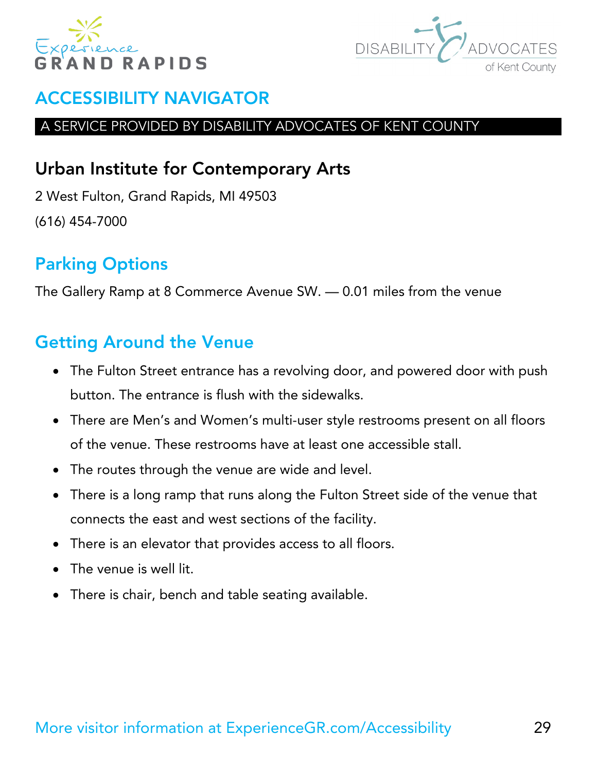## ACCESSIBILITY NAVIGATOR

A SERVICE PROVIDED BY DISABILITY ADVOCATES OF KENT COUNTY

### Urban Institute for Contemporary Arts

2 West Fulton, Grand Rapids, MI 49503

(616) 454-7000

### Parking Options

The Gallery Ramp at 8 Commerce Avenue SW. — 0.01 miles from the venue

### Getting Around the Venue

- The Fulton Street entrance has a revolving door, and powered door with push button. The entrance is flush with the sidewalks.
- There are Men's and Women's multi-user style restrooms present on all floors of the venue. These restrooms have at least one accessible stall.
- The routes through the venue are wide and level.
- There is a long ramp that runs along the Fulton Street side of the venue that connects the east and west sections of the facility.
- There is an elevator that provides access to all floors.
- The venue is well lit.
- There is chair, bench and table seating available.

More visitor information at ExperienceGR.com/Accessibility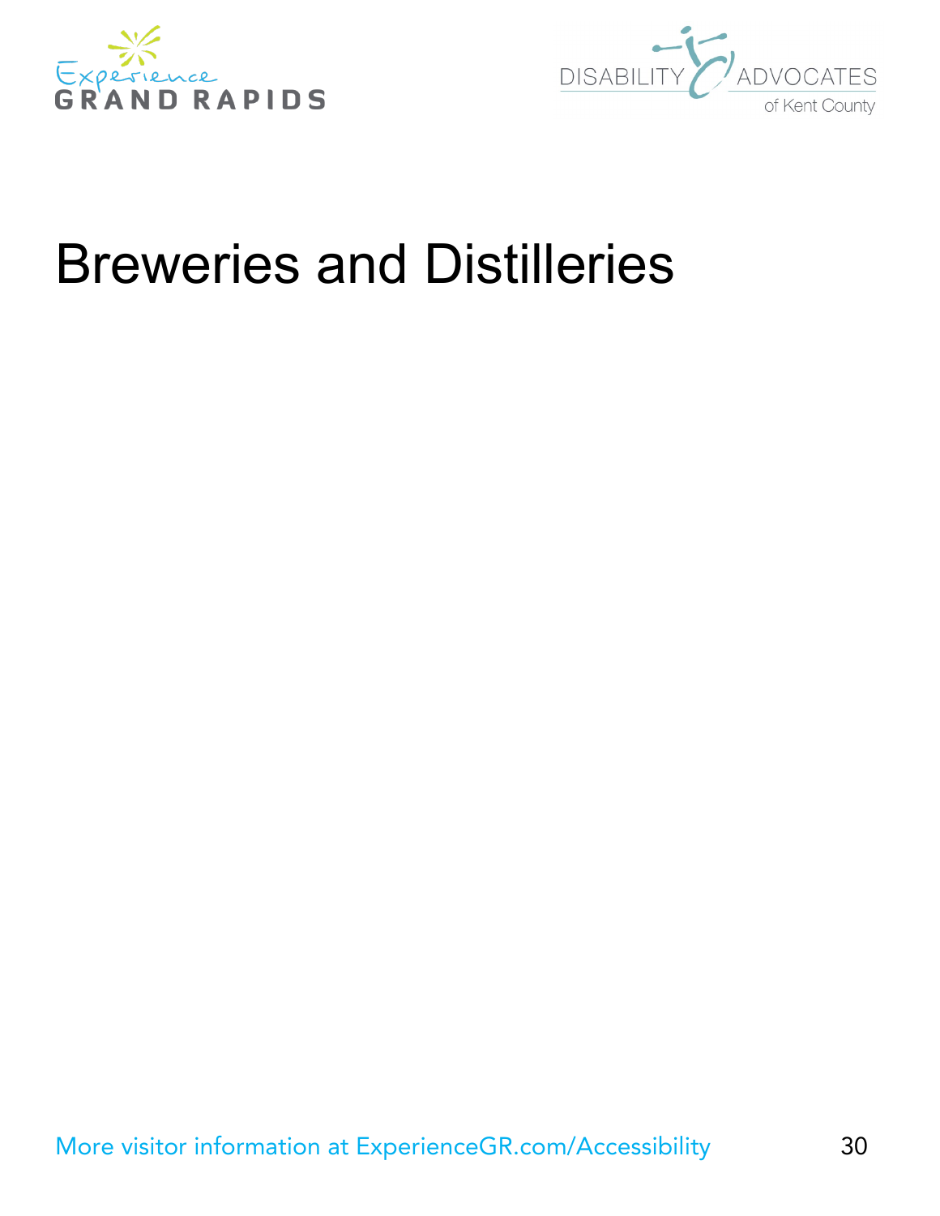# Breweries and Distilleries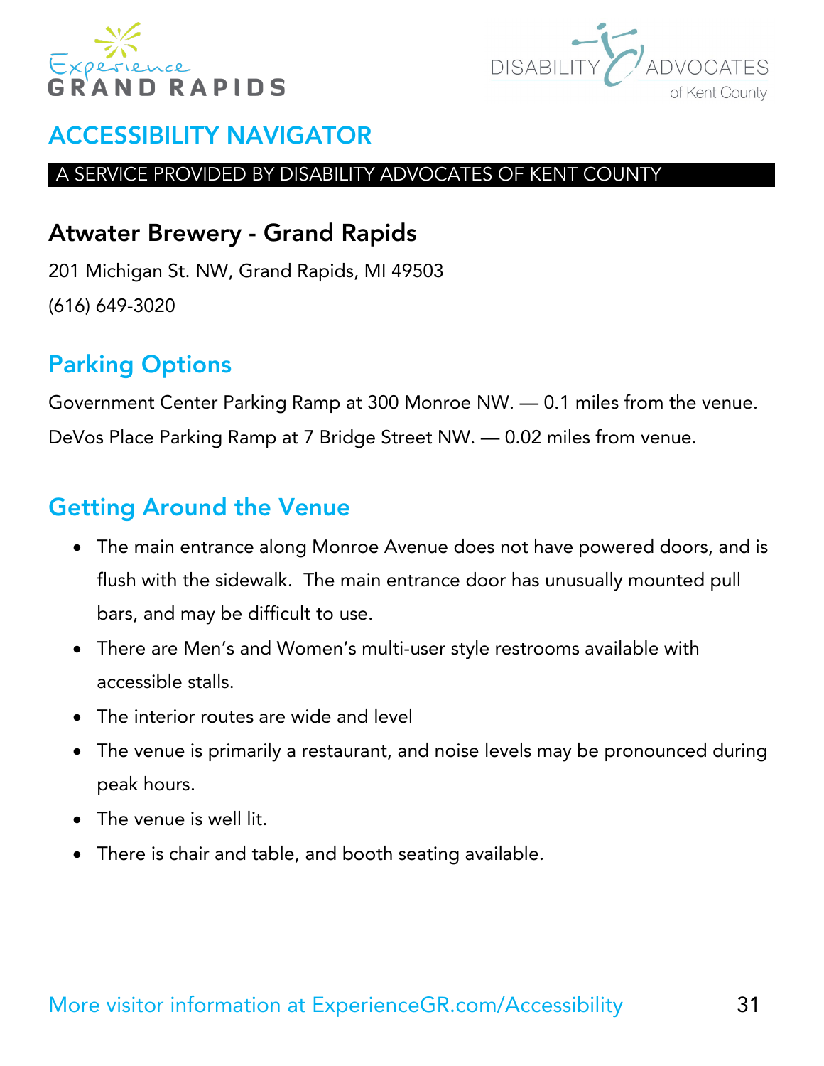# ACCESSIBILITY NAVIGATOR

A SERVICE PROVIDED BY DISABILITY ADVOCATES OF KENT COUNTY

## Atwater Brewery - Grand Rapids

201 Michigan St. NW, Grand Rapids, MI 49503

(616) 649-3020

## Parking Options

Government Center Parking Ramp at 300 Monroe NW. — 0.1 miles from the venue.

DeVos Place Parking Ramp at 7 Bridge Street NW. — 0.02 miles from venue.

## Getting Around the Venue

- The main entrance along Monroe Avenue does not have powered doors, and is flush with the sidewalk. The main entrance door has unusually mounted pull bars, and may be difficult to use.
- There are Men's and Women's multi-user style restrooms available with accessible stalls.
- The interior routes are wide and level
- The venue is primarily a restaurant, and noise levels may be pronounced during peak hours.
- The venue is well lit.
- There is chair and table, and booth seating available.

More visitor information at ExperienceGR.com/Accessibility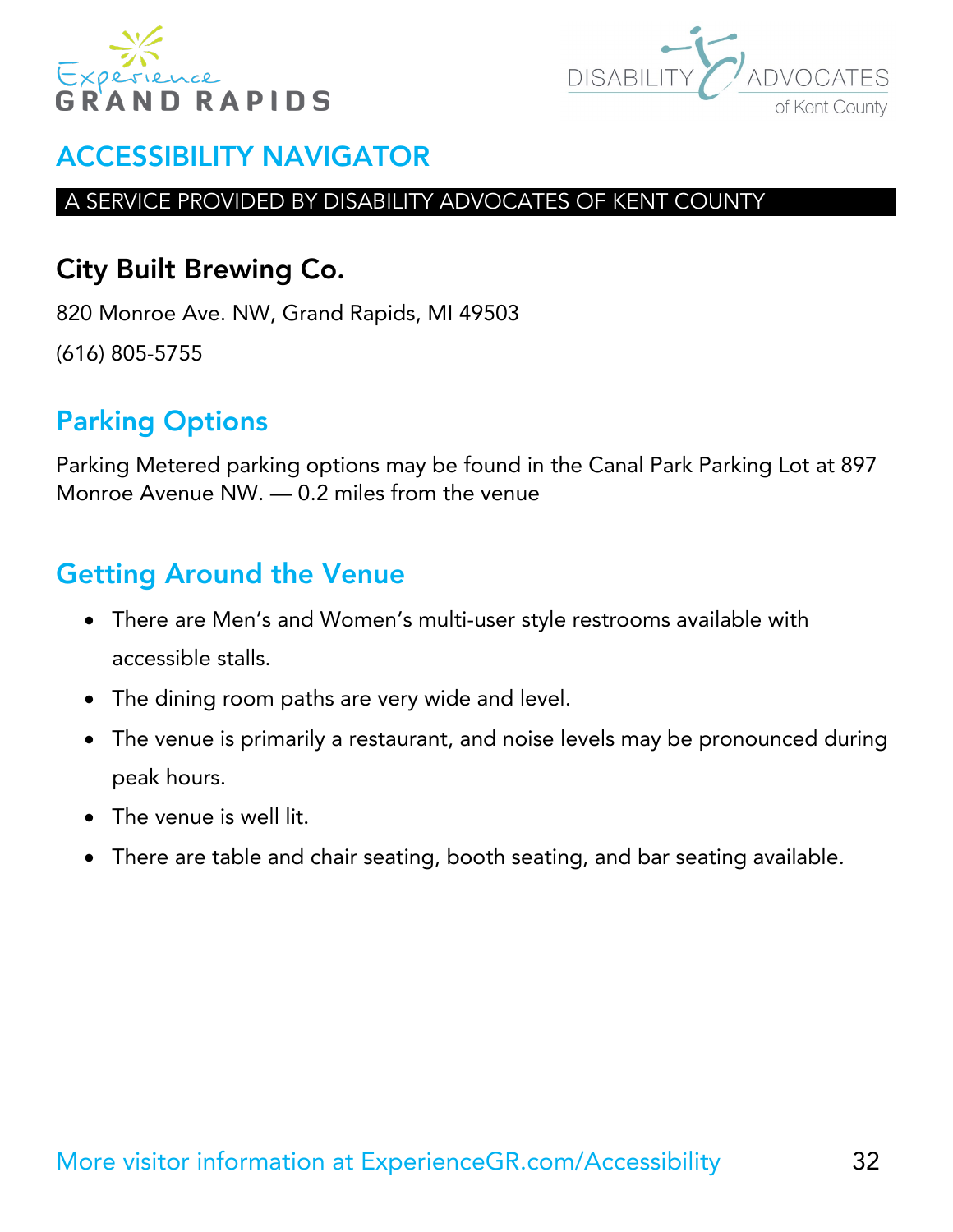## ACCESSIBILITY NAVIGATOR

A SERVICE PROVIDED BY DISABILITY ADVOCATES OF KENT COUNTY

### City Built Brewing Co.

820 Monroe Ave. NW, Grand Rapids, MI 49503

(616) 805-5755

## Parking Options

Parking Metered parking options may be found in the Canal Park Parking Lot at 897 Monroe Avenue NW. — 0.2 miles from the venue

## Getting Around the Venue

- There are Men's and Women's multi-user style restrooms available with accessible stalls.
- The dining room paths are very wide and level.
- The venue is primarily a restaurant, and noise levels may be pronounced during peak hours.
- The venue is well lit.
- There are table and chair seating, booth seating, and bar seating available.

More visitor information at ExperienceGR.com/Accessibility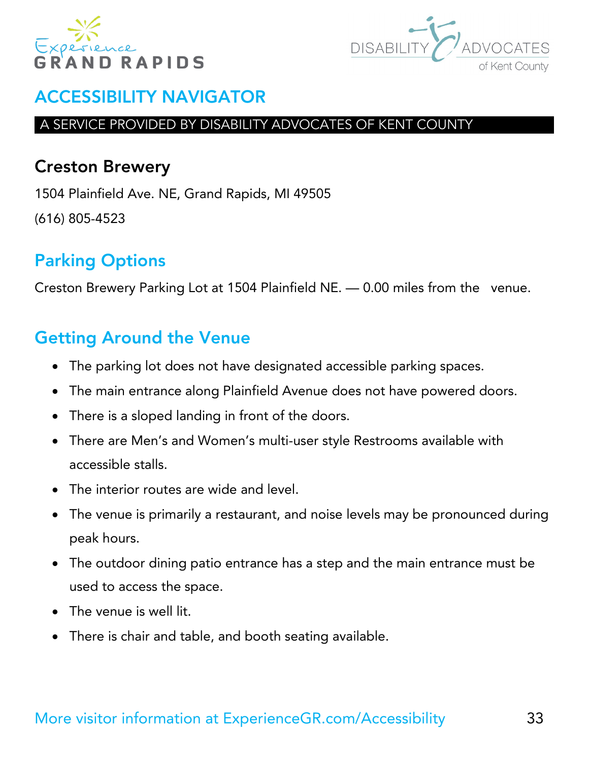# ACCESSIBILITY NAVIGATOR

A SERVICE PROVIDED BY DISABILITY ADVOCATES OF KENT COUNTY

## Creston Brewery

1504 Plainfield Ave. NE, Grand Rapids, MI 49505

(616) 805-4523

## Parking Options

Creston Brewery Parking Lot at 1504 Plainfield NE. — 0.00 miles from the venue.

## Getting Around the Venue

- The parking lot does not have designated accessible parking spaces.
- The main entrance along Plainfield Avenue does not have powered doors.
- There is a sloped landing in front of the doors.
- There are Men's and Women's multi-user style Restrooms available with accessible stalls.
- The interior routes are wide and level.
- The venue is primarily a restaurant, and noise levels may be pronounced during peak hours.
- The outdoor dining patio entrance has a step and the main entrance must be used to access the space.
- The venue is well lit.
- There is chair and table, and booth seating available.

More visitor information at ExperienceGR.com/Accessibility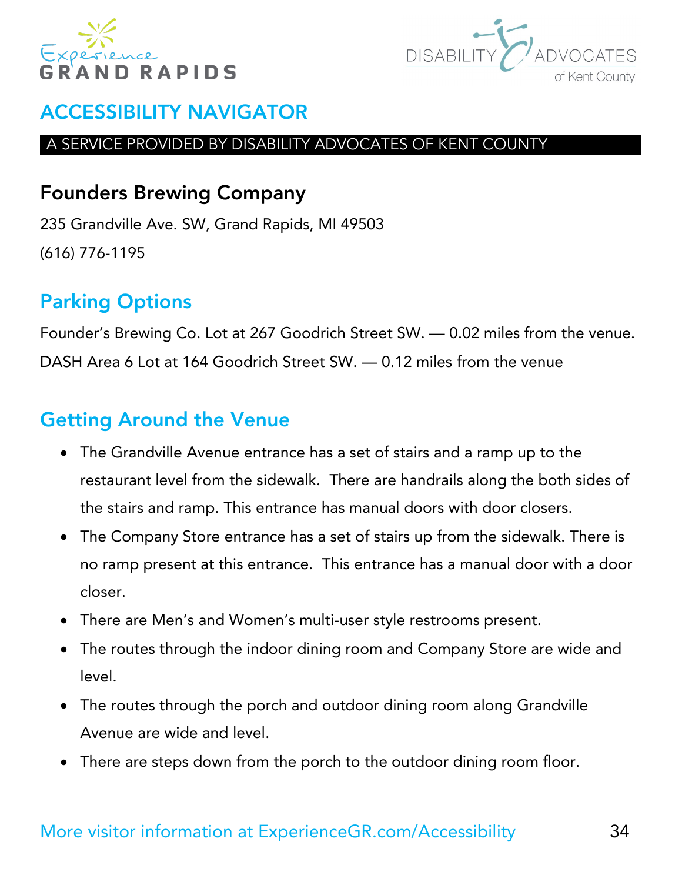# ACCESSIBILITY NAVIGATOR

A SERVICE PROVIDED BY DISABILITY ADVOCATES OF KENT COUNTY

## Founders Brewing Company

235 Grandville Ave. SW, Grand Rapids, MI 49503

(616) 776-1195

## Parking Options

Founder's Brewing Co. Lot at 267 Goodrich Street SW. — 0.02 miles from the venue.

DASH Area 6 Lot at 164 Goodrich Street SW. — 0.12 miles from the venue

## Getting Around the Venue

- The Grandville Avenue entrance has a set of stairs and a ramp up to the restaurant level from the sidewalk. There are handrails along the both sides of the stairs and ramp. This entrance has manual doors with door closers.
- The Company Store entrance has a set of stairs up from the sidewalk. There is no ramp present at this entrance. This entrance has a manual door with a door closer.
- There are Men's and Women's multi-user style restrooms present.
- The routes through the indoor dining room and Company Store are wide and level.
- The routes through the porch and outdoor dining room along Grandville Avenue are wide and level.
- There are steps down from the porch to the outdoor dining room floor.

More visitor information at ExperienceGR.com/Accessibility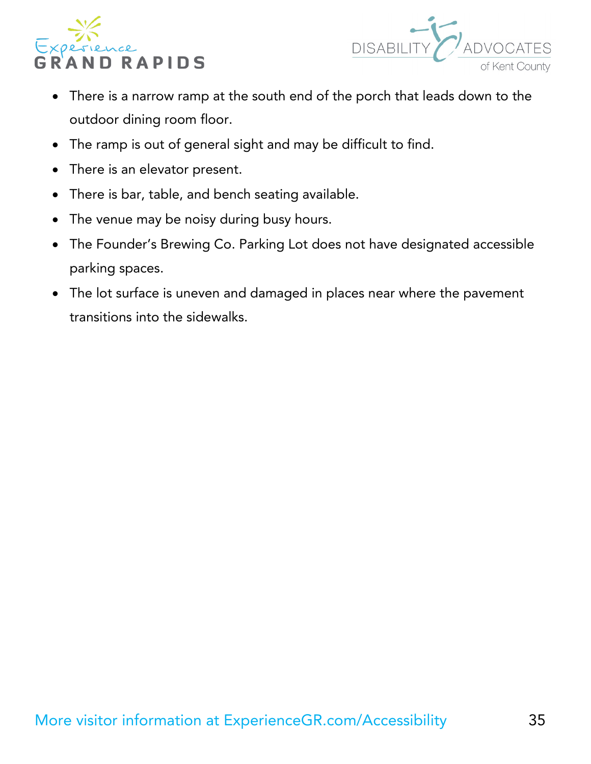- There is a narrow ramp at the south end of the porch that leads down to the outdoor dining room floor.
- The ramp is out of general sight and may be difficult to find.
- There is an elevator present.
- There is bar, table, and bench seating available.
- The venue may be noisy during busy hours.
- The Founder's Brewing Co. Parking Lot does not have designated accessible parking spaces.
- The lot surface is uneven and damaged in places near where the pavement transitions into the sidewalks.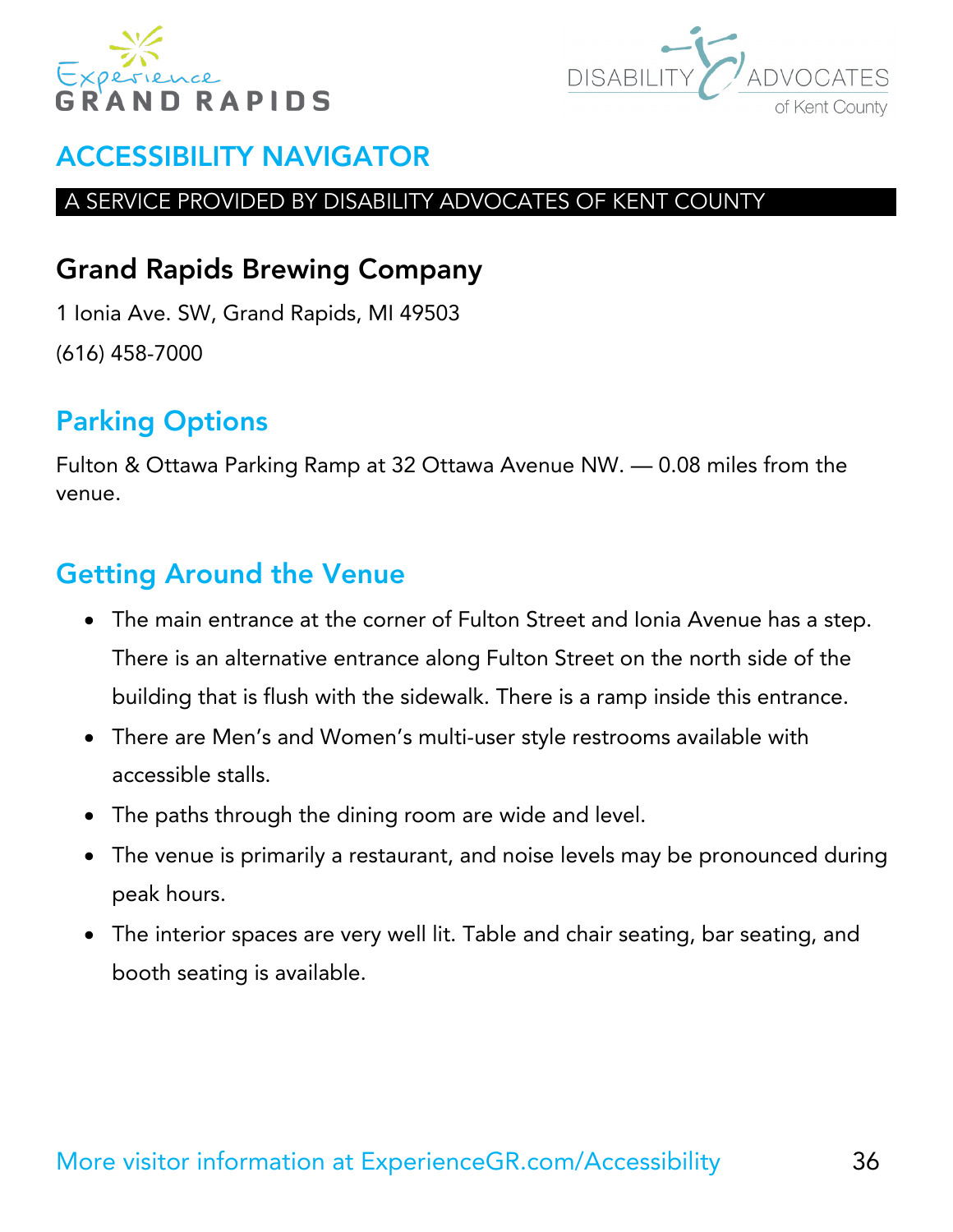# ACCESSIBILITY NAVIGATOR

A SERVICE PROVIDED BY DISABILITY ADVOCATES OF KENT COUNTY

## Grand Rapids Brewing Company

1 Ionia Ave. SW, Grand Rapids, MI 49503

(616) 458-7000

## Parking Options

Fulton & Ottawa Parking Ramp at 32 Ottawa Avenue NW. — 0.08 miles from the venue.

## Getting Around the Venue

- The main entrance at the corner of Fulton Street and Ionia Avenue has a step. There is an alternative entrance along Fulton Street on the north side of the building that is flush with the sidewalk. There is a ramp inside this entrance.
- There are Men's and Women's multi-user style restrooms available with accessible stalls.
- The paths through the dining room are wide and level.
- The venue is primarily a restaurant, and noise levels may be pronounced during peak hours.
- The interior spaces are very well lit. Table and chair seating, bar seating, and booth seating is available.

More visitor information at ExperienceGR.com/Accessibility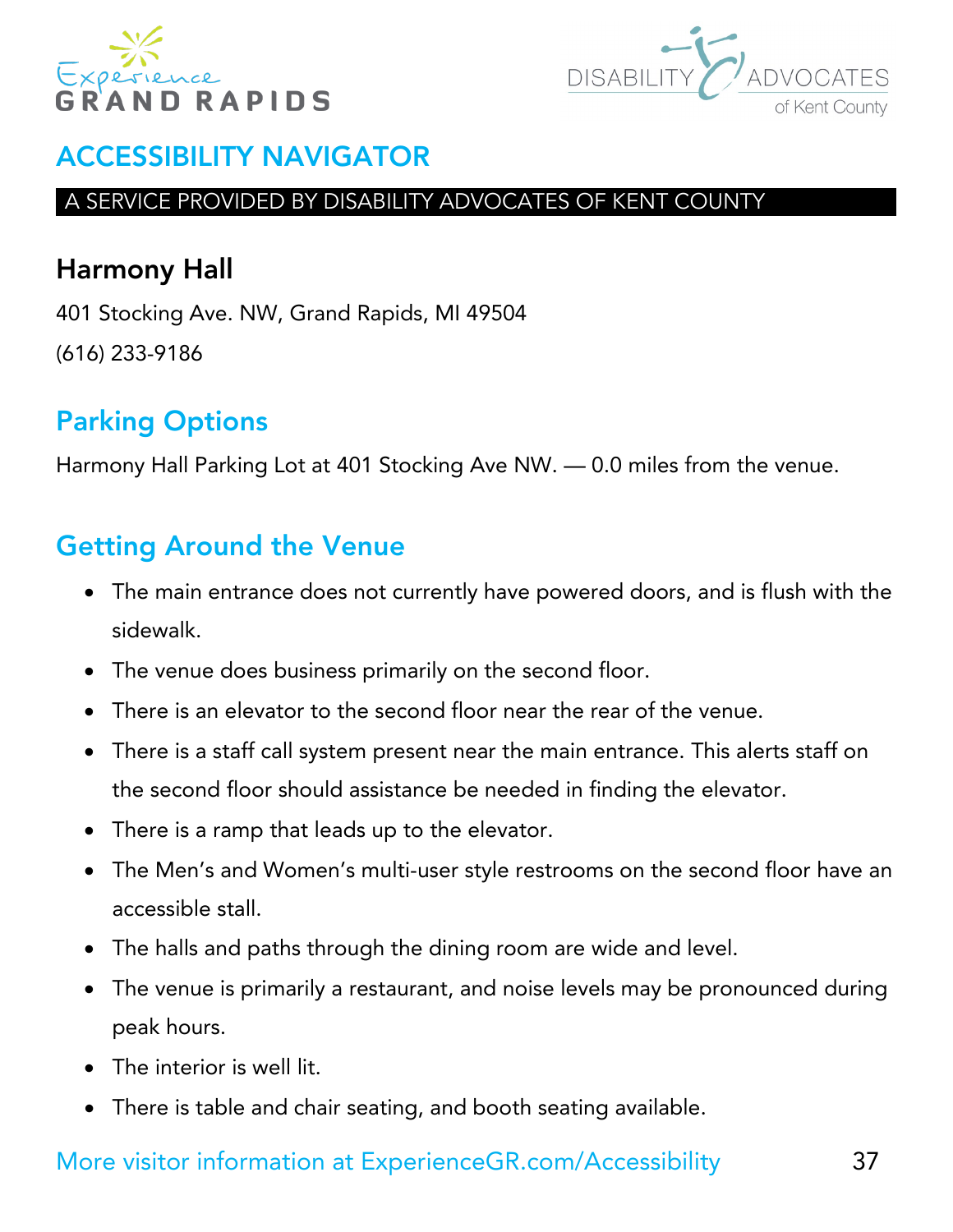## ACCESSIBILITY NAVIGATOR

A SERVICE PROVIDED BY DISABILITY ADVOCATES OF KENT COUNTY

### Harmony Hall

401 Stocking Ave. NW, Grand Rapids, MI 49504

(616) 233-9186

### Parking Options

Harmony Hall Parking Lot at 401 Stocking Ave NW. — 0.0 miles from the venue.

### Getting Around the Venue

- The main entrance does not currently have powered doors, and is flush with the sidewalk.
- The venue does business primarily on the second floor.
- There is an elevator to the second floor near the rear of the venue.
- There is a staff call system present near the main entrance. This alerts staff on the second floor should assistance be needed in finding the elevator.
- There is a ramp that leads up to the elevator.
- The Men's and Women's multi-user style restrooms on the second floor have an accessible stall.
- The halls and paths through the dining room are wide and level.
- The venue is primarily a restaurant, and noise levels may be pronounced during peak hours.
- The interior is well lit.
- There is table and chair seating, and booth seating available.

More visitor information at ExperienceGR.com/Accessibility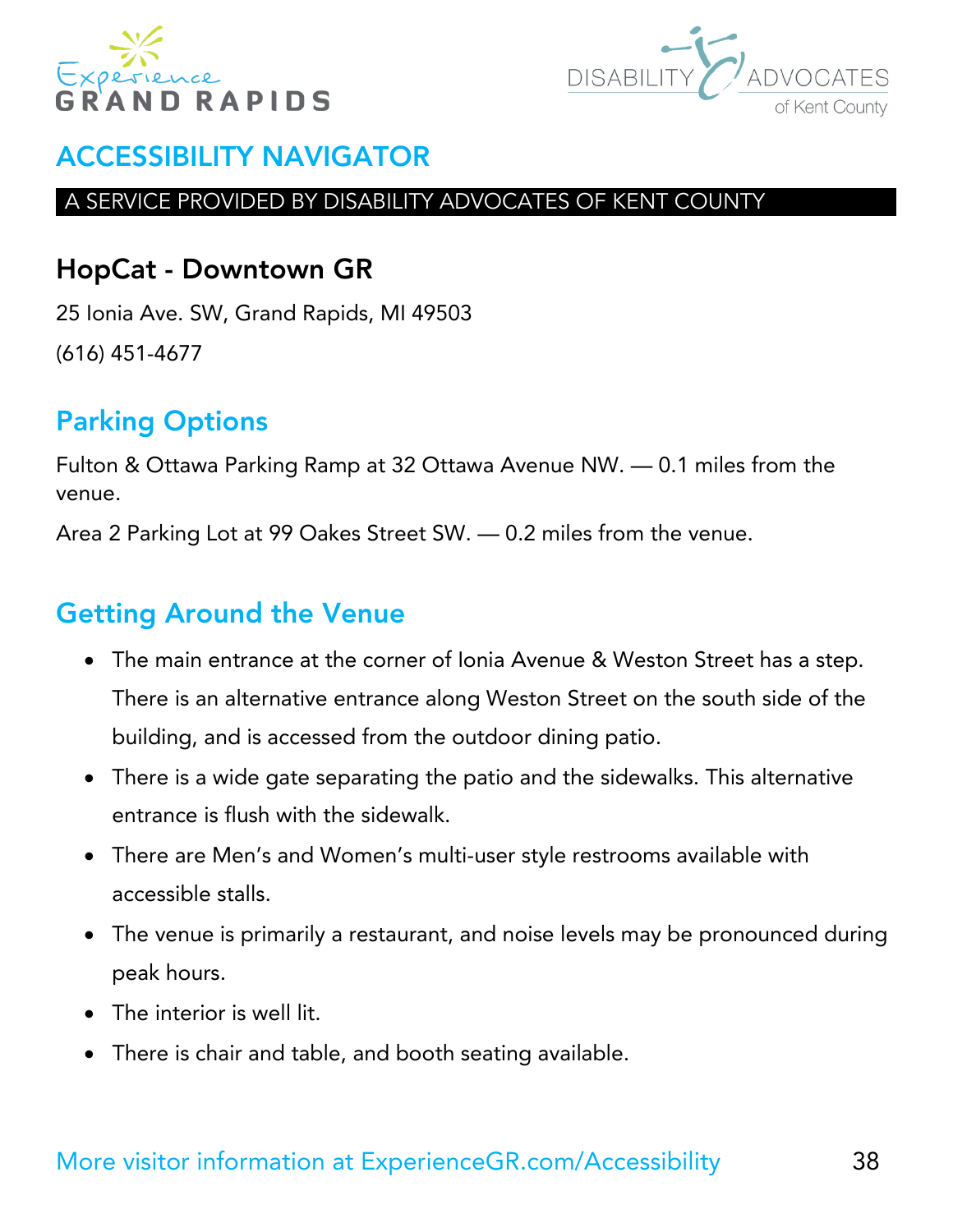# ACCESSIBILITY NAVIGATOR

A SERVICE PROVIDED BY DISABILITY ADVOCATES OF KENT COUNTY

## HopCat - Downtown GR

25 Ionia Ave. SW, Grand Rapids, MI 49503

(616) 451-4677

## Parking Options

Fulton & Ottawa Parking Ramp at 32 Ottawa Avenue NW. — 0.1 miles from the venue.

Area 2 Parking Lot at 99 Oakes Street SW. — 0.2 miles from the venue.

## Getting Around the Venue

- The main entrance at the corner of Ionia Avenue & Weston Street has a step. There is an alternative entrance along Weston Street on the south side of the building, and is accessed from the outdoor dining patio.
- There is a wide gate separating the patio and the sidewalks. This alternative entrance is flush with the sidewalk.
- There are Men's and Women's multi-user style restrooms available with accessible stalls.
- The venue is primarily a restaurant, and noise levels may be pronounced during peak hours.
- The interior is well lit.
- There is chair and table, and booth seating available.

More visitor information at ExperienceGR.com/Accessibility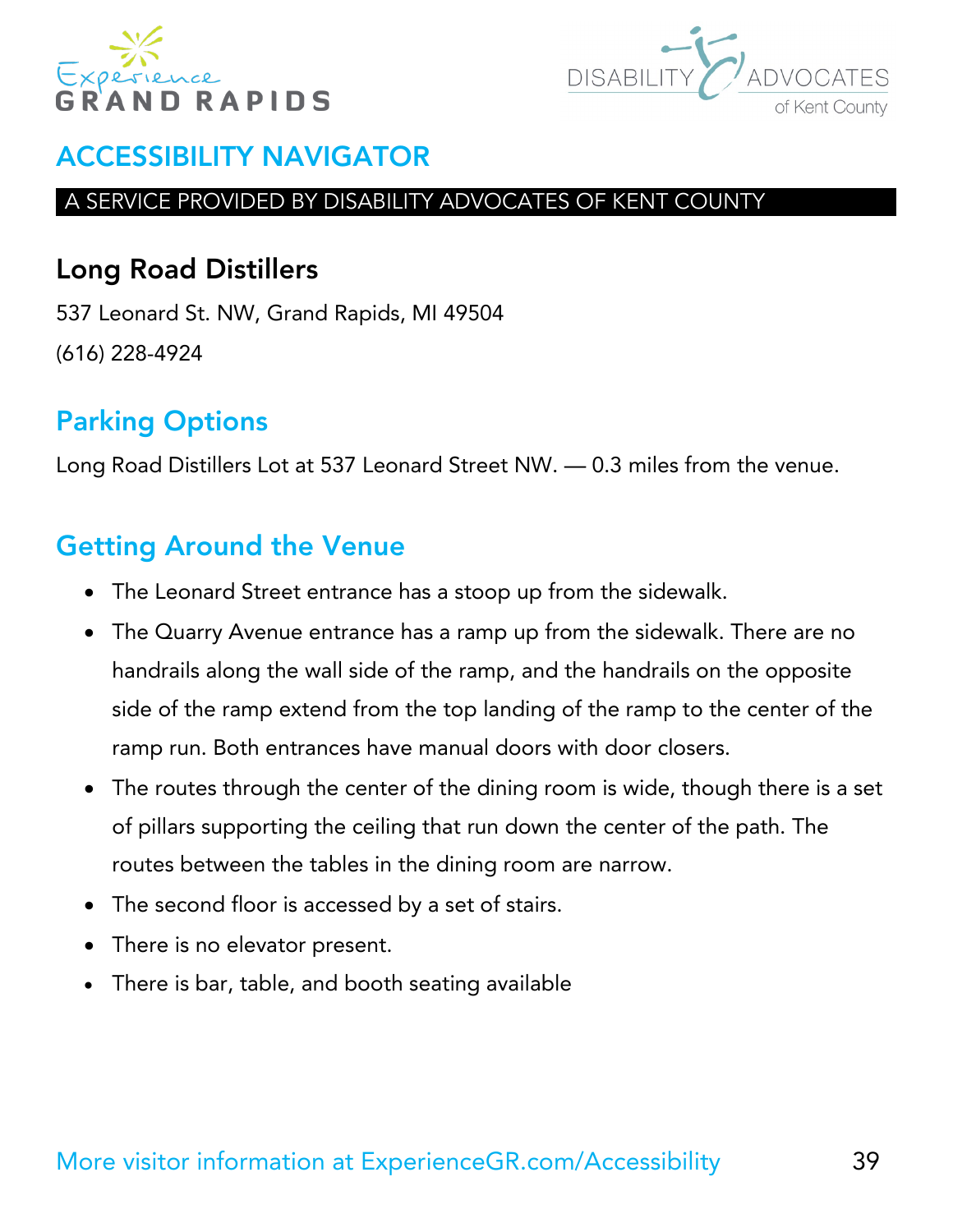# ACCESSIBILITY NAVIGATOR

A SERVICE PROVIDED BY DISABILITY ADVOCATES OF KENT COUNTY

## Long Road Distillers

537 Leonard St. NW, Grand Rapids, MI 49504

(616) 228-4924

## Parking Options

Long Road Distillers Lot at 537 Leonard Street NW. — 0.3 miles from the venue.

## Getting Around the Venue

- The Leonard Street entrance has a stoop up from the sidewalk.
- The Quarry Avenue entrance has a ramp up from the sidewalk. There are no handrails along the wall side of the ramp, and the handrails on the opposite side of the ramp extend from the top landing of the ramp to the center of the ramp run. Both entrances have manual doors with door closers.
- The routes through the center of the dining room is wide, though there is a set of pillars supporting the ceiling that run down the center of the path. The routes between the tables in the dining room are narrow.
- The second floor is accessed by a set of stairs.
- There is no elevator present.
- There is bar, table, and booth seating available

More visitor information at ExperienceGR.com/Accessibility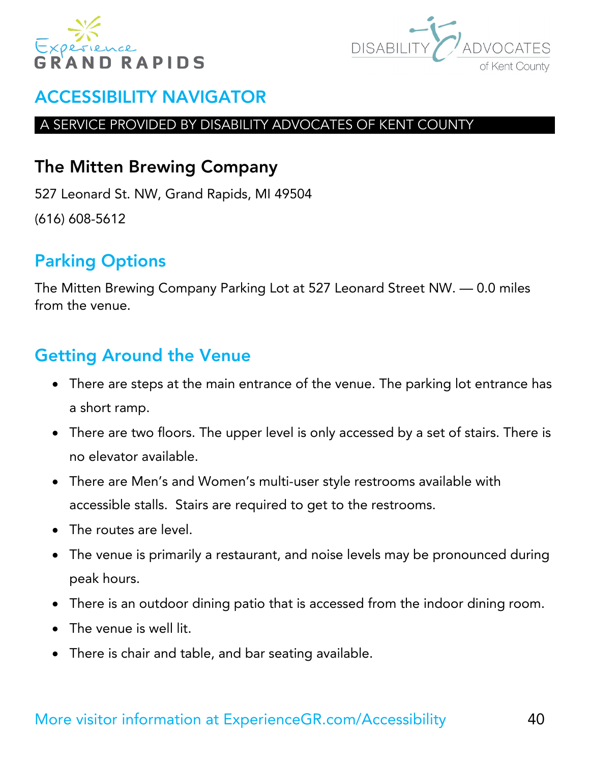# ACCESSIBILITY NAVIGATOR

A SERVICE PROVIDED BY DISABILITY ADVOCATES OF KENT COUNTY

## The Mitten Brewing Company

527 Leonard St. NW, Grand Rapids, MI 49504

(616) 608-5612

## Parking Options

The Mitten Brewing Company Parking Lot at 527 Leonard Street NW. — 0.0 miles from the venue.

## Getting Around the Venue

- There are steps at the main entrance of the venue. The parking lot entrance has a short ramp.
- There are two floors. The upper level is only accessed by a set of stairs. There is no elevator available.
- There are Men's and Women's multi-user style restrooms available with accessible stalls.  Stairs are required to get to the restrooms.
- The routes are level.
- The venue is primarily a restaurant, and noise levels may be pronounced during peak hours.
- There is an outdoor dining patio that is accessed from the indoor dining room.
- The venue is well lit.
- There is chair and table, and bar seating available.

More visitor information at ExperienceGR.com/Accessibility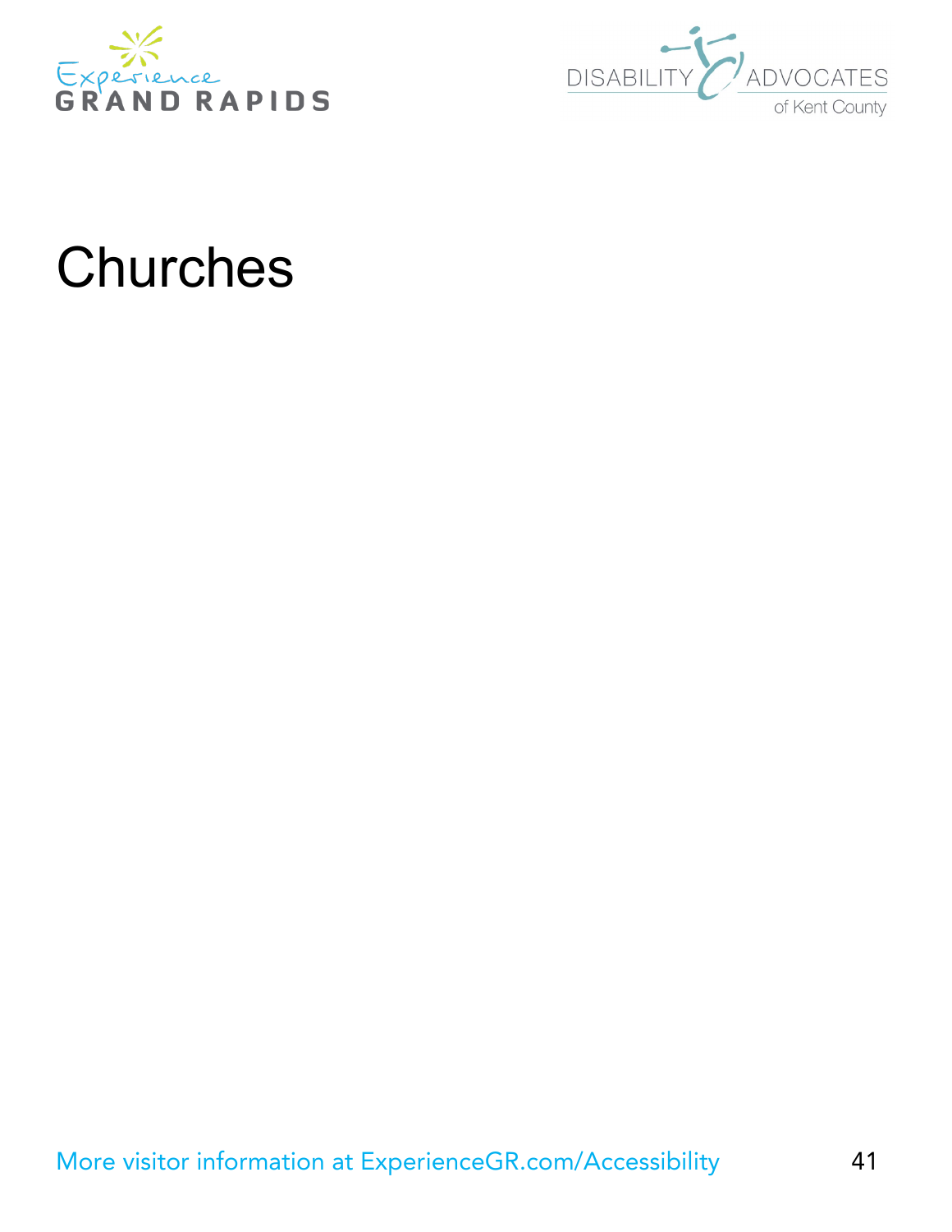# Churches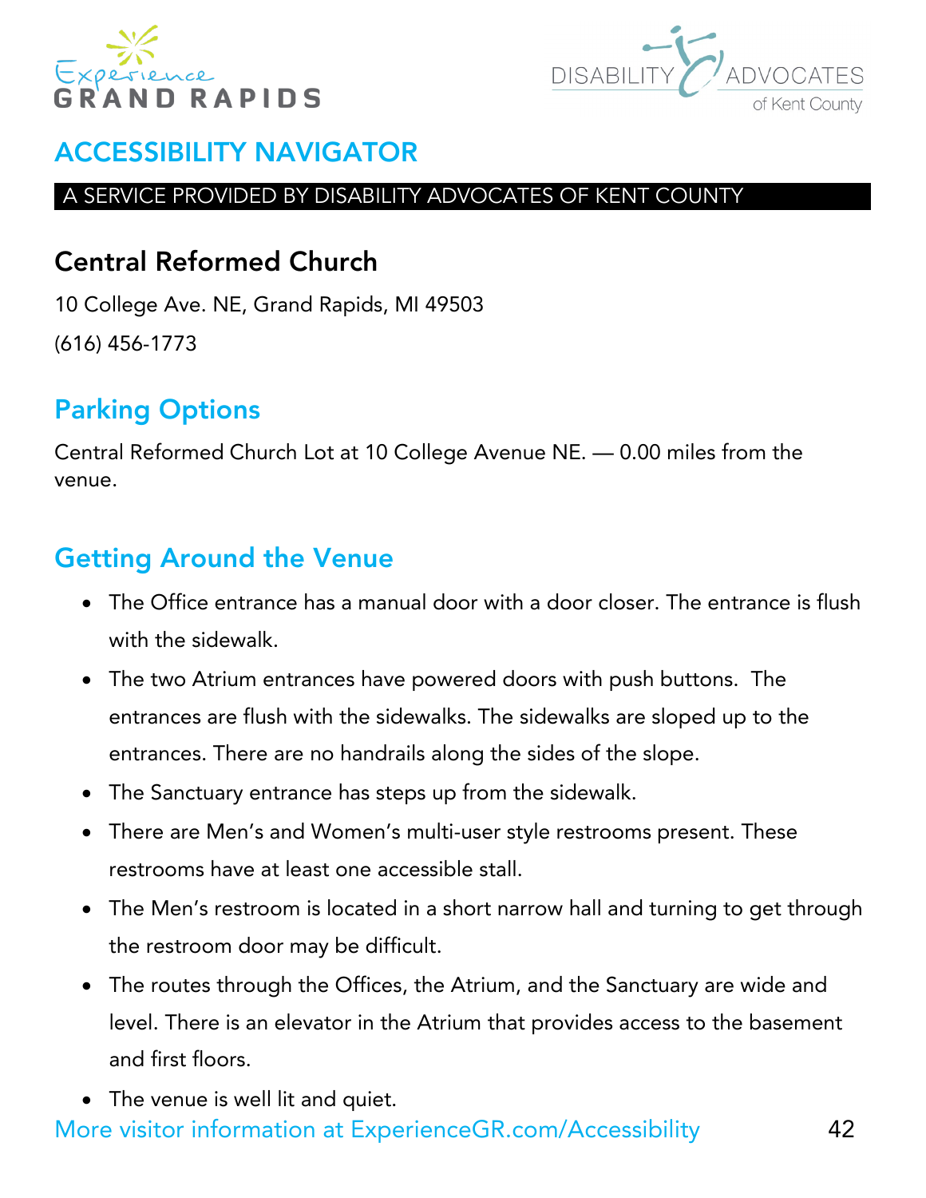# ACCESSIBILITY NAVIGATOR

A SERVICE PROVIDED BY DISABILITY ADVOCATES OF KENT COUNTY

## Central Reformed Church

10 College Ave. NE, Grand Rapids, MI 49503

(616) 456-1773

## Parking Options

Central Reformed Church Lot at 10 College Avenue NE. — 0.00 miles from the venue.

## Getting Around the Venue

- The Office entrance has a manual door with a door closer. The entrance is flush with the sidewalk.
- The two Atrium entrances have powered doors with push buttons. The entrances are flush with the sidewalks. The sidewalks are sloped up to the entrances. There are no handrails along the sides of the slope.
- The Sanctuary entrance has steps up from the sidewalk.
- There are Men's and Women's multi-user style restrooms present. These restrooms have at least one accessible stall.
- The Men's restroom is located in a short narrow hall and turning to get through the restroom door may be difficult.
- The routes through the Offices, the Atrium, and the Sanctuary are wide and level. There is an elevator in the Atrium that provides access to the basement and first floors.
- The venue is well lit and quiet.

More visitor information at ExperienceGR.com/Accessibility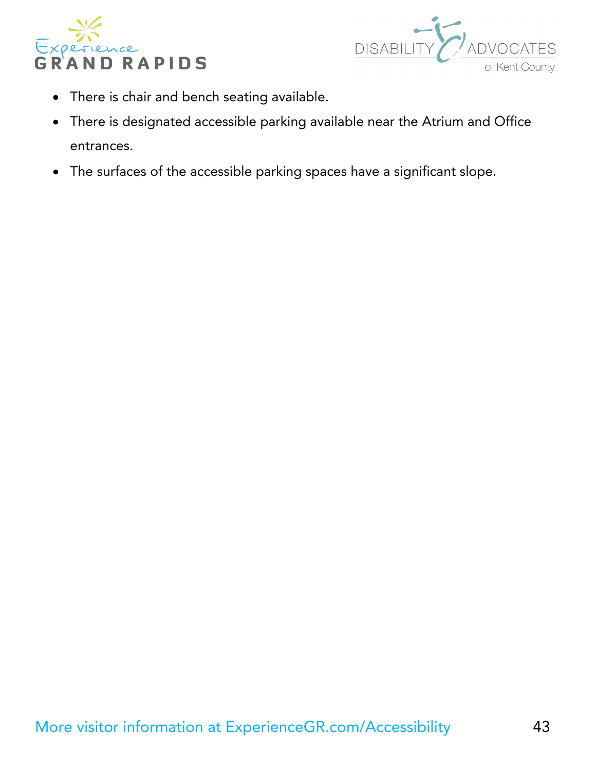- There is chair and bench seating available.
- There is designated accessible parking available near the Atrium and Office entrances.
- The surfaces of the accessible parking spaces have a significant slope.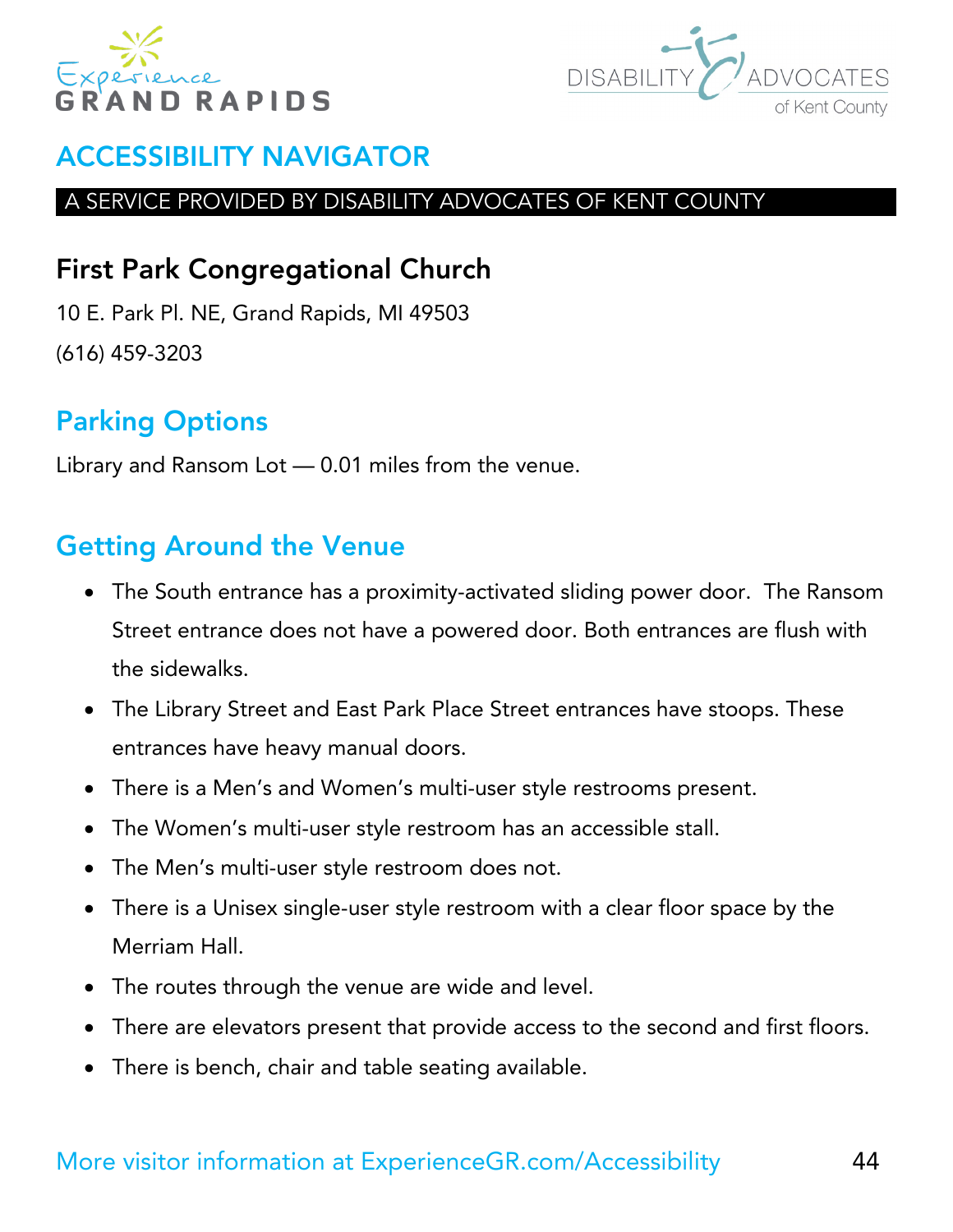## ACCESSIBILITY NAVIGATOR

A SERVICE PROVIDED BY DISABILITY ADVOCATES OF KENT COUNTY

### First Park Congregational Church

10 E. Park Pl. NE, Grand Rapids, MI 49503

(616) 459-3203

### Parking Options

Library and Ransom Lot — 0.01 miles from the venue.

### Getting Around the Venue

- The South entrance has a proximity-activated sliding power door. The Ransom Street entrance does not have a powered door. Both entrances are flush with the sidewalks.
- The Library Street and East Park Place Street entrances have stoops. These entrances have heavy manual doors.
- There is a Men's and Women's multi-user style restrooms present.
- The Women's multi-user style restroom has an accessible stall.
- The Men's multi-user style restroom does not.
- There is a Unisex single-user style restroom with a clear floor space by the Merriam Hall.
- The routes through the venue are wide and level.
- There are elevators present that provide access to the second and first floors.
- There is bench, chair and table seating available.

More visitor information at ExperienceGR.com/Accessibility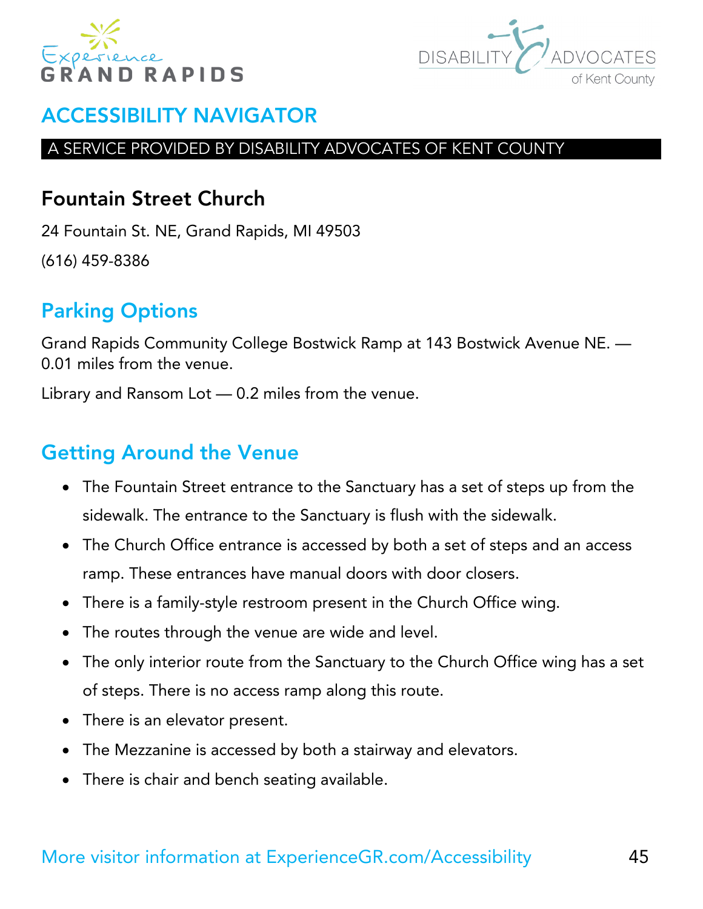# ACCESSIBILITY NAVIGATOR

A SERVICE PROVIDED BY DISABILITY ADVOCATES OF KENT COUNTY

## Fountain Street Church

24 Fountain St. NE, Grand Rapids, MI 49503

(616) 459-8386

## Parking Options

Grand Rapids Community College Bostwick Ramp at 143 Bostwick Avenue NE. — 0.01 miles from the venue.

Library and Ransom Lot — 0.2 miles from the venue.

## Getting Around the Venue

- The Fountain Street entrance to the Sanctuary has a set of steps up from the sidewalk. The entrance to the Sanctuary is flush with the sidewalk.
- The Church Office entrance is accessed by both a set of steps and an access ramp. These entrances have manual doors with door closers.
- There is a family-style restroom present in the Church Office wing.
- The routes through the venue are wide and level.
- The only interior route from the Sanctuary to the Church Office wing has a set of steps. There is no access ramp along this route.
- There is an elevator present.
- The Mezzanine is accessed by both a stairway and elevators.
- There is chair and bench seating available.

More visitor information at ExperienceGR.com/Accessibility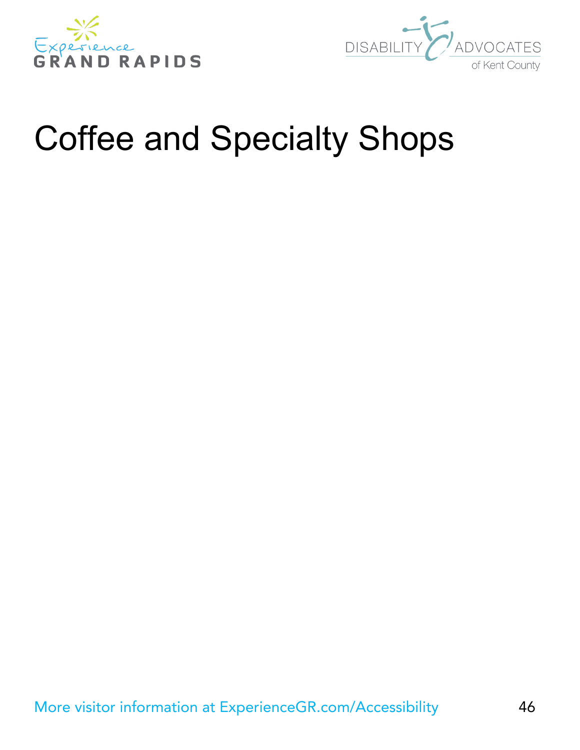# Coffee and Specialty Shops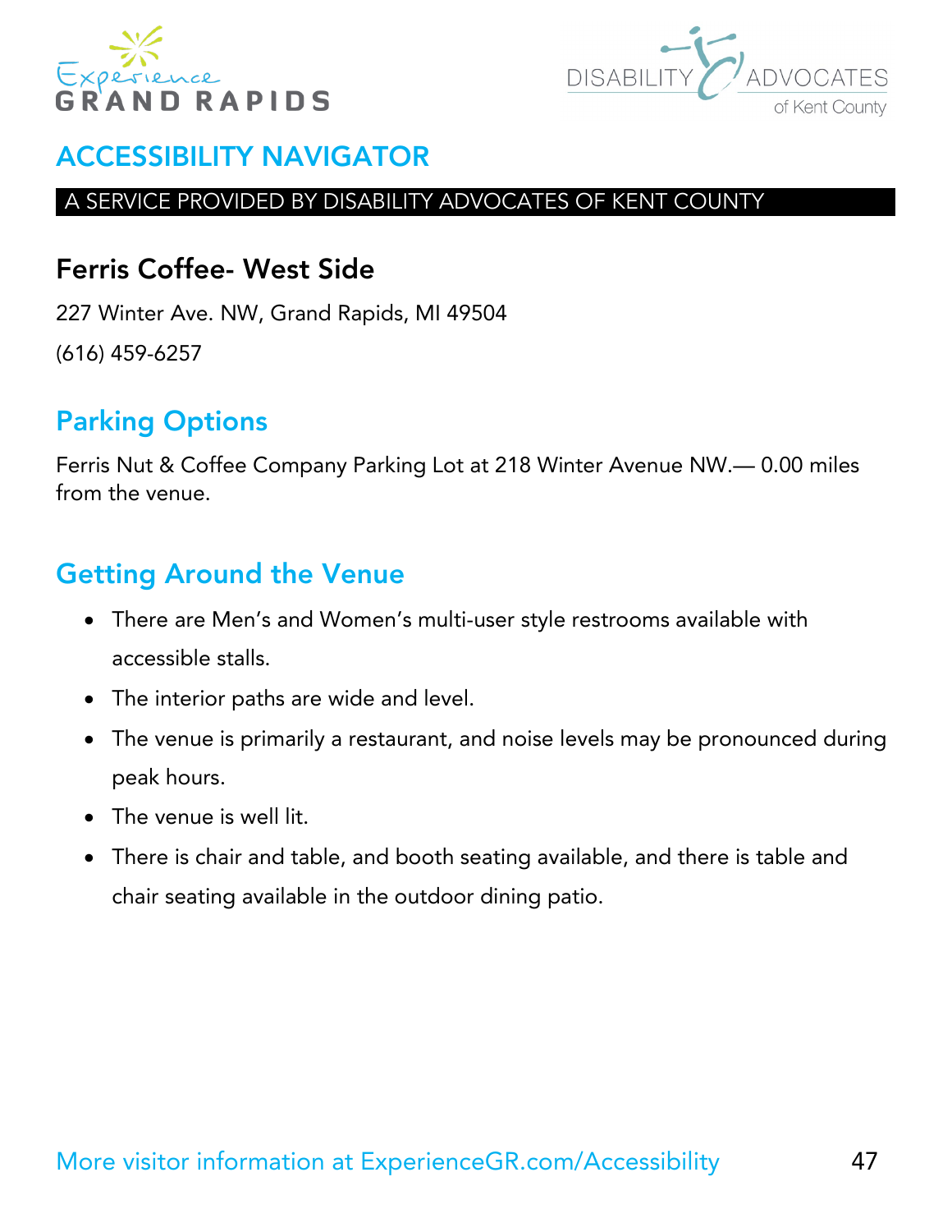# ACCESSIBILITY NAVIGATOR

A SERVICE PROVIDED BY DISABILITY ADVOCATES OF KENT COUNTY

## Ferris Coffee- West Side

227 Winter Ave. NW, Grand Rapids, MI 49504

(616) 459-6257

## Parking Options

Ferris Nut & Coffee Company Parking Lot at 218 Winter Avenue NW.— 0.00 miles from the venue.

## Getting Around the Venue

- There are Men's and Women's multi-user style restrooms available with accessible stalls.
- The interior paths are wide and level.
- The venue is primarily a restaurant, and noise levels may be pronounced during peak hours.
- The venue is well lit.
- There is chair and table, and booth seating available, and there is table and chair seating available in the outdoor dining patio.

More visitor information at ExperienceGR.com/Accessibility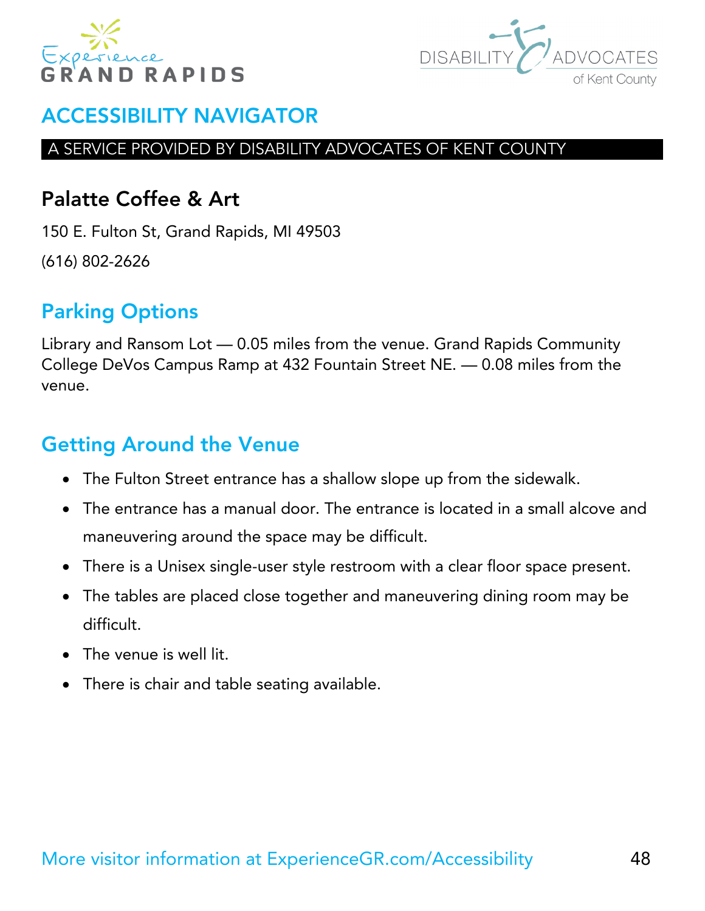# ACCESSIBILITY NAVIGATOR

A SERVICE PROVIDED BY DISABILITY ADVOCATES OF KENT COUNTY

## Palatte Coffee & Art

150 E. Fulton St, Grand Rapids, MI 49503

(616) 802-2626

## Parking Options

Library and Ransom Lot — 0.05 miles from the venue. Grand Rapids Community College DeVos Campus Ramp at 432 Fountain Street NE. — 0.08 miles from the venue.

## Getting Around the Venue

- The Fulton Street entrance has a shallow slope up from the sidewalk.
- The entrance has a manual door. The entrance is located in a small alcove and maneuvering around the space may be difficult.
- There is a Unisex single-user style restroom with a clear floor space present.
- The tables are placed close together and maneuvering dining room may be difficult.
- The venue is well lit.
- There is chair and table seating available.

More visitor information at ExperienceGR.com/Accessibility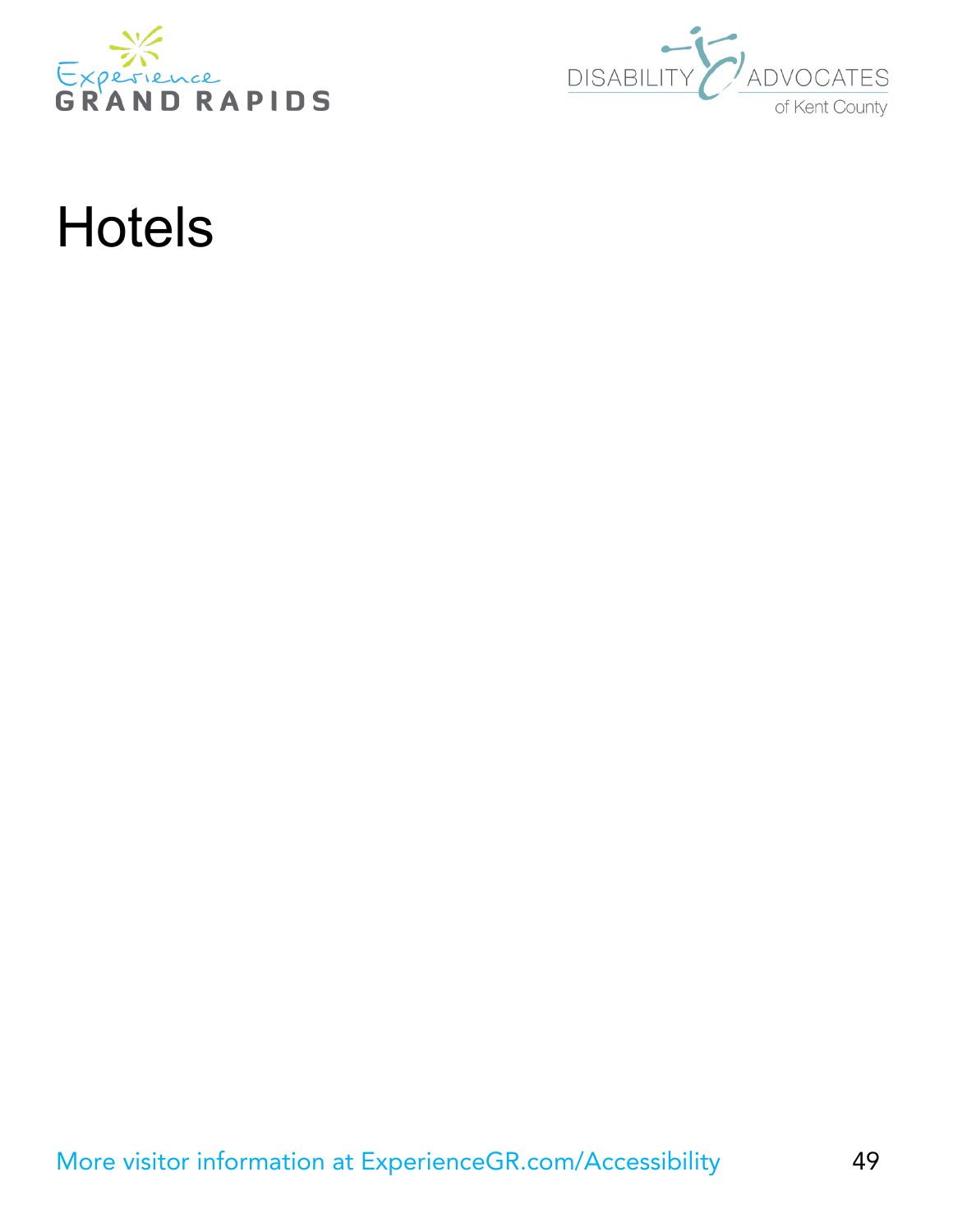# Hotels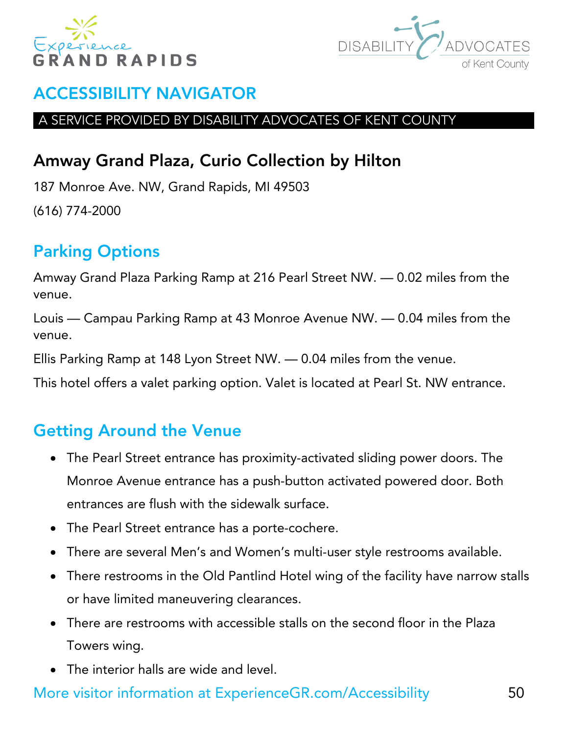# ACCESSIBILITY NAVIGATOR

A SERVICE PROVIDED BY DISABILITY ADVOCATES OF KENT COUNTY

## Amway Grand Plaza, Curio Collection by Hilton

187 Monroe Ave. NW, Grand Rapids, MI 49503

(616) 774-2000

### Parking Options

Amway Grand Plaza Parking Ramp at 216 Pearl Street NW. — 0.02 miles from the venue.

Louis — Campau Parking Ramp at 43 Monroe Avenue NW. — 0.04 miles from the venue.

Ellis Parking Ramp at 148 Lyon Street NW. — 0.04 miles from the venue.

This hotel offers a valet parking option. Valet is located at Pearl St. NW entrance.

### Getting Around the Venue

- The Pearl Street entrance has proximity-activated sliding power doors. The Monroe Avenue entrance has a push-button activated powered door. Both entrances are flush with the sidewalk surface.
- The Pearl Street entrance has a porte-cochere.
- There are several Men's and Women's multi-user style restrooms available.
- There restrooms in the Old Pantlind Hotel wing of the facility have narrow stalls or have limited maneuvering clearances.
- There are restrooms with accessible stalls on the second floor in the Plaza Towers wing.
- The interior halls are wide and level.

More visitor information at ExperienceGR.com/Accessibility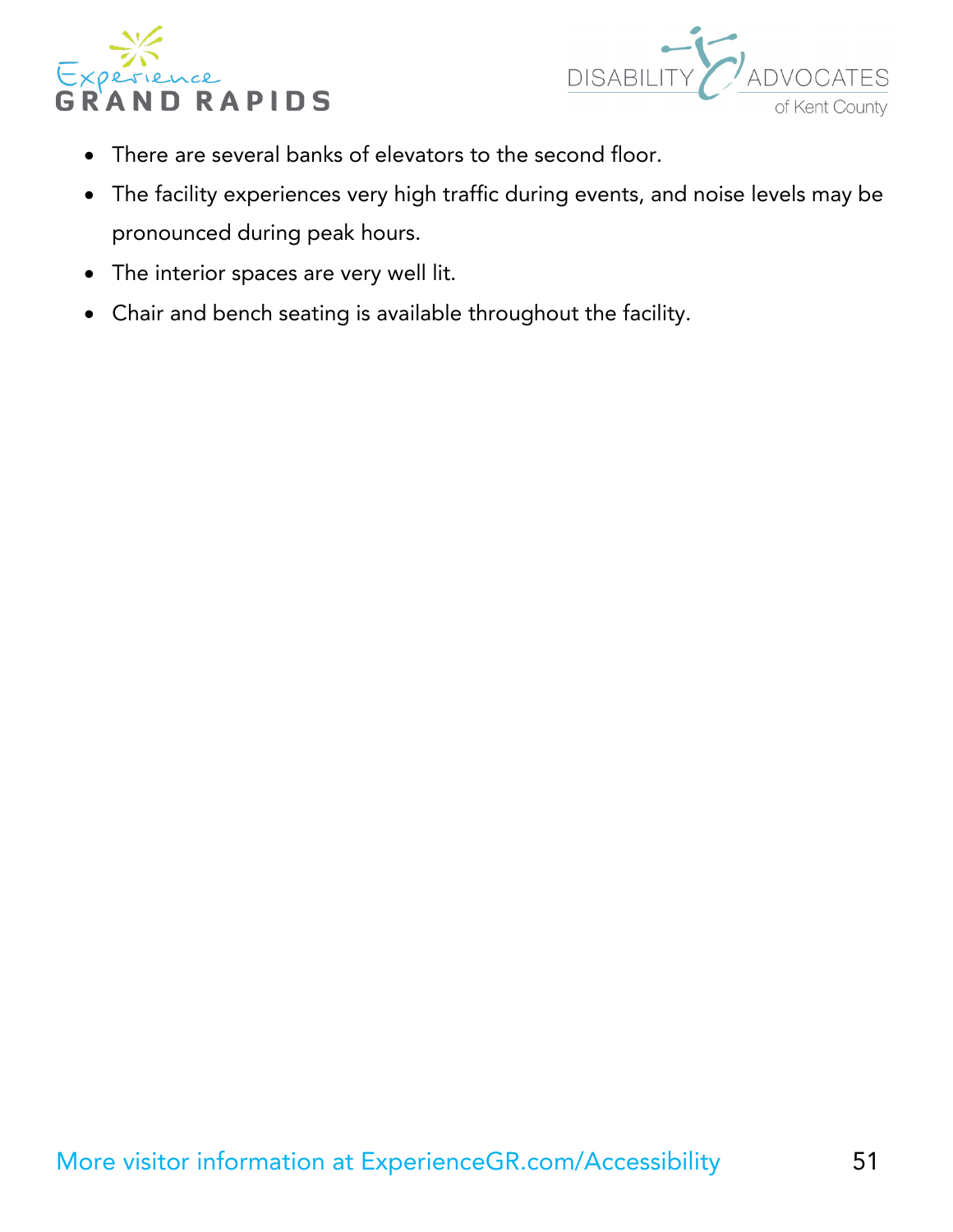- There are several banks of elevators to the second floor.
- The facility experiences very high traffic during events, and noise levels may be pronounced during peak hours.
- The interior spaces are very well lit.
- Chair and bench seating is available throughout the facility.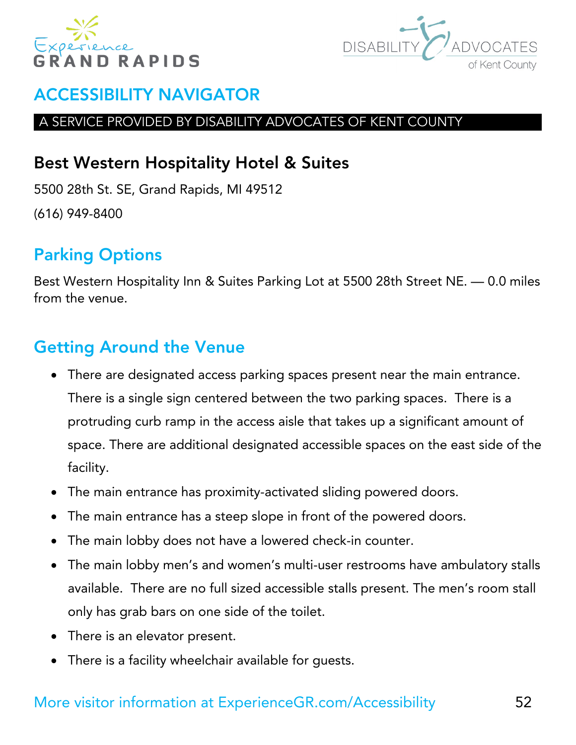# ACCESSIBILITY NAVIGATOR

A SERVICE PROVIDED BY DISABILITY ADVOCATES OF KENT COUNTY

## Best Western Hospitality Hotel & Suites

5500 28th St. SE, Grand Rapids, MI 49512

(616) 949-8400

## Parking Options

Best Western Hospitality Inn & Suites Parking Lot at 5500 28th Street NE. — 0.0 miles from the venue.

## Getting Around the Venue

- There are designated access parking spaces present near the main entrance. There is a single sign centered between the two parking spaces. There is a protruding curb ramp in the access aisle that takes up a significant amount of space. There are additional designated accessible spaces on the east side of the facility.
- The main entrance has proximity-activated sliding powered doors.
- The main entrance has a steep slope in front of the powered doors.
- The main lobby does not have a lowered check-in counter.
- The main lobby men's and women's multi-user restrooms have ambulatory stalls available. There are no full sized accessible stalls present. The men's room stall only has grab bars on one side of the toilet.
- There is an elevator present.
- There is a facility wheelchair available for guests.

More visitor information at ExperienceGR.com/Accessibility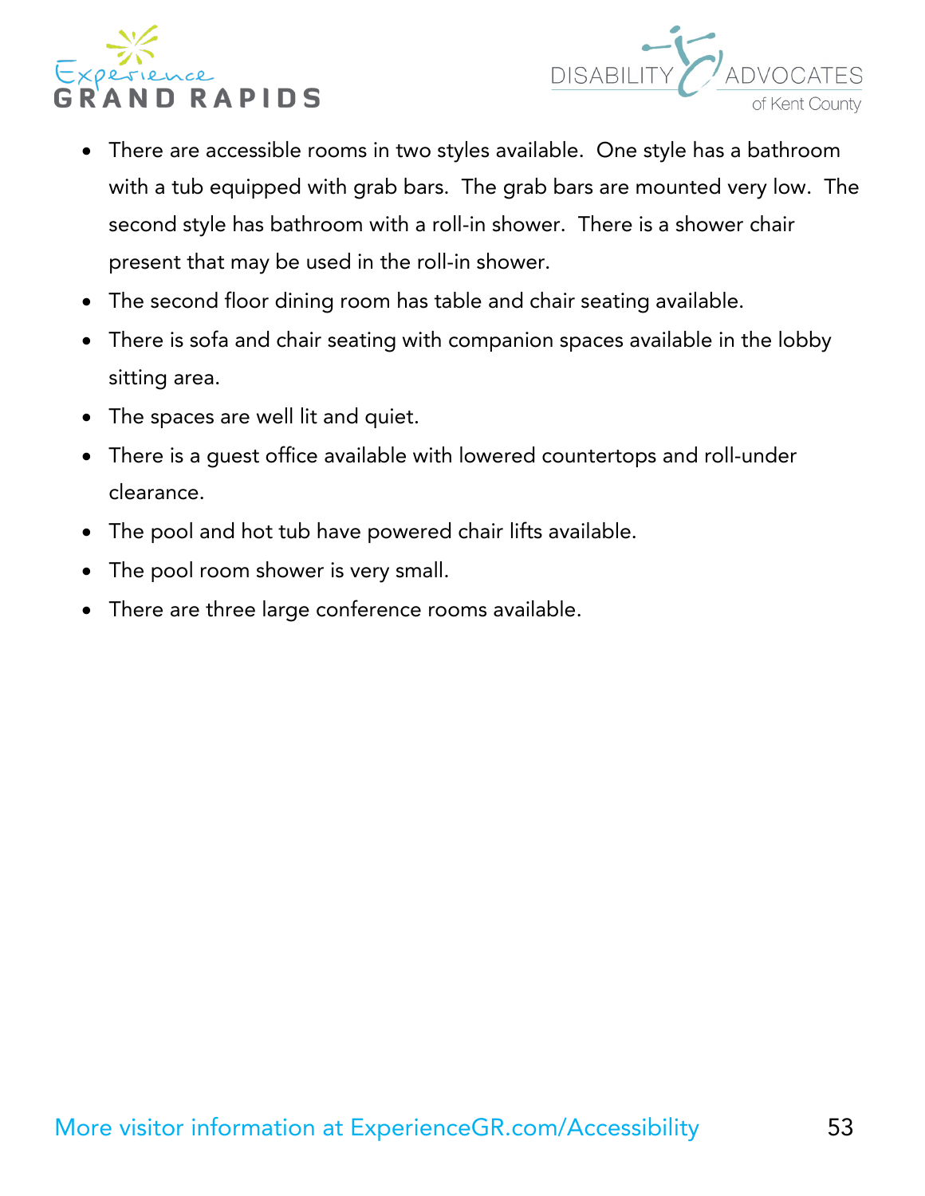- There are accessible rooms in two styles available.  One style has a bathroom with a tub equipped with grab bars.  The grab bars are mounted very low.  The second style has bathroom with a roll-in shower.  There is a shower chair present that may be used in the roll-in shower.
- The second floor dining room has table and chair seating available.
- There is sofa and chair seating with companion spaces available in the lobby sitting area.
- The spaces are well lit and quiet.
- There is a guest office available with lowered countertops and roll-under clearance.
- The pool and hot tub have powered chair lifts available.
- The pool room shower is very small.
- There are three large conference rooms available.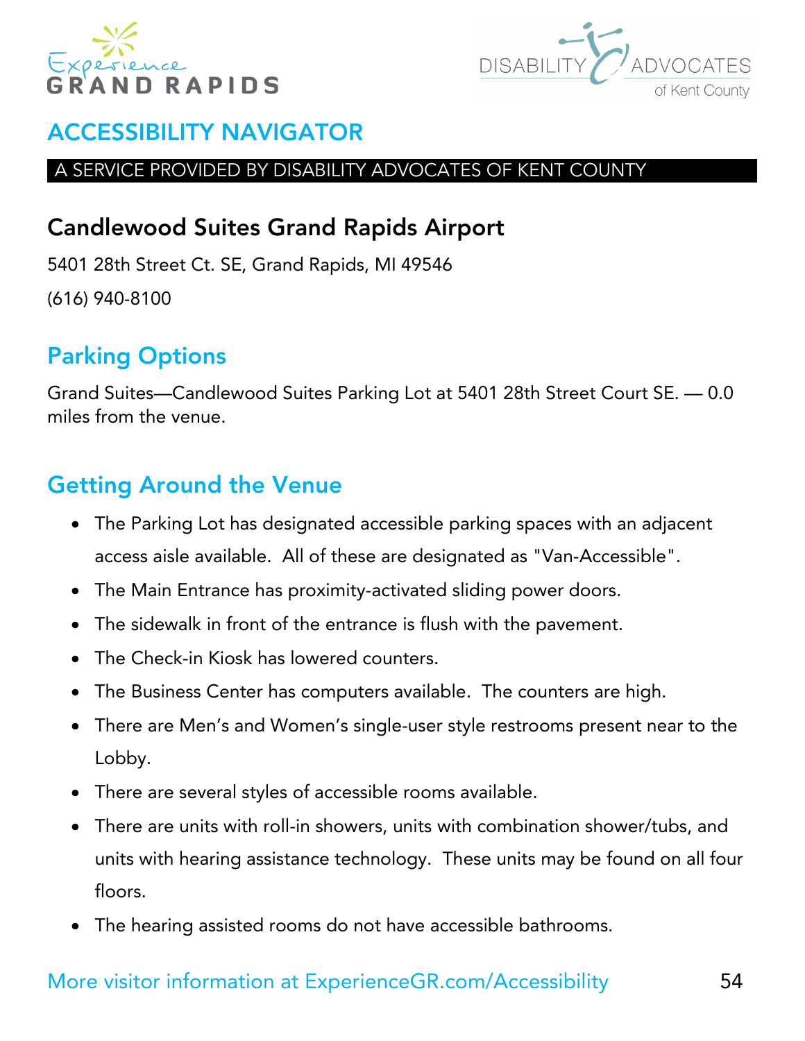# ACCESSIBILITY NAVIGATOR

A SERVICE PROVIDED BY DISABILITY ADVOCATES OF KENT COUNTY

## Candlewood Suites Grand Rapids Airport

5401 28th Street Ct. SE, Grand Rapids, MI 49546

(616) 940-8100

## Parking Options

Grand Suites—Candlewood Suites Parking Lot at 5401 28th Street Court SE. — 0.0 miles from the venue.

## Getting Around the Venue

- The Parking Lot has designated accessible parking spaces with an adjacent access aisle available. All of these are designated as "Van-Accessible".
- The Main Entrance has proximity-activated sliding power doors.
- The sidewalk in front of the entrance is flush with the pavement.
- The Check-in Kiosk has lowered counters.
- The Business Center has computers available. The counters are high.
- There are Men's and Women's single-user style restrooms present near to the Lobby.
- There are several styles of accessible rooms available.
- There are units with roll-in showers, units with combination shower/tubs, and units with hearing assistance technology. These units may be found on all four floors.
- The hearing assisted rooms do not have accessible bathrooms.

More visitor information at ExperienceGR.com/Accessibility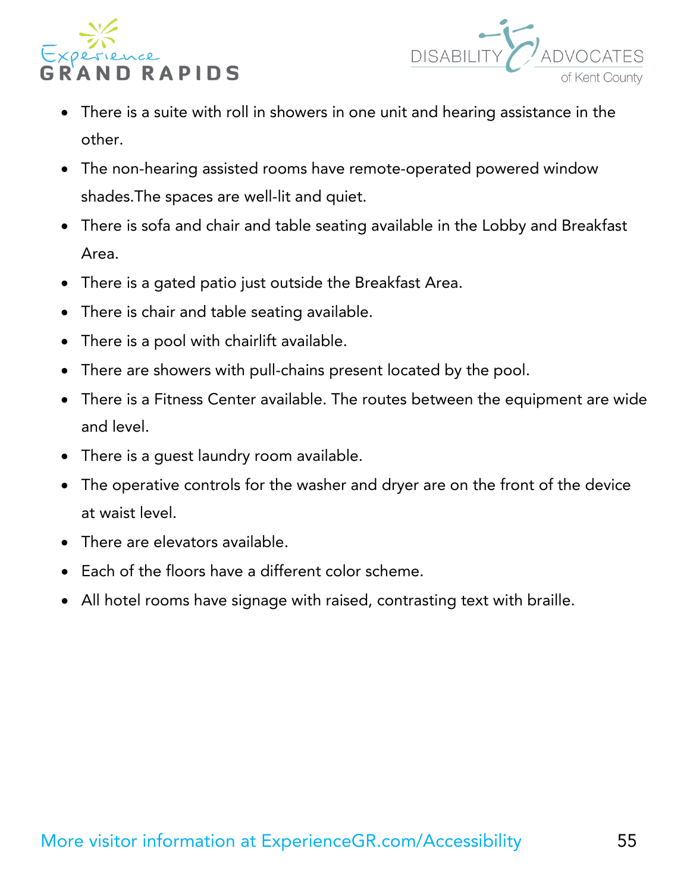- There is a suite with roll in showers in one unit and hearing assistance in the other.
- The non-hearing assisted rooms have remote-operated powered window shades.The spaces are well-lit and quiet.
- There is sofa and chair and table seating available in the Lobby and Breakfast Area.
- There is a gated patio just outside the Breakfast Area.
- There is chair and table seating available.
- There is a pool with chairlift available.
- There are showers with pull-chains present located by the pool.
- There is a Fitness Center available. The routes between the equipment are wide and level.
- There is a guest laundry room available.
- The operative controls for the washer and dryer are on the front of the device at waist level.
- There are elevators available.
- Each of the floors have a different color scheme.
- All hotel rooms have signage with raised, contrasting text with braille.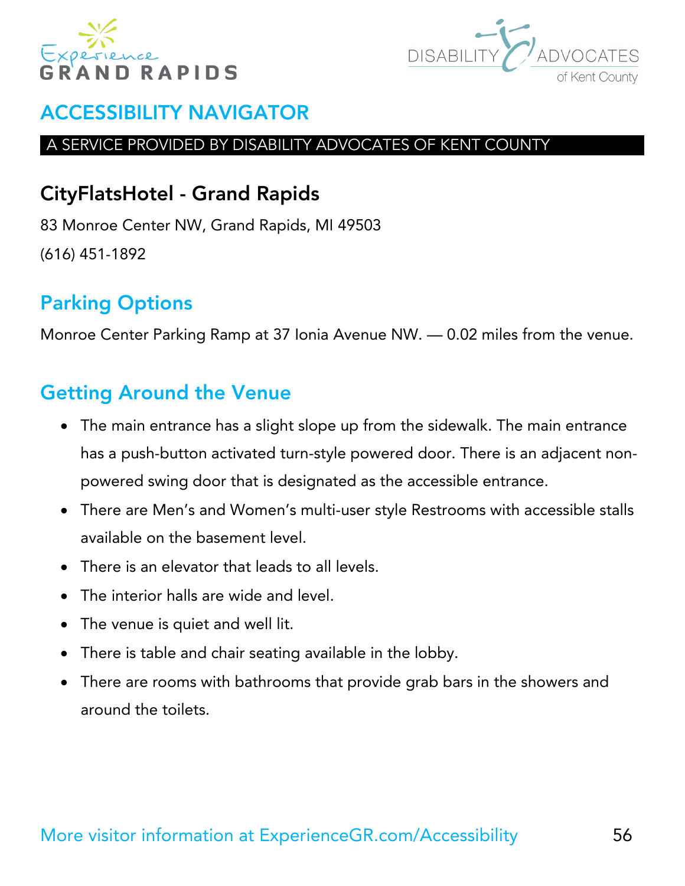# ACCESSIBILITY NAVIGATOR

A SERVICE PROVIDED BY DISABILITY ADVOCATES OF KENT COUNTY

## CityFlatsHotel - Grand Rapids

83 Monroe Center NW, Grand Rapids, MI 49503

(616) 451-1892

## Parking Options

Monroe Center Parking Ramp at 37 Ionia Avenue NW. — 0.02 miles from the venue.

## Getting Around the Venue

- The main entrance has a slight slope up from the sidewalk. The main entrance has a push-button activated turn-style powered door. There is an adjacent non-powered swing door that is designated as the accessible entrance.
- There are Men's and Women's multi-user style Restrooms with accessible stalls available on the basement level.
- There is an elevator that leads to all levels.
- The interior halls are wide and level.
- The venue is quiet and well lit.
- There is table and chair seating available in the lobby.
- There are rooms with bathrooms that provide grab bars in the showers and around the toilets.

More visitor information at ExperienceGR.com/Accessibility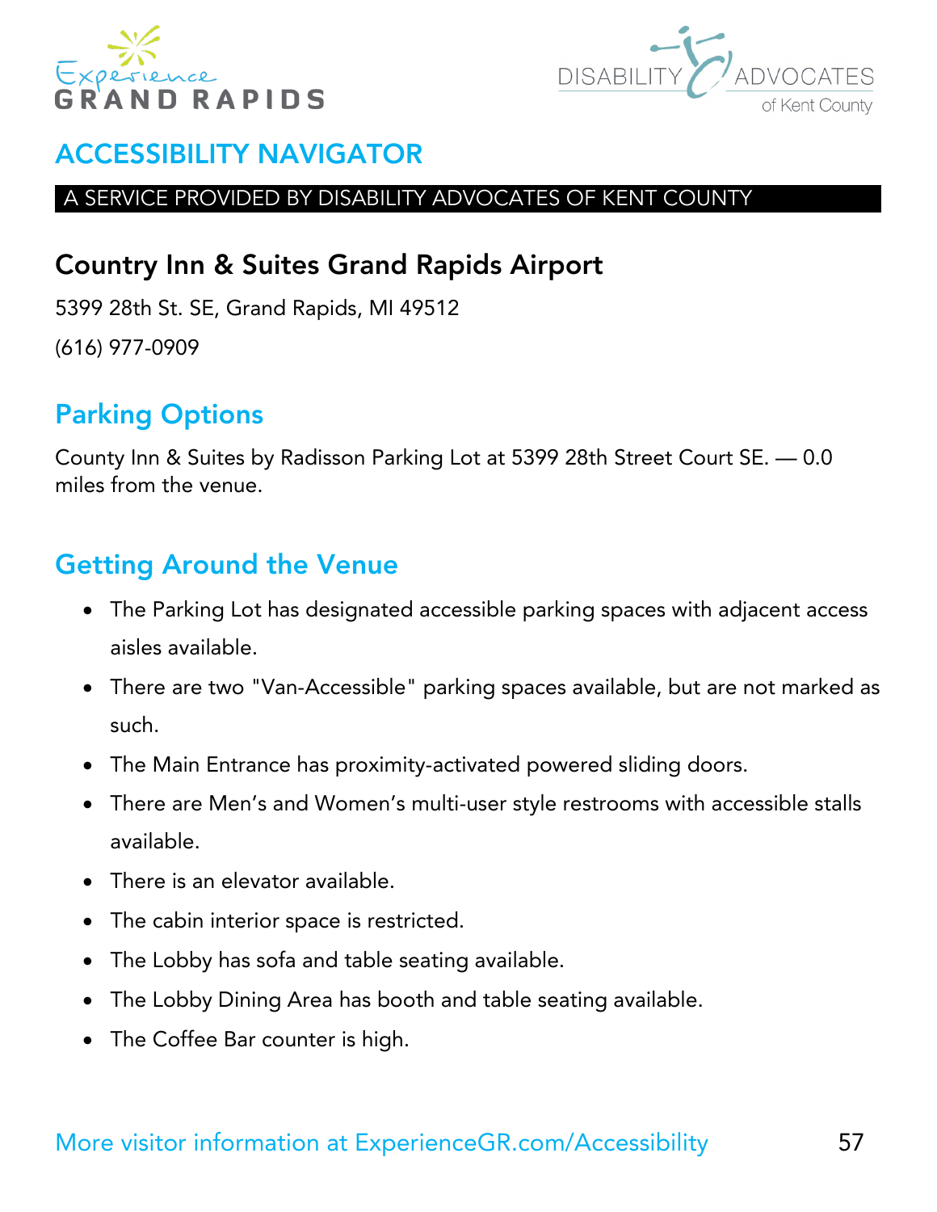## ACCESSIBILITY NAVIGATOR

A SERVICE PROVIDED BY DISABILITY ADVOCATES OF KENT COUNTY

# Country Inn & Suites Grand Rapids Airport

5399 28th St. SE, Grand Rapids, MI 49512

(616) 977-0909

## Parking Options

County Inn & Suites by Radisson Parking Lot at 5399 28th Street Court SE. — 0.0 miles from the venue.

## Getting Around the Venue

- The Parking Lot has designated accessible parking spaces with adjacent access aisles available.
- There are two "Van-Accessible" parking spaces available, but are not marked as such.
- The Main Entrance has proximity-activated powered sliding doors.
- There are Men's and Women's multi-user style restrooms with accessible stalls available.
- There is an elevator available.
- The cabin interior space is restricted.
- The Lobby has sofa and table seating available.
- The Lobby Dining Area has booth and table seating available.
- The Coffee Bar counter is high.

More visitor information at ExperienceGR.com/Accessibility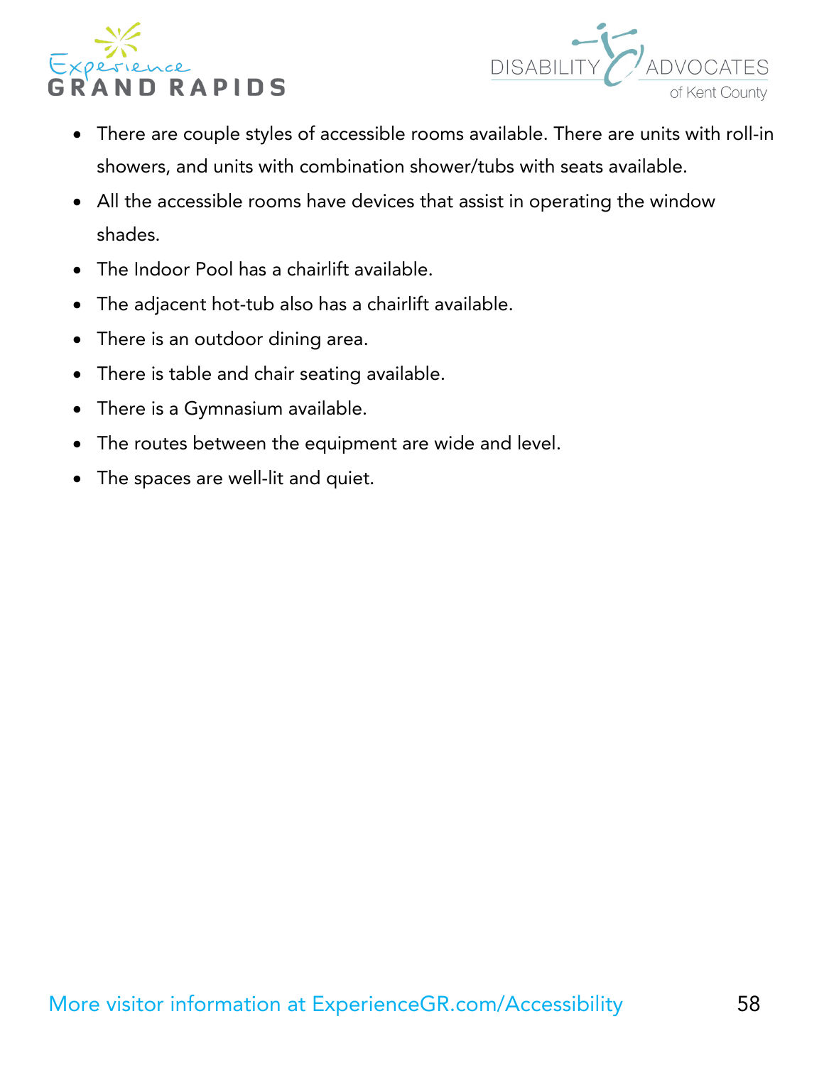- There are couple styles of accessible rooms available. There are units with roll-in showers, and units with combination shower/tubs with seats available.
- All the accessible rooms have devices that assist in operating the window shades.
- The Indoor Pool has a chairlift available.
- The adjacent hot-tub also has a chairlift available.
- There is an outdoor dining area.
- There is table and chair seating available.
- There is a Gymnasium available.
- The routes between the equipment are wide and level.
- The spaces are well-lit and quiet.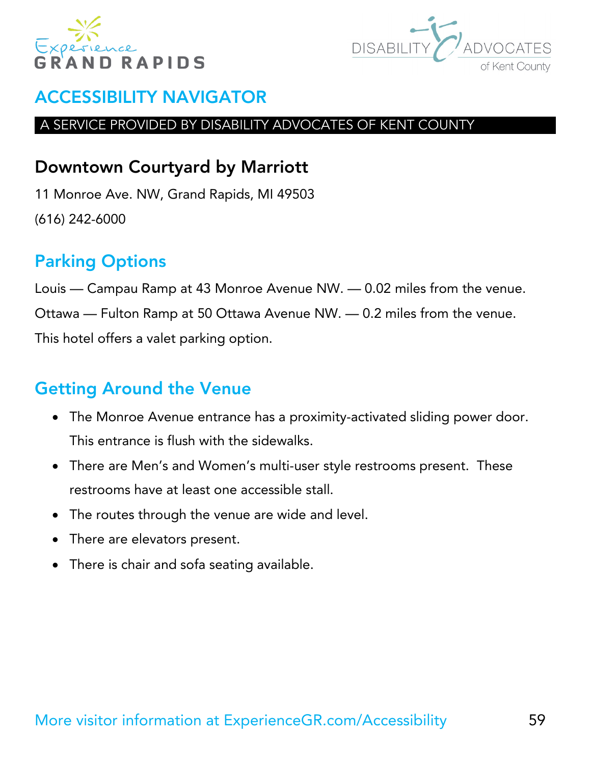# ACCESSIBILITY NAVIGATOR

A SERVICE PROVIDED BY DISABILITY ADVOCATES OF KENT COUNTY

## Downtown Courtyard by Marriott

11 Monroe Ave. NW, Grand Rapids, MI 49503

(616) 242-6000

## Parking Options

Louis — Campau Ramp at 43 Monroe Avenue NW. — 0.02 miles from the venue.

Ottawa — Fulton Ramp at 50 Ottawa Avenue NW. — 0.2 miles from the venue.

This hotel offers a valet parking option.

## Getting Around the Venue

- The Monroe Avenue entrance has a proximity-activated sliding power door. This entrance is flush with the sidewalks.
- There are Men's and Women's multi-user style restrooms present. These restrooms have at least one accessible stall.
- The routes through the venue are wide and level.
- There are elevators present.
- There is chair and sofa seating available.

More visitor information at ExperienceGR.com/Accessibility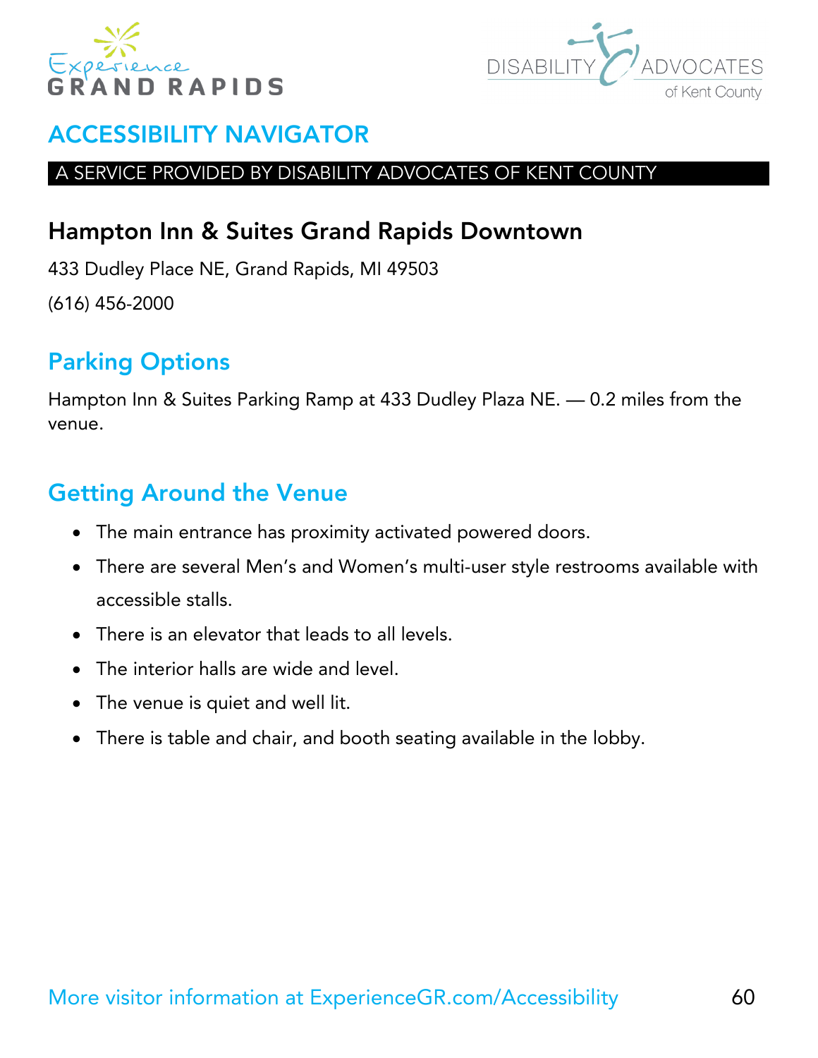# ACCESSIBILITY NAVIGATOR

A SERVICE PROVIDED BY DISABILITY ADVOCATES OF KENT COUNTY

## Hampton Inn & Suites Grand Rapids Downtown

433 Dudley Place NE, Grand Rapids, MI 49503

(616) 456-2000

## Parking Options

Hampton Inn & Suites Parking Ramp at 433 Dudley Plaza NE. — 0.2 miles from the venue.

## Getting Around the Venue

- The main entrance has proximity activated powered doors.
- There are several Men's and Women's multi-user style restrooms available with accessible stalls.
- There is an elevator that leads to all levels.
- The interior halls are wide and level.
- The venue is quiet and well lit.
- There is table and chair, and booth seating available in the lobby.

More visitor information at ExperienceGR.com/Accessibility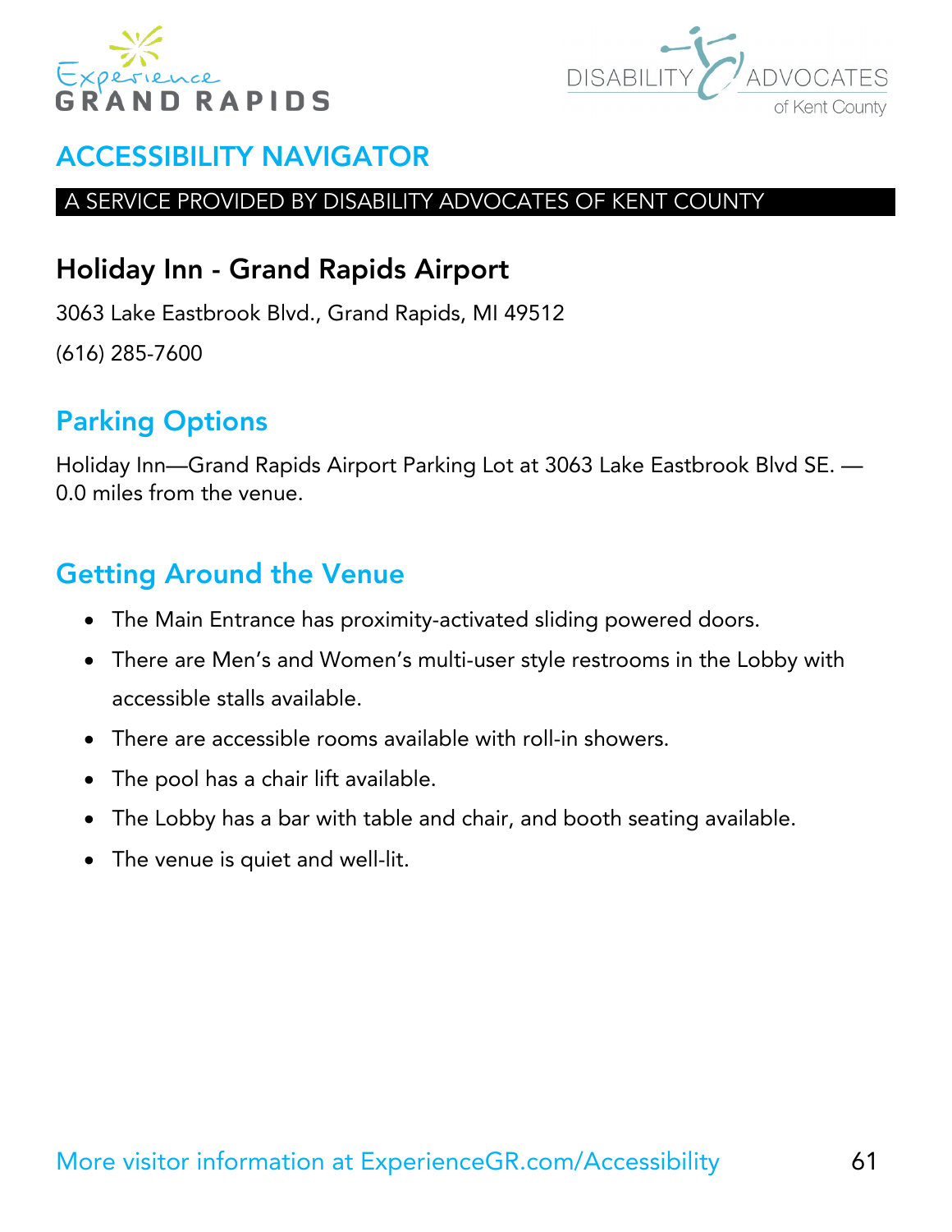# ACCESSIBILITY NAVIGATOR

A SERVICE PROVIDED BY DISABILITY ADVOCATES OF KENT COUNTY

## Holiday Inn - Grand Rapids Airport

3063 Lake Eastbrook Blvd., Grand Rapids, MI 49512

(616) 285-7600

## Parking Options

Holiday Inn—Grand Rapids Airport Parking Lot at 3063 Lake Eastbrook Blvd SE. — 0.0 miles from the venue.

## Getting Around the Venue

- The Main Entrance has proximity-activated sliding powered doors.
- There are Men's and Women's multi-user style restrooms in the Lobby with accessible stalls available.
- There are accessible rooms available with roll-in showers.
- The pool has a chair lift available.
- The Lobby has a bar with table and chair, and booth seating available.
- The venue is quiet and well-lit.

More visitor information at ExperienceGR.com/Accessibility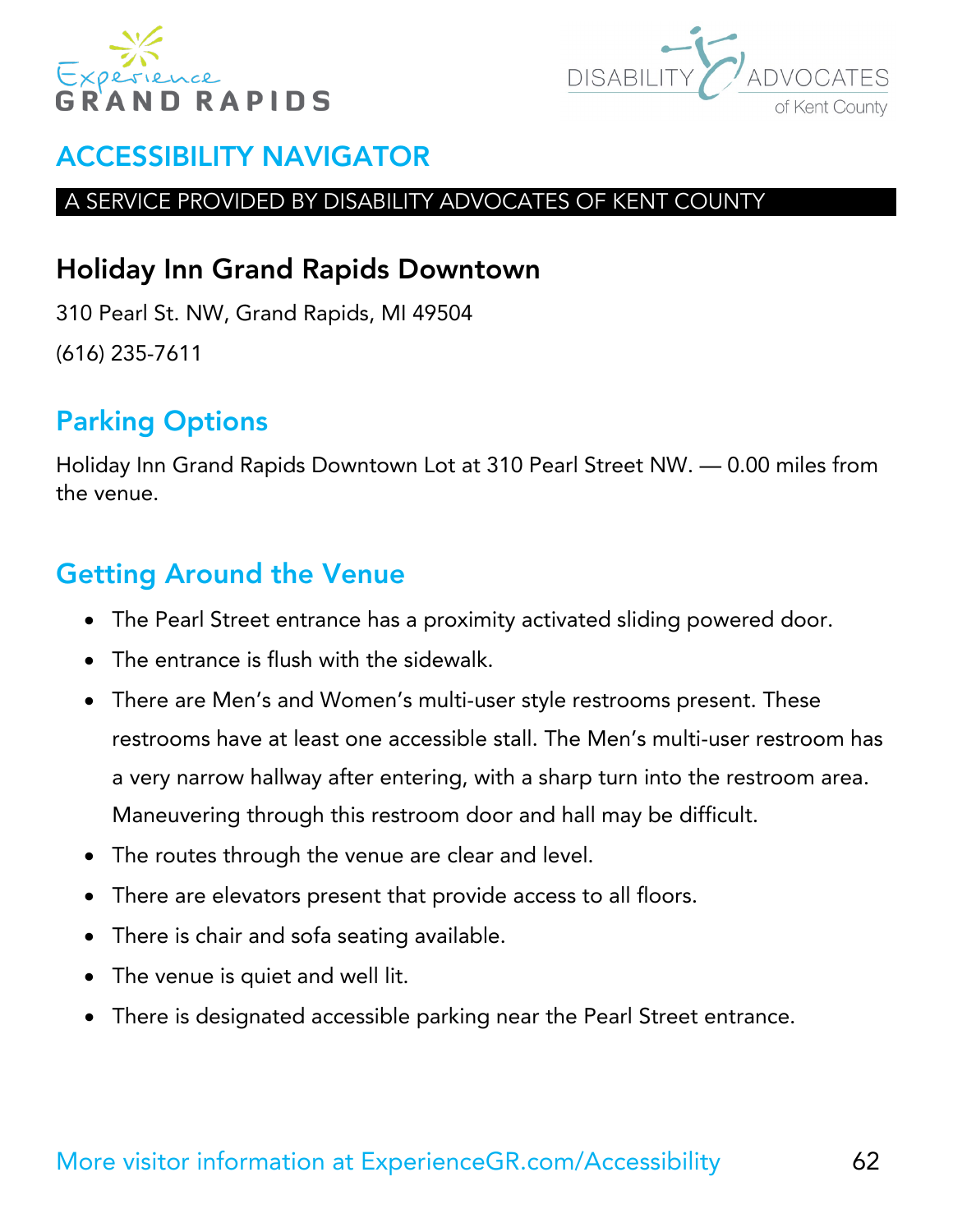## ACCESSIBILITY NAVIGATOR

A SERVICE PROVIDED BY DISABILITY ADVOCATES OF KENT COUNTY

### Holiday Inn Grand Rapids Downtown

310 Pearl St. NW, Grand Rapids, MI 49504

(616) 235-7611

### Parking Options

Holiday Inn Grand Rapids Downtown Lot at 310 Pearl Street NW. — 0.00 miles from the venue.

### Getting Around the Venue

- The Pearl Street entrance has a proximity activated sliding powered door.
- The entrance is flush with the sidewalk.
- There are Men's and Women's multi-user style restrooms present. These restrooms have at least one accessible stall. The Men's multi-user restroom has a very narrow hallway after entering, with a sharp turn into the restroom area. Maneuvering through this restroom door and hall may be difficult.
- The routes through the venue are clear and level.
- There are elevators present that provide access to all floors.
- There is chair and sofa seating available.
- The venue is quiet and well lit.
- There is designated accessible parking near the Pearl Street entrance.

More visitor information at ExperienceGR.com/Accessibility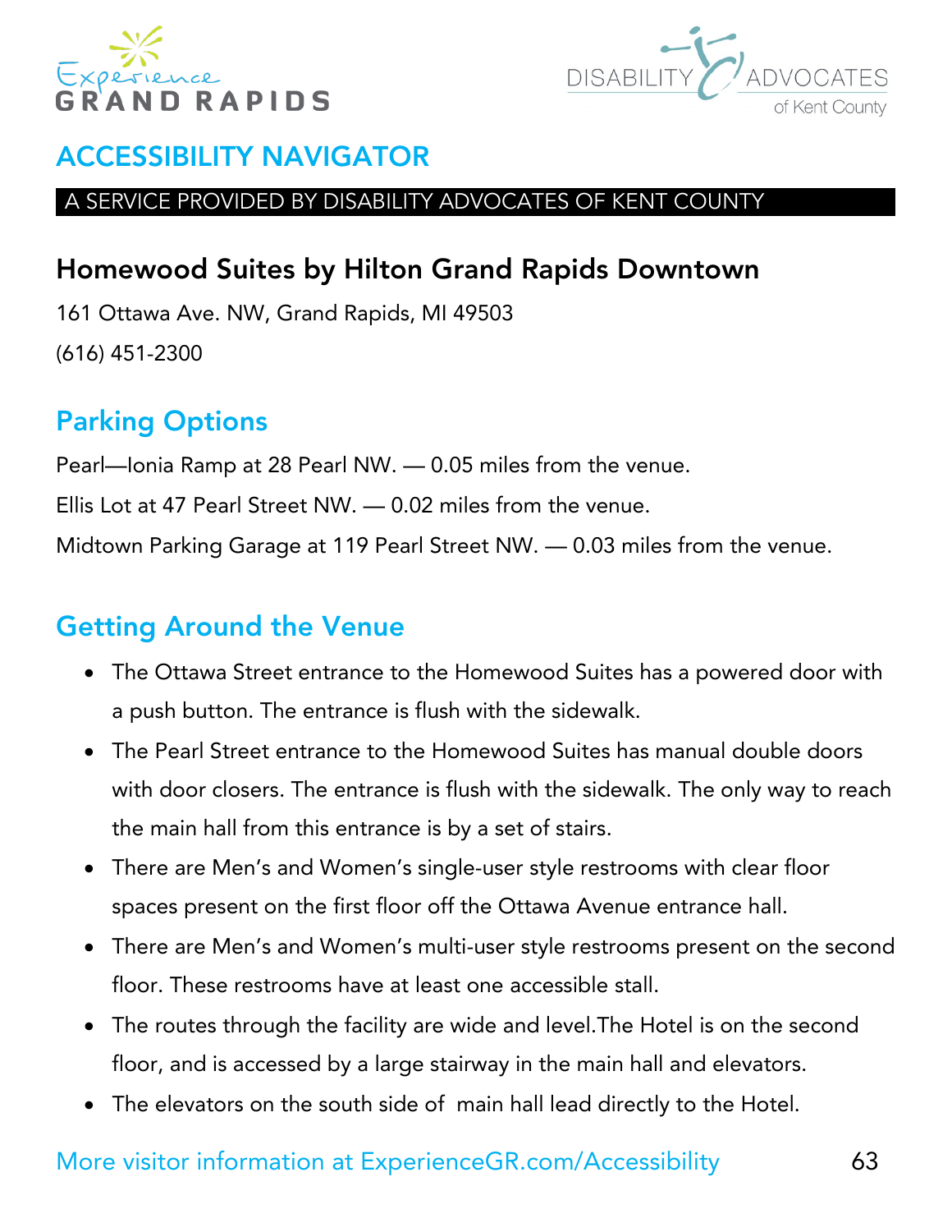# ACCESSIBILITY NAVIGATOR

A SERVICE PROVIDED BY DISABILITY ADVOCATES OF KENT COUNTY

## Homewood Suites by Hilton Grand Rapids Downtown

161 Ottawa Ave. NW, Grand Rapids, MI 49503

(616) 451-2300

## Parking Options

Pearl—Ionia Ramp at 28 Pearl NW. — 0.05 miles from the venue.

Ellis Lot at 47 Pearl Street NW. — 0.02 miles from the venue.

Midtown Parking Garage at 119 Pearl Street NW. — 0.03 miles from the venue.

## Getting Around the Venue

- The Ottawa Street entrance to the Homewood Suites has a powered door with a push button. The entrance is flush with the sidewalk.
- The Pearl Street entrance to the Homewood Suites has manual double doors with door closers. The entrance is flush with the sidewalk. The only way to reach the main hall from this entrance is by a set of stairs.
- There are Men's and Women's single-user style restrooms with clear floor spaces present on the first floor off the Ottawa Avenue entrance hall.
- There are Men's and Women's multi-user style restrooms present on the second floor. These restrooms have at least one accessible stall.
- The routes through the facility are wide and level.The Hotel is on the second floor, and is accessed by a large stairway in the main hall and elevators.
- The elevators on the south side of main hall lead directly to the Hotel.

More visitor information at ExperienceGR.com/Accessibility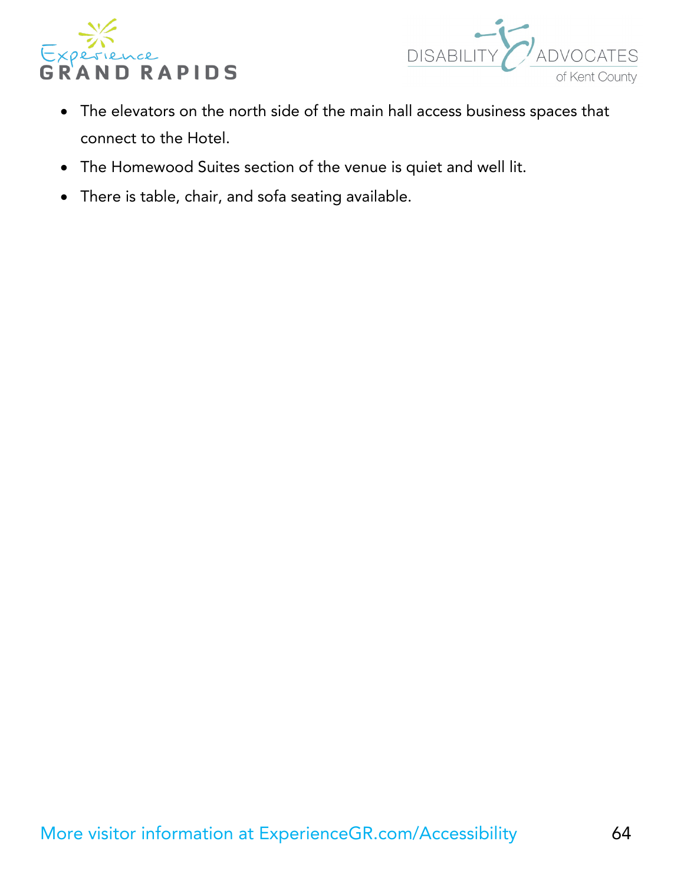- The elevators on the north side of the main hall access business spaces that connect to the Hotel.
- The Homewood Suites section of the venue is quiet and well lit.
- There is table, chair, and sofa seating available.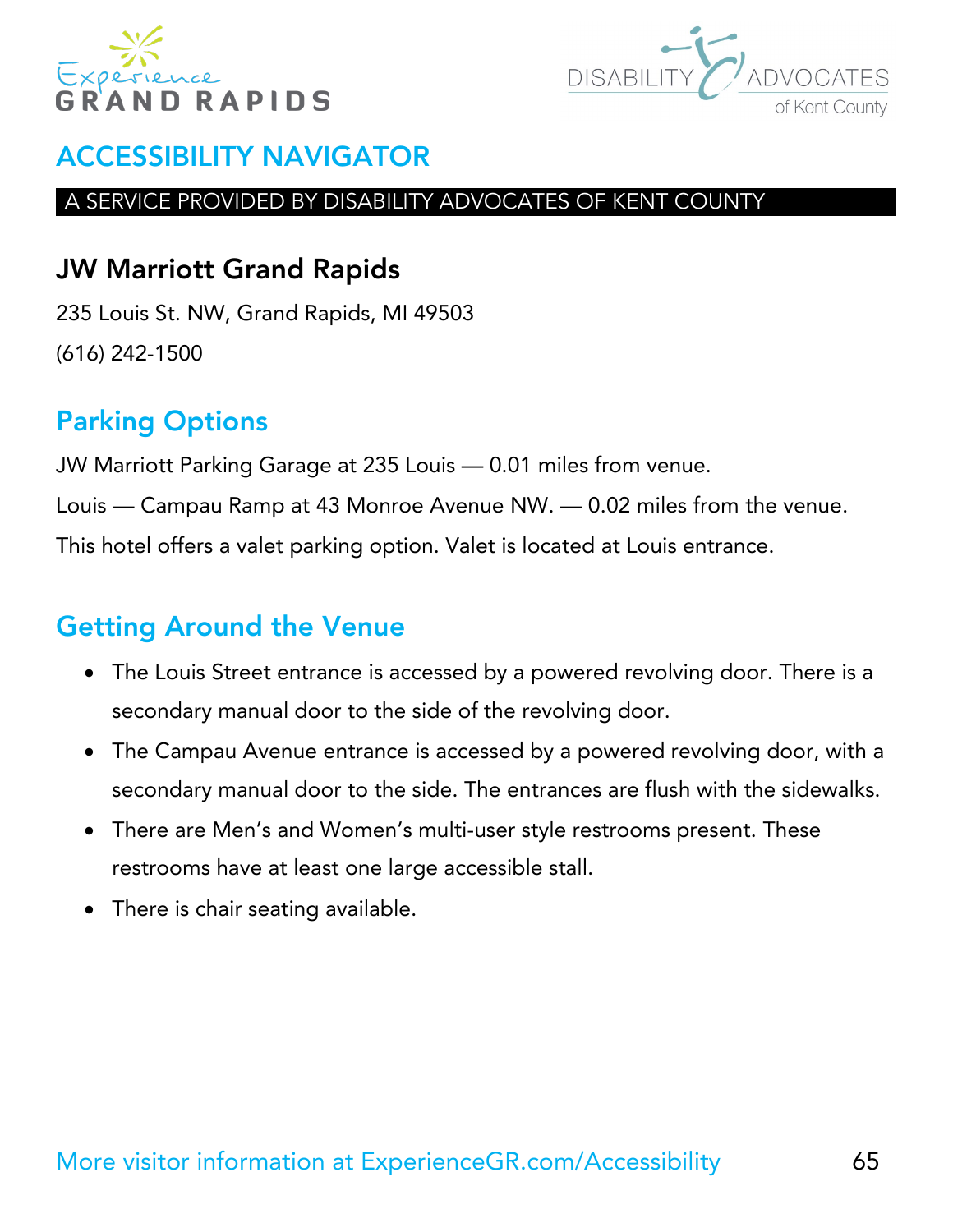## ACCESSIBILITY NAVIGATOR

A SERVICE PROVIDED BY DISABILITY ADVOCATES OF KENT COUNTY

# JW Marriott Grand Rapids

235 Louis St. NW, Grand Rapids, MI 49503

(616) 242-1500

## Parking Options

JW Marriott Parking Garage at 235 Louis — 0.01 miles from venue.

Louis — Campau Ramp at 43 Monroe Avenue NW. — 0.02 miles from the venue.

This hotel offers a valet parking option. Valet is located at Louis entrance.

## Getting Around the Venue

- The Louis Street entrance is accessed by a powered revolving door. There is a secondary manual door to the side of the revolving door.
- The Campau Avenue entrance is accessed by a powered revolving door, with a secondary manual door to the side. The entrances are flush with the sidewalks.
- There are Men's and Women's multi-user style restrooms present. These restrooms have at least one large accessible stall.
- There is chair seating available.

More visitor information at ExperienceGR.com/Accessibility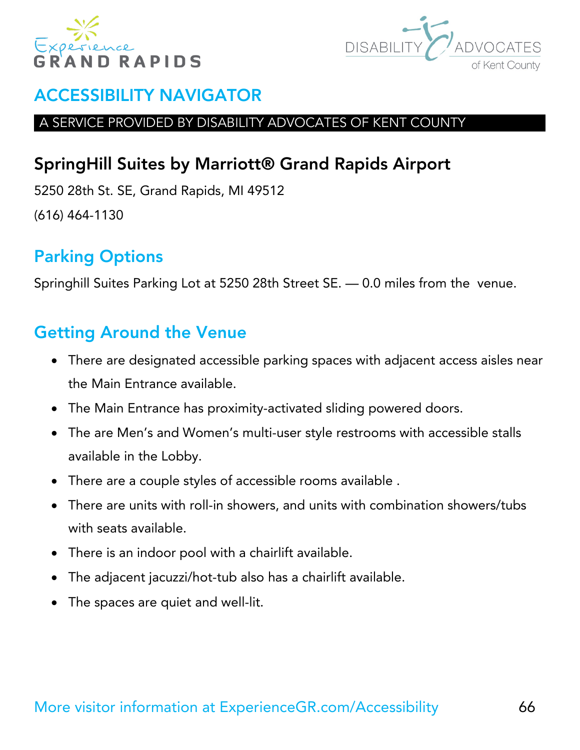## ACCESSIBILITY NAVIGATOR

A SERVICE PROVIDED BY DISABILITY ADVOCATES OF KENT COUNTY

# SpringHill Suites by Marriott® Grand Rapids Airport

5250 28th St. SE, Grand Rapids, MI 49512

(616) 464-1130

## Parking Options

Springhill Suites Parking Lot at 5250 28th Street SE. — 0.0 miles from the venue.

## Getting Around the Venue

- There are designated accessible parking spaces with adjacent access aisles near the Main Entrance available.
- The Main Entrance has proximity-activated sliding powered doors.
- The are Men's and Women's multi-user style restrooms with accessible stalls available in the Lobby.
- There are a couple styles of accessible rooms available .
- There are units with roll-in showers, and units with combination showers/tubs with seats available.
- There is an indoor pool with a chairlift available.
- The adjacent jacuzzi/hot-tub also has a chairlift available.
- The spaces are quiet and well-lit.

More visitor information at ExperienceGR.com/Accessibility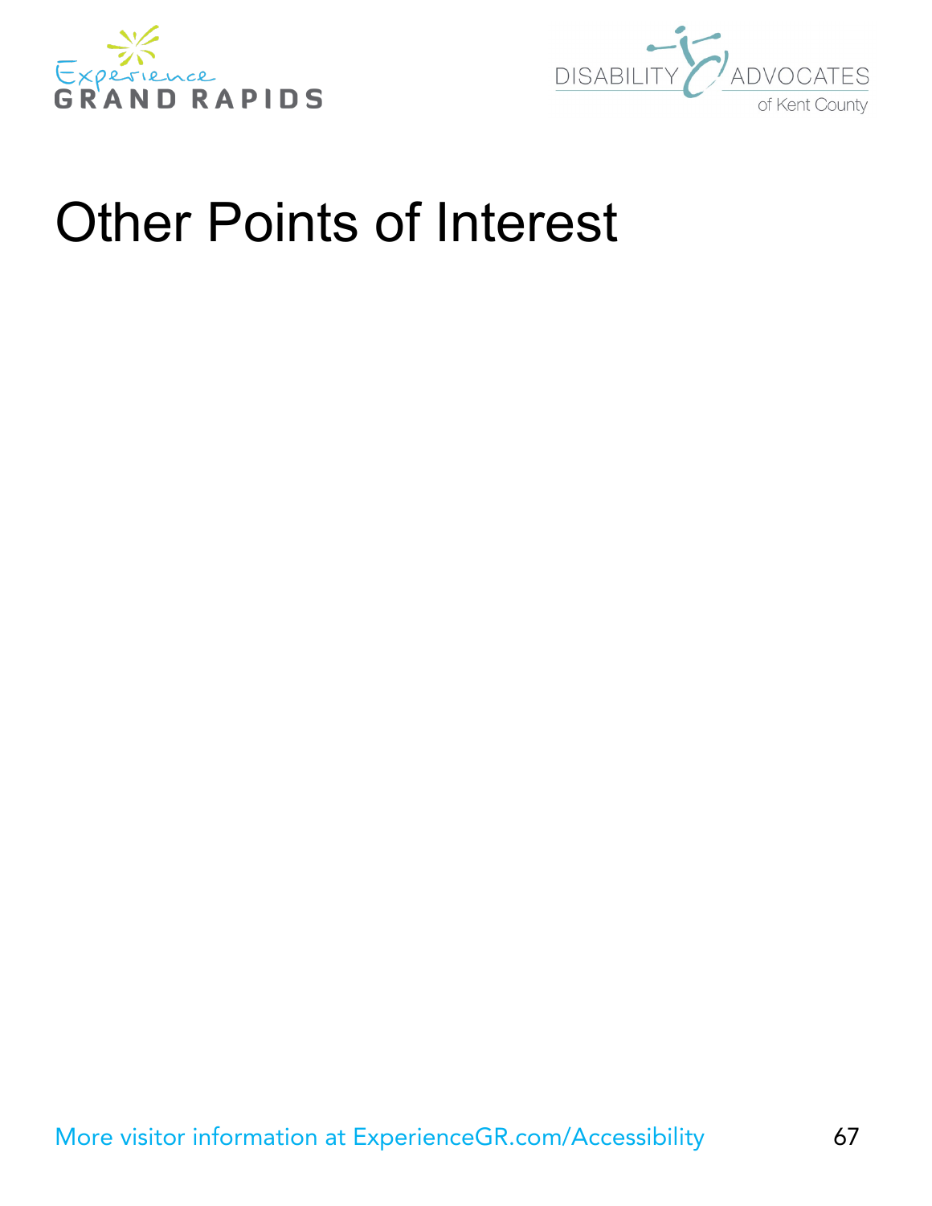# Other Points of Interest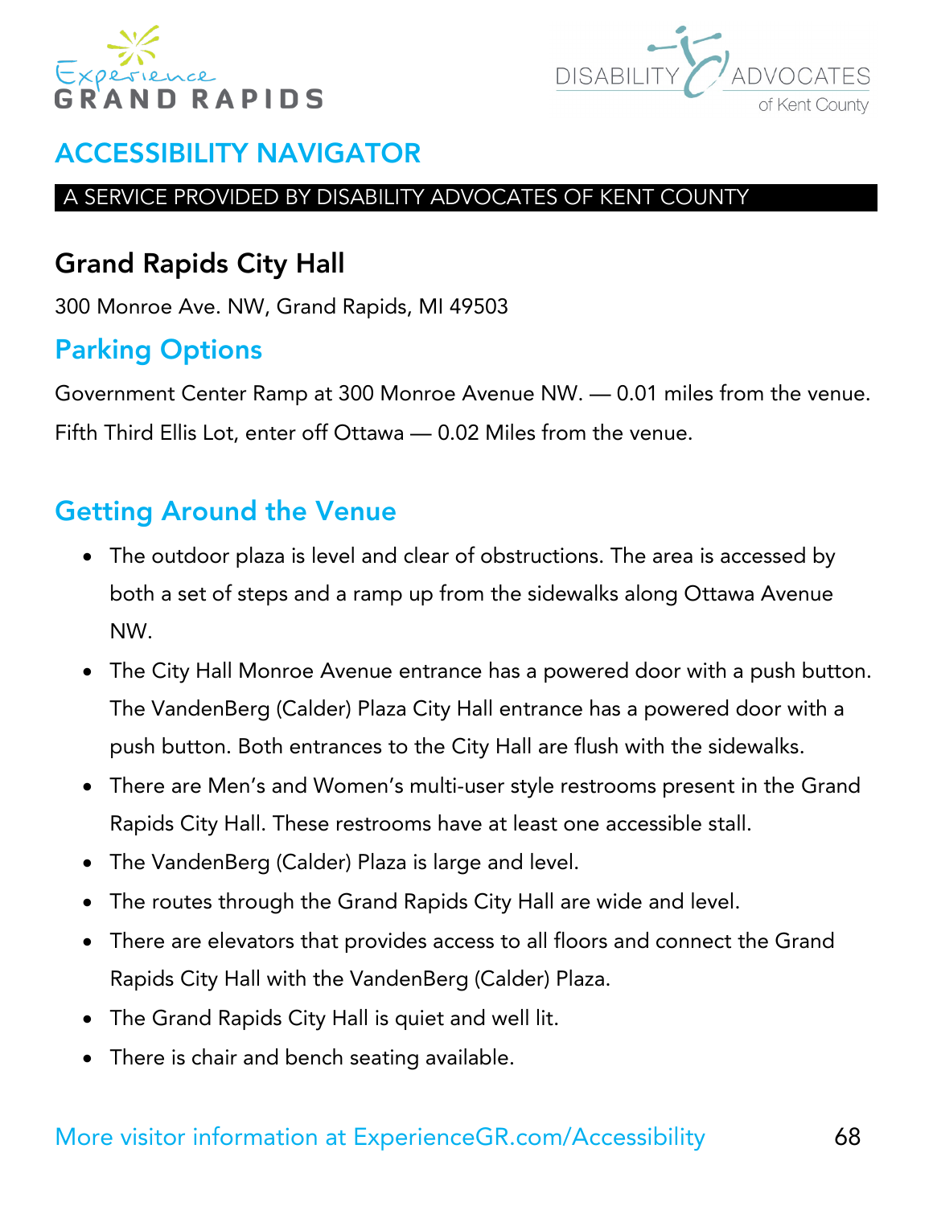## ACCESSIBILITY NAVIGATOR

A SERVICE PROVIDED BY DISABILITY ADVOCATES OF KENT COUNTY

# Grand Rapids City Hall

300 Monroe Ave. NW, Grand Rapids, MI 49503

## Parking Options

Government Center Ramp at 300 Monroe Avenue NW. — 0.01 miles from the venue.

Fifth Third Ellis Lot, enter off Ottawa — 0.02 Miles from the venue.

## Getting Around the Venue

- The outdoor plaza is level and clear of obstructions. The area is accessed by both a set of steps and a ramp up from the sidewalks along Ottawa Avenue NW.
- The City Hall Monroe Avenue entrance has a powered door with a push button. The VandenBerg (Calder) Plaza City Hall entrance has a powered door with a push button. Both entrances to the City Hall are flush with the sidewalks.
- There are Men's and Women's multi-user style restrooms present in the Grand Rapids City Hall. These restrooms have at least one accessible stall.
- The VandenBerg (Calder) Plaza is large and level.
- The routes through the Grand Rapids City Hall are wide and level.
- There are elevators that provides access to all floors and connect the Grand Rapids City Hall with the VandenBerg (Calder) Plaza.
- The Grand Rapids City Hall is quiet and well lit.
- There is chair and bench seating available.

More visitor information at ExperienceGR.com/Accessibility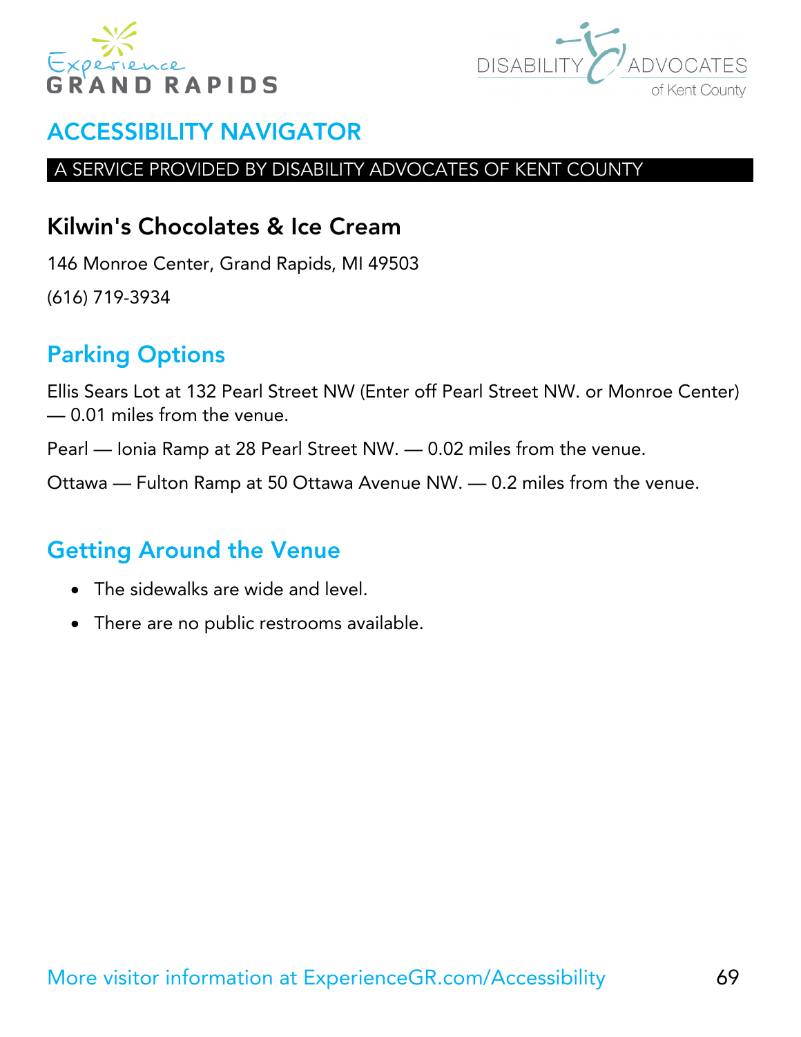# ACCESSIBILITY NAVIGATOR

A SERVICE PROVIDED BY DISABILITY ADVOCATES OF KENT COUNTY

## Kilwin's Chocolates & Ice Cream

146 Monroe Center, Grand Rapids, MI 49503

(616) 719-3934

## Parking Options

Ellis Sears Lot at 132 Pearl Street NW (Enter off Pearl Street NW. or Monroe Center) — 0.01 miles from the venue.

Pearl — Ionia Ramp at 28 Pearl Street NW. — 0.02 miles from the venue.

Ottawa — Fulton Ramp at 50 Ottawa Avenue NW. — 0.2 miles from the venue.

## Getting Around the Venue

- The sidewalks are wide and level.
- There are no public restrooms available.

More visitor information at ExperienceGR.com/Accessibility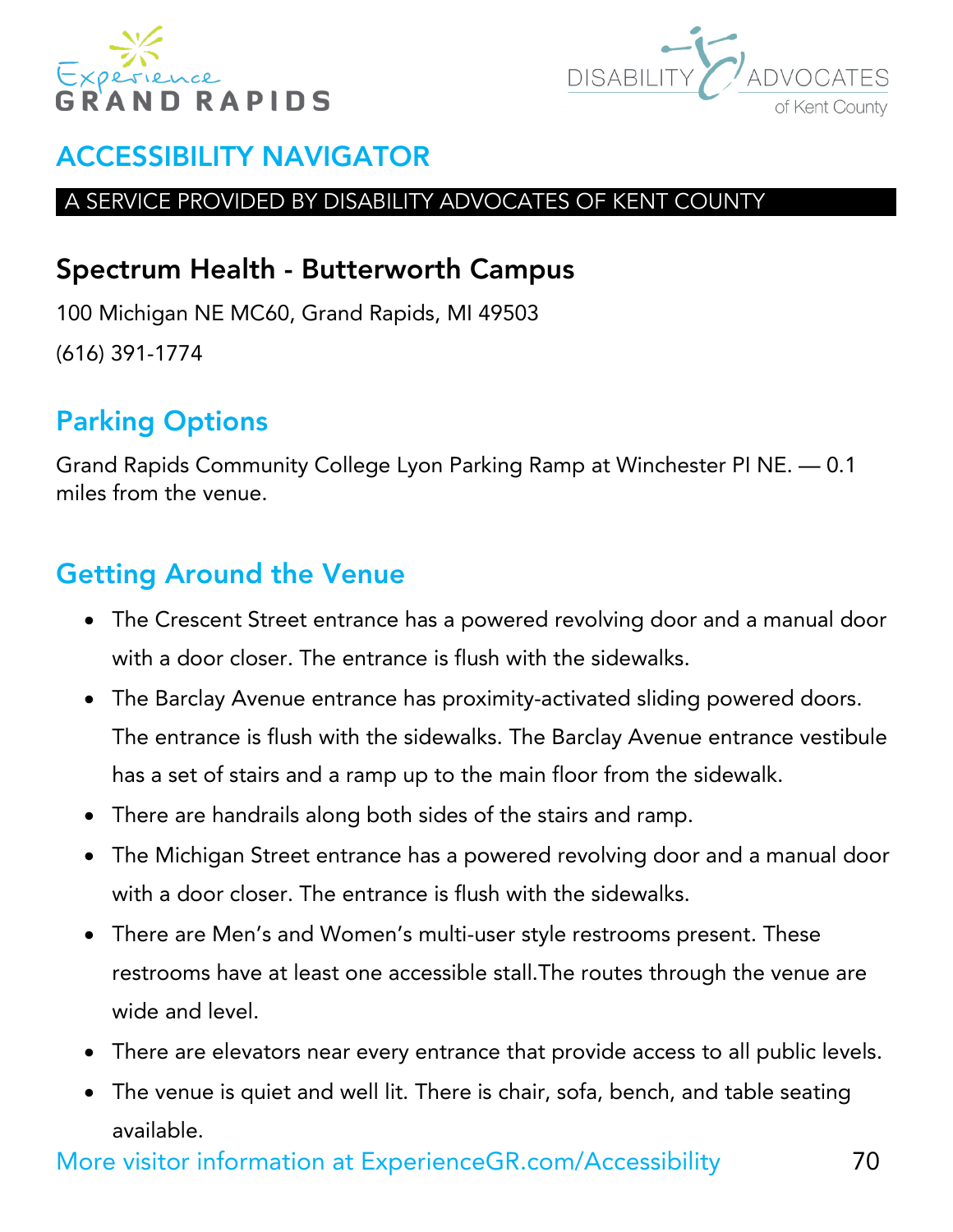# ACCESSIBILITY NAVIGATOR

A SERVICE PROVIDED BY DISABILITY ADVOCATES OF KENT COUNTY

## Spectrum Health - Butterworth Campus

100 Michigan NE MC60, Grand Rapids, MI 49503

(616) 391-1774

## Parking Options

Grand Rapids Community College Lyon Parking Ramp at Winchester Pl NE. — 0.1 miles from the venue.

## Getting Around the Venue

- The Crescent Street entrance has a powered revolving door and a manual door with a door closer. The entrance is flush with the sidewalks.
- The Barclay Avenue entrance has proximity-activated sliding powered doors. The entrance is flush with the sidewalks. The Barclay Avenue entrance vestibule has a set of stairs and a ramp up to the main floor from the sidewalk.
- There are handrails along both sides of the stairs and ramp.
- The Michigan Street entrance has a powered revolving door and a manual door with a door closer. The entrance is flush with the sidewalks.
- There are Men's and Women's multi-user style restrooms present. These restrooms have at least one accessible stall.The routes through the venue are wide and level.
- There are elevators near every entrance that provide access to all public levels.
- The venue is quiet and well lit. There is chair, sofa, bench, and table seating available.

More visitor information at ExperienceGR.com/Accessibility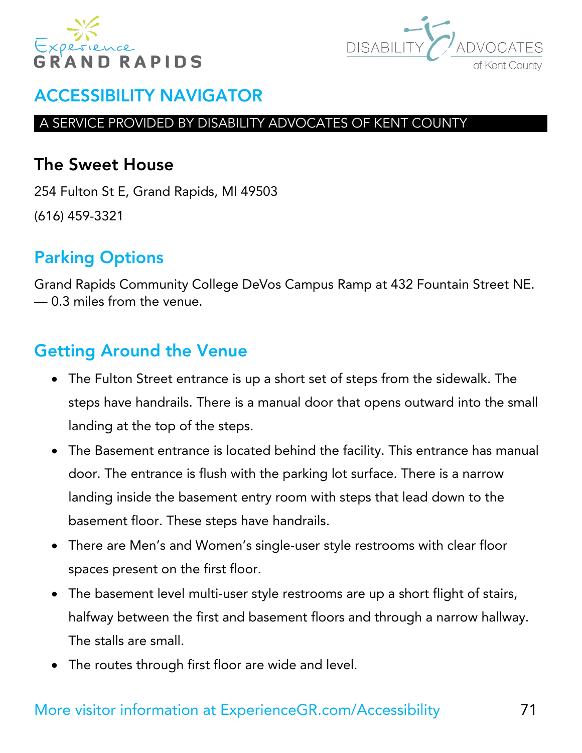# ACCESSIBILITY NAVIGATOR

A SERVICE PROVIDED BY DISABILITY ADVOCATES OF KENT COUNTY

## The Sweet House

254 Fulton St E, Grand Rapids, MI 49503

(616) 459-3321

## Parking Options

Grand Rapids Community College DeVos Campus Ramp at 432 Fountain Street NE. — 0.3 miles from the venue.

## Getting Around the Venue

- The Fulton Street entrance is up a short set of steps from the sidewalk. The steps have handrails. There is a manual door that opens outward into the small landing at the top of the steps.
- The Basement entrance is located behind the facility. This entrance has manual door. The entrance is flush with the parking lot surface. There is a narrow landing inside the basement entry room with steps that lead down to the basement floor. These steps have handrails.
- There are Men's and Women's single-user style restrooms with clear floor spaces present on the first floor.
- The basement level multi-user style restrooms are up a short flight of stairs, halfway between the first and basement floors and through a narrow hallway. The stalls are small.
- The routes through first floor are wide and level.

More visitor information at ExperienceGR.com/Accessibility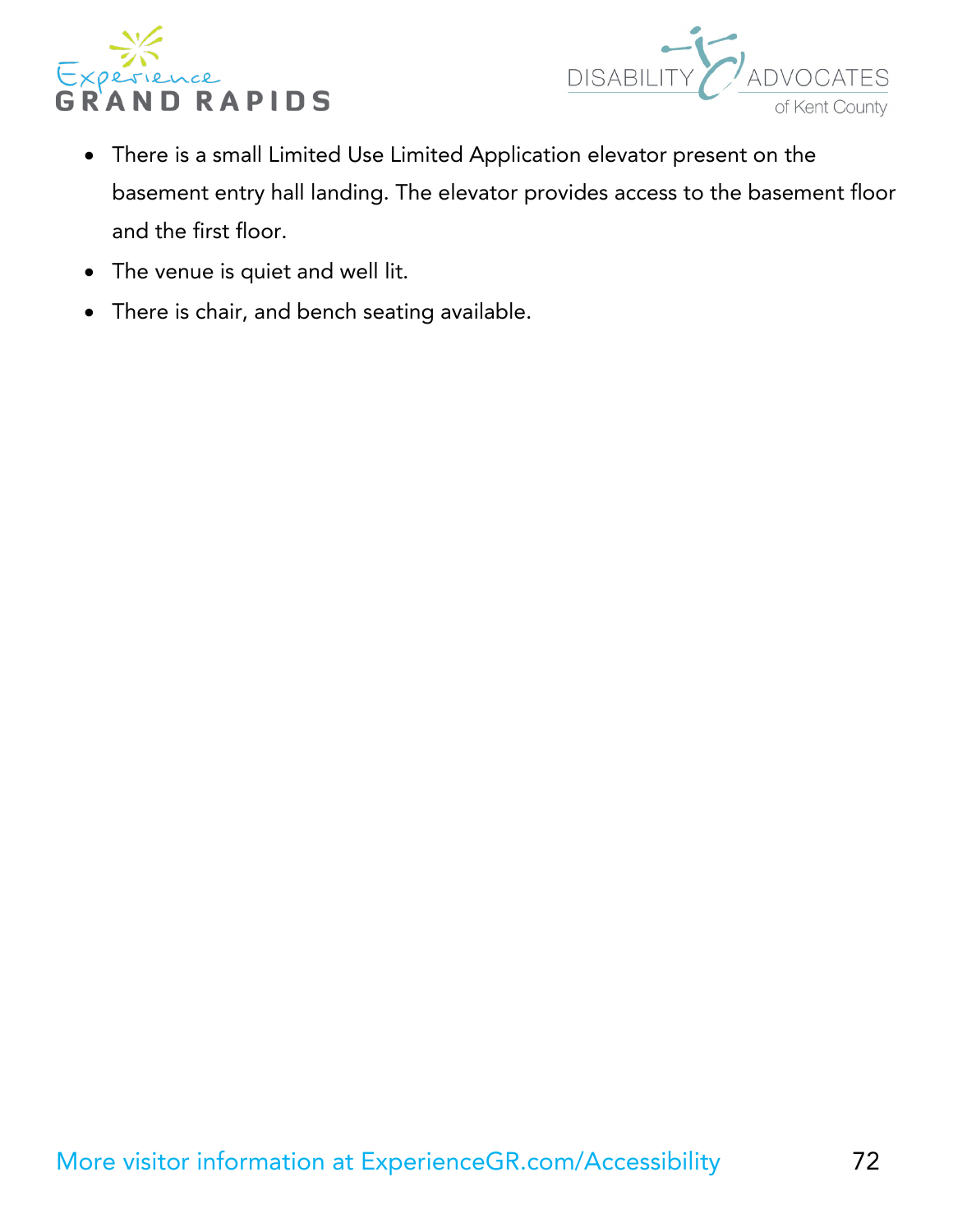- There is a small Limited Use Limited Application elevator present on the basement entry hall landing. The elevator provides access to the basement floor and the first floor.
- The venue is quiet and well lit.
- There is chair, and bench seating available.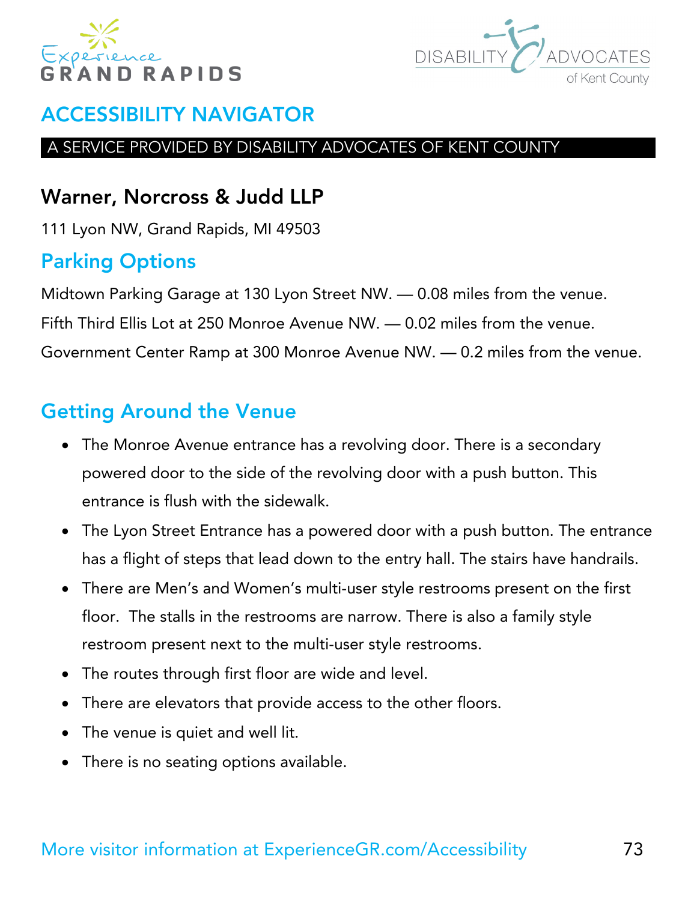# ACCESSIBILITY NAVIGATOR

A SERVICE PROVIDED BY DISABILITY ADVOCATES OF KENT COUNTY

## Warner, Norcross & Judd LLP

111 Lyon NW, Grand Rapids, MI 49503

## Parking Options

Midtown Parking Garage at 130 Lyon Street NW. — 0.08 miles from the venue.

Fifth Third Ellis Lot at 250 Monroe Avenue NW. — 0.02 miles from the venue.

Government Center Ramp at 300 Monroe Avenue NW. — 0.2 miles from the venue.

## Getting Around the Venue

- The Monroe Avenue entrance has a revolving door. There is a secondary powered door to the side of the revolving door with a push button. This entrance is flush with the sidewalk.
- The Lyon Street Entrance has a powered door with a push button. The entrance has a flight of steps that lead down to the entry hall. The stairs have handrails.
- There are Men's and Women's multi-user style restrooms present on the first floor. The stalls in the restrooms are narrow. There is also a family style restroom present next to the multi-user style restrooms.
- The routes through first floor are wide and level.
- There are elevators that provide access to the other floors.
- The venue is quiet and well lit.
- There is no seating options available.

More visitor information at ExperienceGR.com/Accessibility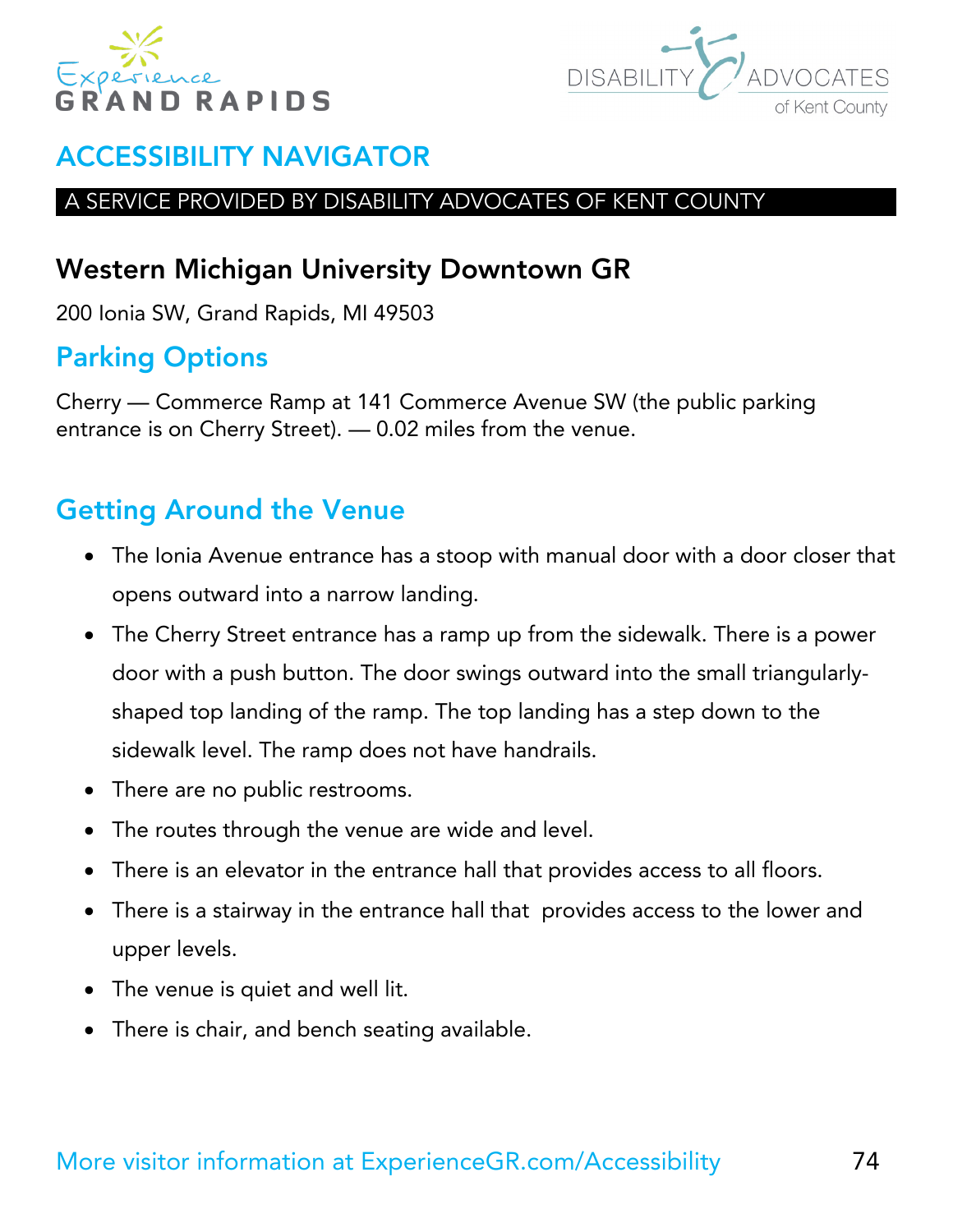# ACCESSIBILITY NAVIGATOR

A SERVICE PROVIDED BY DISABILITY ADVOCATES OF KENT COUNTY

## Western Michigan University Downtown GR

200 Ionia SW, Grand Rapids, MI 49503

## Parking Options

Cherry — Commerce Ramp at 141 Commerce Avenue SW (the public parking entrance is on Cherry Street). — 0.02 miles from the venue.

## Getting Around the Venue

- The Ionia Avenue entrance has a stoop with manual door with a door closer that opens outward into a narrow landing.
- The Cherry Street entrance has a ramp up from the sidewalk. There is a power door with a push button. The door swings outward into the small triangularly-shaped top landing of the ramp. The top landing has a step down to the sidewalk level. The ramp does not have handrails.
- There are no public restrooms.
- The routes through the venue are wide and level.
- There is an elevator in the entrance hall that provides access to all floors.
- There is a stairway in the entrance hall that provides access to the lower and upper levels.
- The venue is quiet and well lit.
- There is chair, and bench seating available.

More visitor information at ExperienceGR.com/Accessibility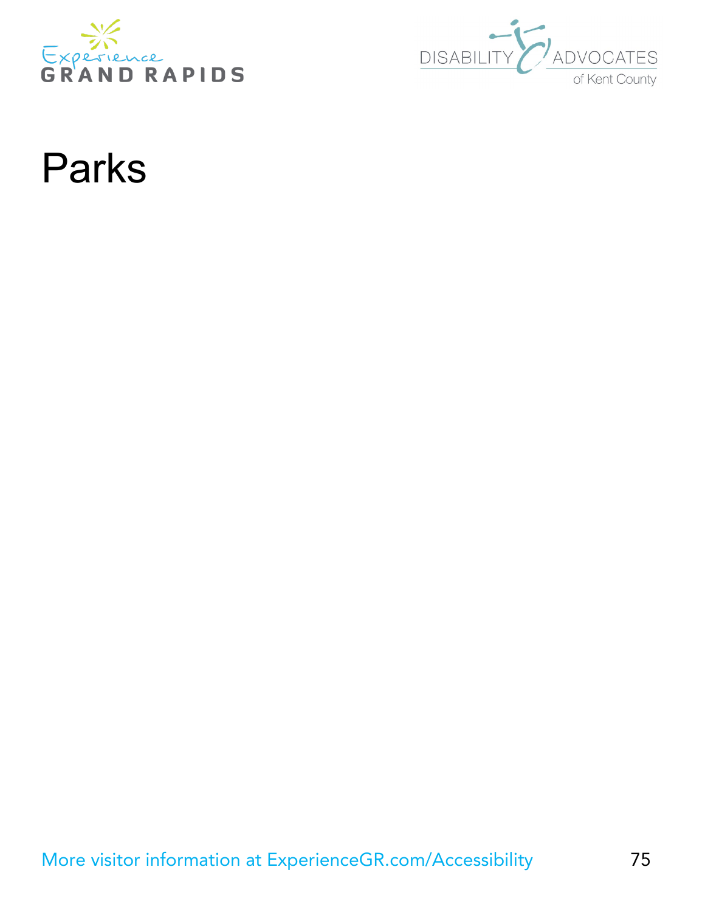# Parks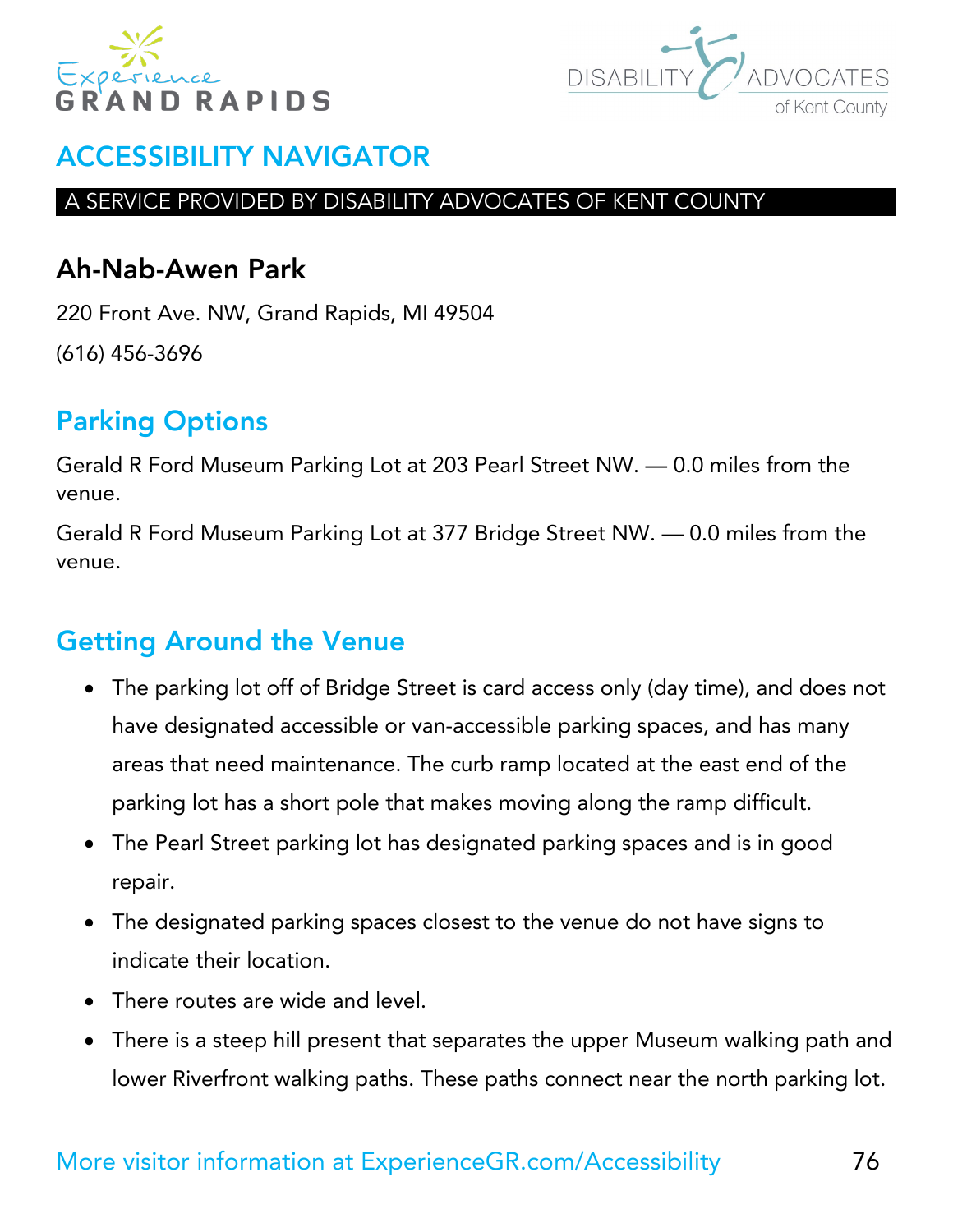## ACCESSIBILITY NAVIGATOR

A SERVICE PROVIDED BY DISABILITY ADVOCATES OF KENT COUNTY

### Ah-Nab-Awen Park

220 Front Ave. NW, Grand Rapids, MI 49504

(616) 456-3696

## Parking Options

Gerald R Ford Museum Parking Lot at 203 Pearl Street NW. — 0.0 miles from the venue.

Gerald R Ford Museum Parking Lot at 377 Bridge Street NW. — 0.0 miles from the venue.

## Getting Around the Venue

- The parking lot off of Bridge Street is card access only (day time), and does not have designated accessible or van-accessible parking spaces, and has many areas that need maintenance. The curb ramp located at the east end of the parking lot has a short pole that makes moving along the ramp difficult.
- The Pearl Street parking lot has designated parking spaces and is in good repair.
- The designated parking spaces closest to the venue do not have signs to indicate their location.
- There routes are wide and level.
- There is a steep hill present that separates the upper Museum walking path and lower Riverfront walking paths. These paths connect near the north parking lot.

More visitor information at ExperienceGR.com/Accessibility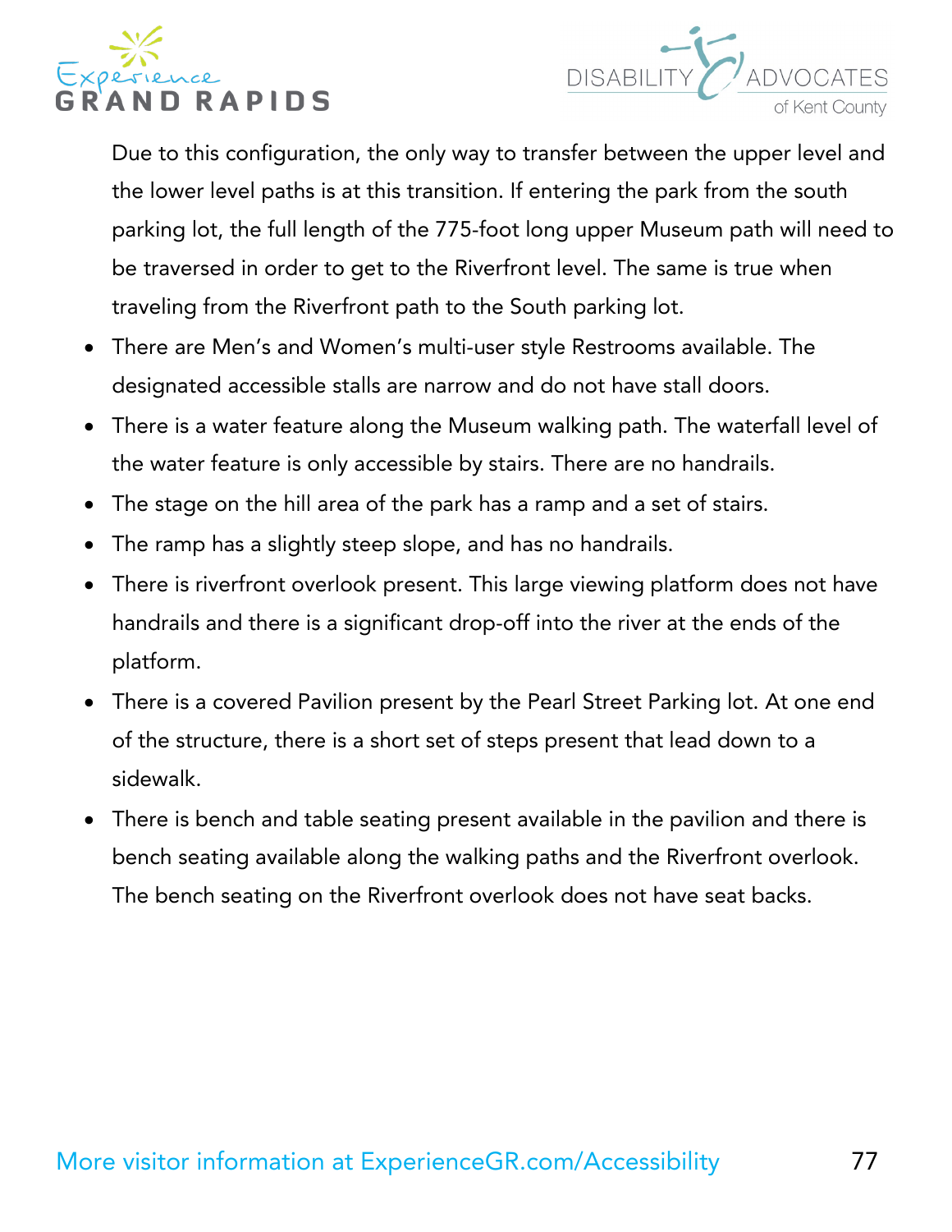Due to this configuration, the only way to transfer between the upper level and the lower level paths is at this transition. If entering the park from the south parking lot, the full length of the 775-foot long upper Museum path will need to be traversed in order to get to the Riverfront level. The same is true when traveling from the Riverfront path to the South parking lot.

- There are Men's and Women's multi-user style Restrooms available. The designated accessible stalls are narrow and do not have stall doors.
- There is a water feature along the Museum walking path. The waterfall level of the water feature is only accessible by stairs. There are no handrails.
- The stage on the hill area of the park has a ramp and a set of stairs.
- The ramp has a slightly steep slope, and has no handrails.
- There is riverfront overlook present. This large viewing platform does not have handrails and there is a significant drop-off into the river at the ends of the platform.
- There is a covered Pavilion present by the Pearl Street Parking lot. At one end of the structure, there is a short set of steps present that lead down to a sidewalk.
- There is bench and table seating present available in the pavilion and there is bench seating available along the walking paths and the Riverfront overlook. The bench seating on the Riverfront overlook does not have seat backs.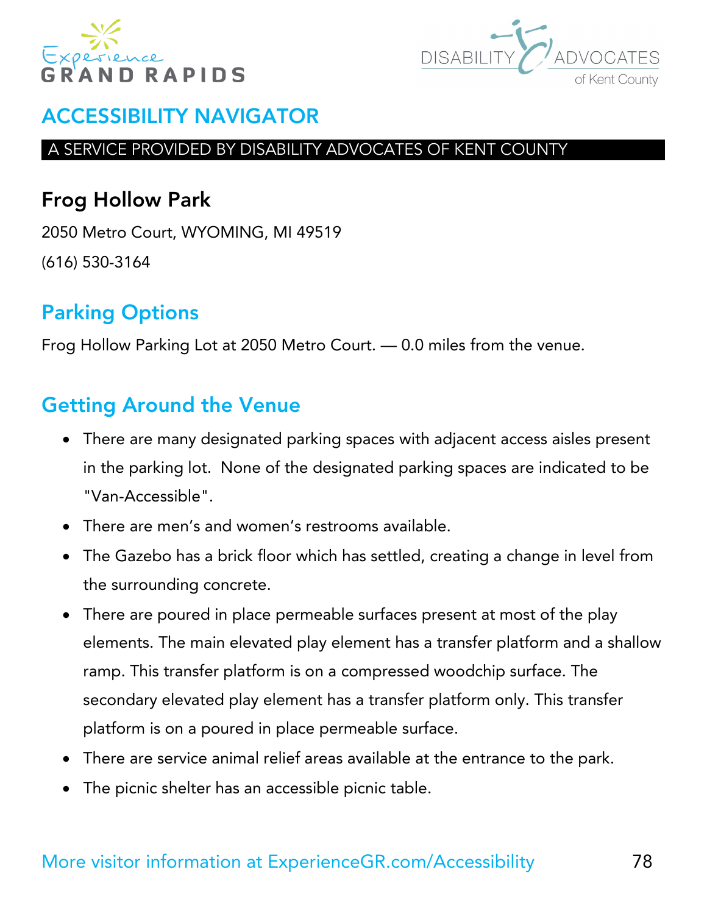## ACCESSIBILITY NAVIGATOR

A SERVICE PROVIDED BY DISABILITY ADVOCATES OF KENT COUNTY

# Frog Hollow Park

2050 Metro Court, WYOMING, MI 49519

(616) 530-3164

## Parking Options

Frog Hollow Parking Lot at 2050 Metro Court. — 0.0 miles from the venue.

## Getting Around the Venue

- There are many designated parking spaces with adjacent access aisles present in the parking lot. None of the designated parking spaces are indicated to be "Van-Accessible".
- There are men's and women's restrooms available.
- The Gazebo has a brick floor which has settled, creating a change in level from the surrounding concrete.
- There are poured in place permeable surfaces present at most of the play elements. The main elevated play element has a transfer platform and a shallow ramp. This transfer platform is on a compressed woodchip surface. The secondary elevated play element has a transfer platform only. This transfer platform is on a poured in place permeable surface.
- There are service animal relief areas available at the entrance to the park.
- The picnic shelter has an accessible picnic table.

More visitor information at ExperienceGR.com/Accessibility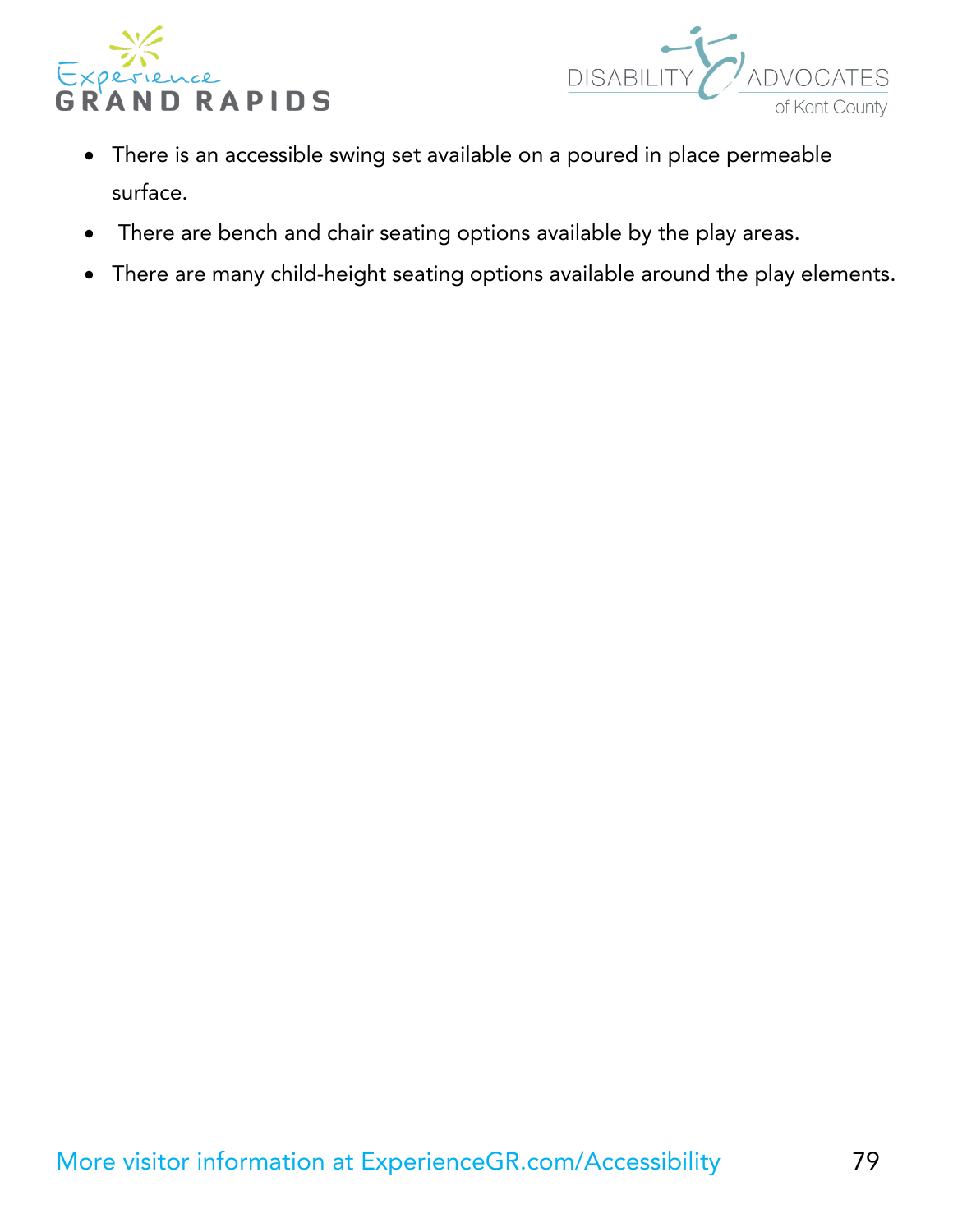- There is an accessible swing set available on a poured in place permeable surface.
- There are bench and chair seating options available by the play areas.
- There are many child-height seating options available around the play elements.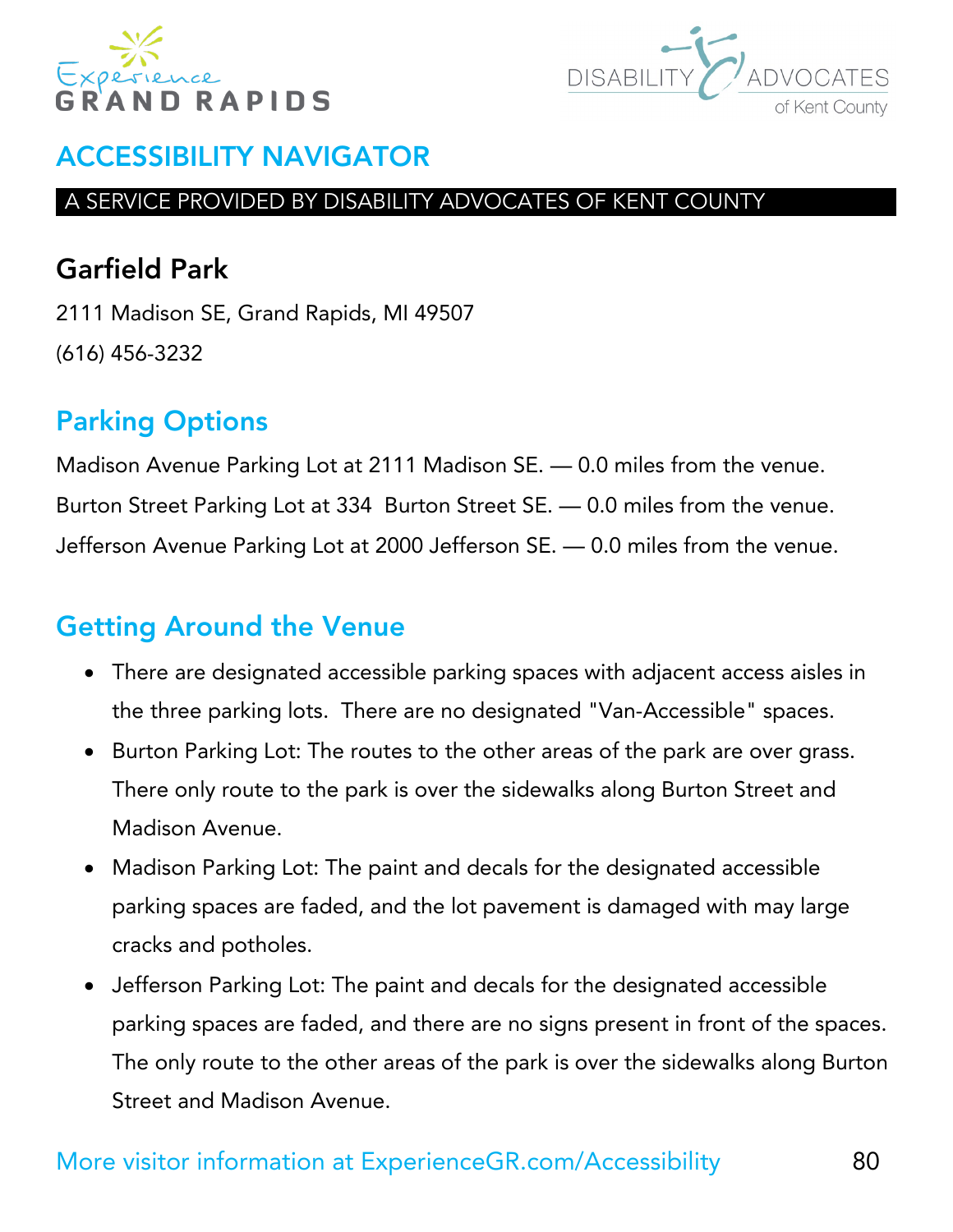# ACCESSIBILITY NAVIGATOR

A SERVICE PROVIDED BY DISABILITY ADVOCATES OF KENT COUNTY

## Garfield Park

2111 Madison SE, Grand Rapids, MI 49507

(616) 456-3232

## Parking Options

Madison Avenue Parking Lot at 2111 Madison SE. — 0.0 miles from the venue.

Burton Street Parking Lot at 334 Burton Street SE. — 0.0 miles from the venue.

Jefferson Avenue Parking Lot at 2000 Jefferson SE. — 0.0 miles from the venue.

## Getting Around the Venue

- There are designated accessible parking spaces with adjacent access aisles in the three parking lots. There are no designated "Van-Accessible" spaces.
- Burton Parking Lot: The routes to the other areas of the park are over grass. There only route to the park is over the sidewalks along Burton Street and Madison Avenue.
- Madison Parking Lot: The paint and decals for the designated accessible parking spaces are faded, and the lot pavement is damaged with may large cracks and potholes.
- Jefferson Parking Lot: The paint and decals for the designated accessible parking spaces are faded, and there are no signs present in front of the spaces. The only route to the other areas of the park is over the sidewalks along Burton Street and Madison Avenue.

More visitor information at ExperienceGR.com/Accessibility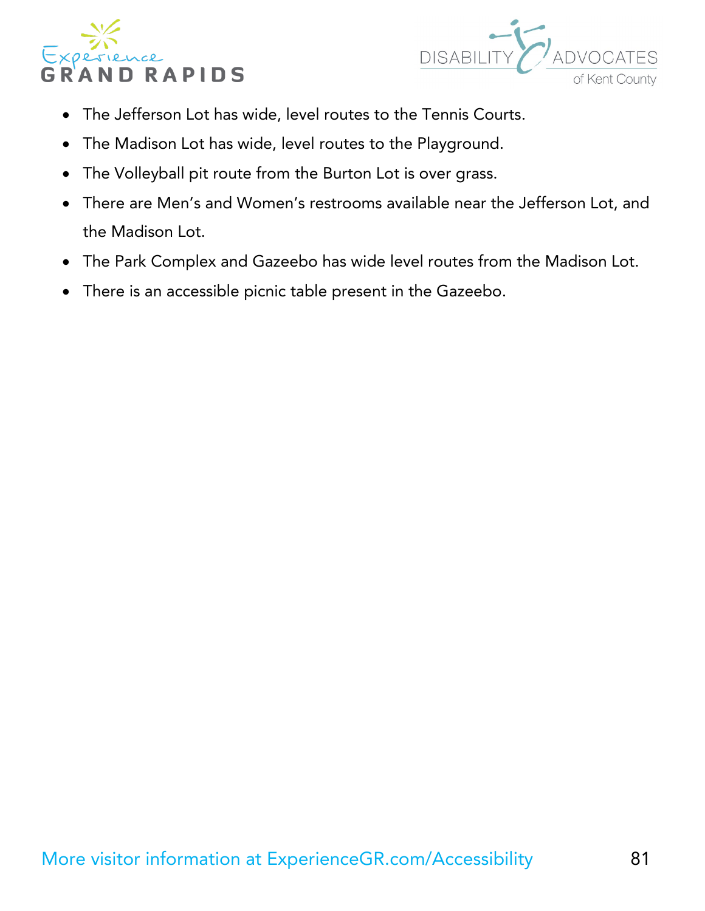- The Jefferson Lot has wide, level routes to the Tennis Courts.
- The Madison Lot has wide, level routes to the Playground.
- The Volleyball pit route from the Burton Lot is over grass.
- There are Men's and Women's restrooms available near the Jefferson Lot, and the Madison Lot.
- The Park Complex and Gazeebo has wide level routes from the Madison Lot.
- There is an accessible picnic table present in the Gazeebo.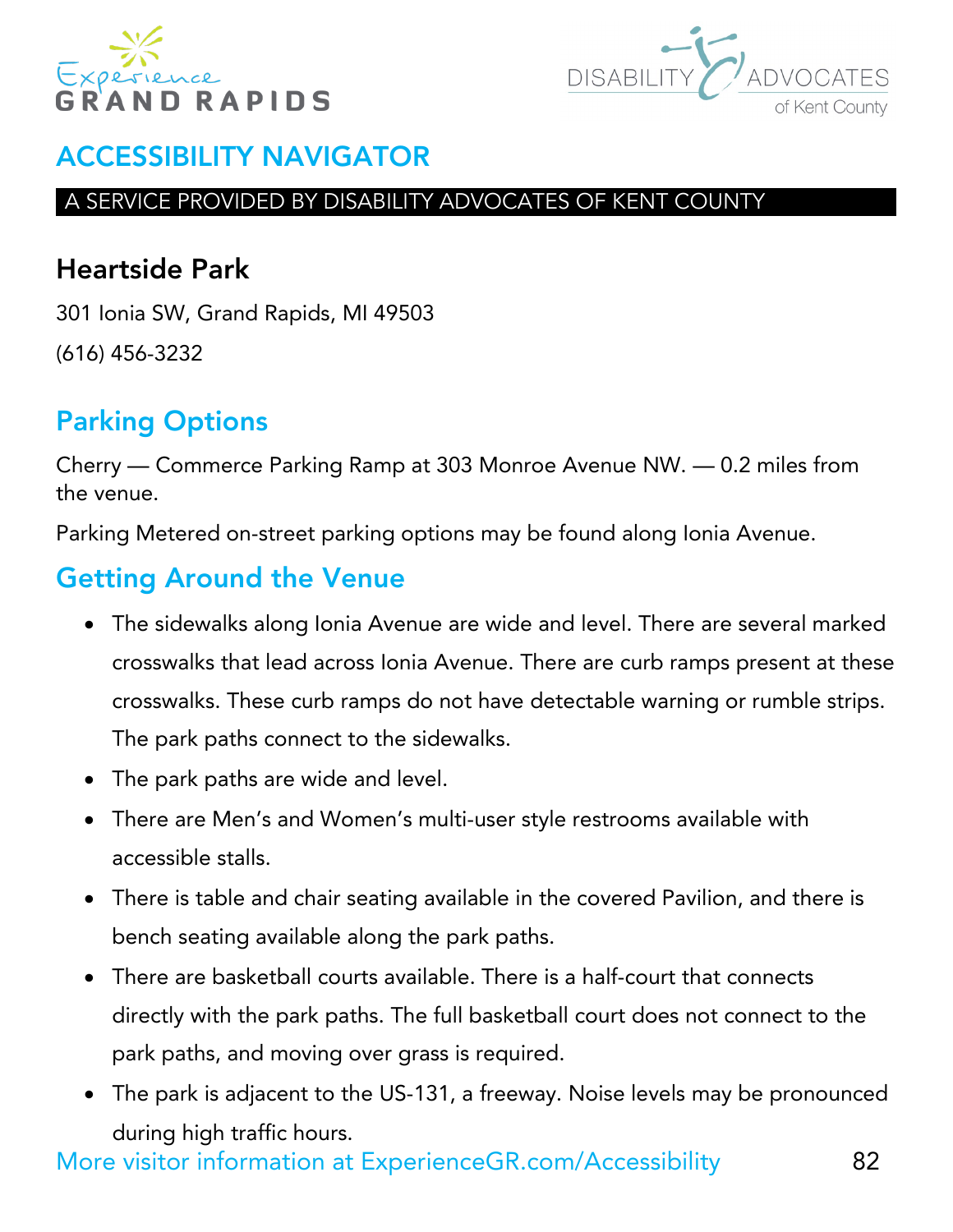## ACCESSIBILITY NAVIGATOR

A SERVICE PROVIDED BY DISABILITY ADVOCATES OF KENT COUNTY

# Heartside Park

301 Ionia SW, Grand Rapids, MI 49503

(616) 456-3232

## Parking Options

Cherry — Commerce Parking Ramp at 303 Monroe Avenue NW. — 0.2 miles from the venue.

Parking Metered on-street parking options may be found along Ionia Avenue.

## Getting Around the Venue

- The sidewalks along Ionia Avenue are wide and level. There are several marked crosswalks that lead across Ionia Avenue. There are curb ramps present at these crosswalks. These curb ramps do not have detectable warning or rumble strips. The park paths connect to the sidewalks.
- The park paths are wide and level.
- There are Men's and Women's multi-user style restrooms available with accessible stalls.
- There is table and chair seating available in the covered Pavilion, and there is bench seating available along the park paths.
- There are basketball courts available. There is a half-court that connects directly with the park paths. The full basketball court does not connect to the park paths, and moving over grass is required.
- The park is adjacent to the US-131, a freeway. Noise levels may be pronounced during high traffic hours.

More visitor information at ExperienceGR.com/Accessibility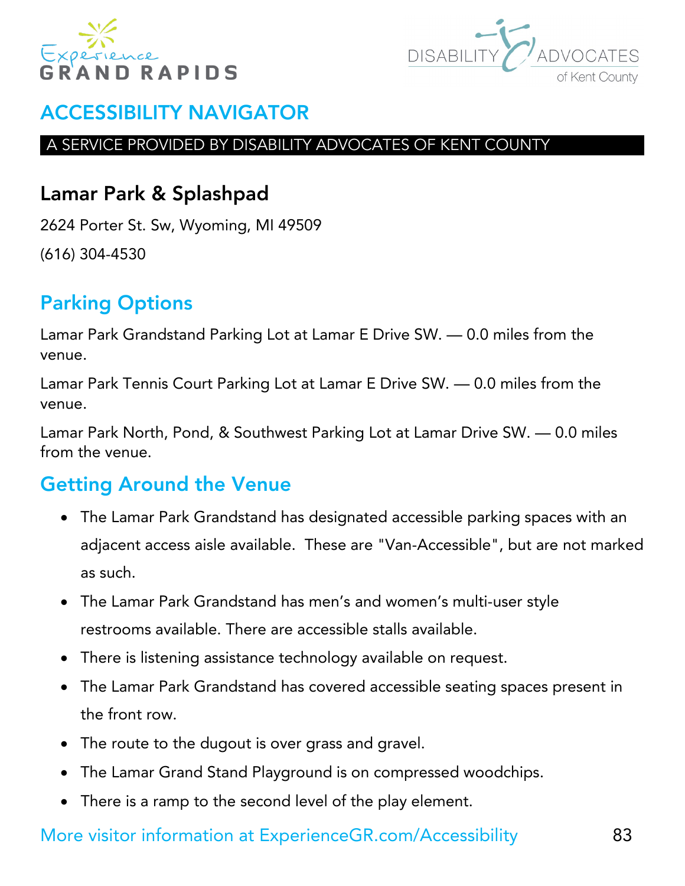# ACCESSIBILITY NAVIGATOR

A SERVICE PROVIDED BY DISABILITY ADVOCATES OF KENT COUNTY

## Lamar Park & Splashpad

2624 Porter St. Sw, Wyoming, MI 49509

(616) 304-4530

## Parking Options

Lamar Park Grandstand Parking Lot at Lamar E Drive SW. — 0.0 miles from the venue.

Lamar Park Tennis Court Parking Lot at Lamar E Drive SW. — 0.0 miles from the venue.

Lamar Park North, Pond, & Southwest Parking Lot at Lamar Drive SW. — 0.0 miles from the venue.

## Getting Around the Venue

- The Lamar Park Grandstand has designated accessible parking spaces with an adjacent access aisle available. These are "Van-Accessible", but are not marked as such.
- The Lamar Park Grandstand has men's and women's multi-user style restrooms available. There are accessible stalls available.
- There is listening assistance technology available on request.
- The Lamar Park Grandstand has covered accessible seating spaces present in the front row.
- The route to the dugout is over grass and gravel.
- The Lamar Grand Stand Playground is on compressed woodchips.
- There is a ramp to the second level of the play element.

More visitor information at ExperienceGR.com/Accessibility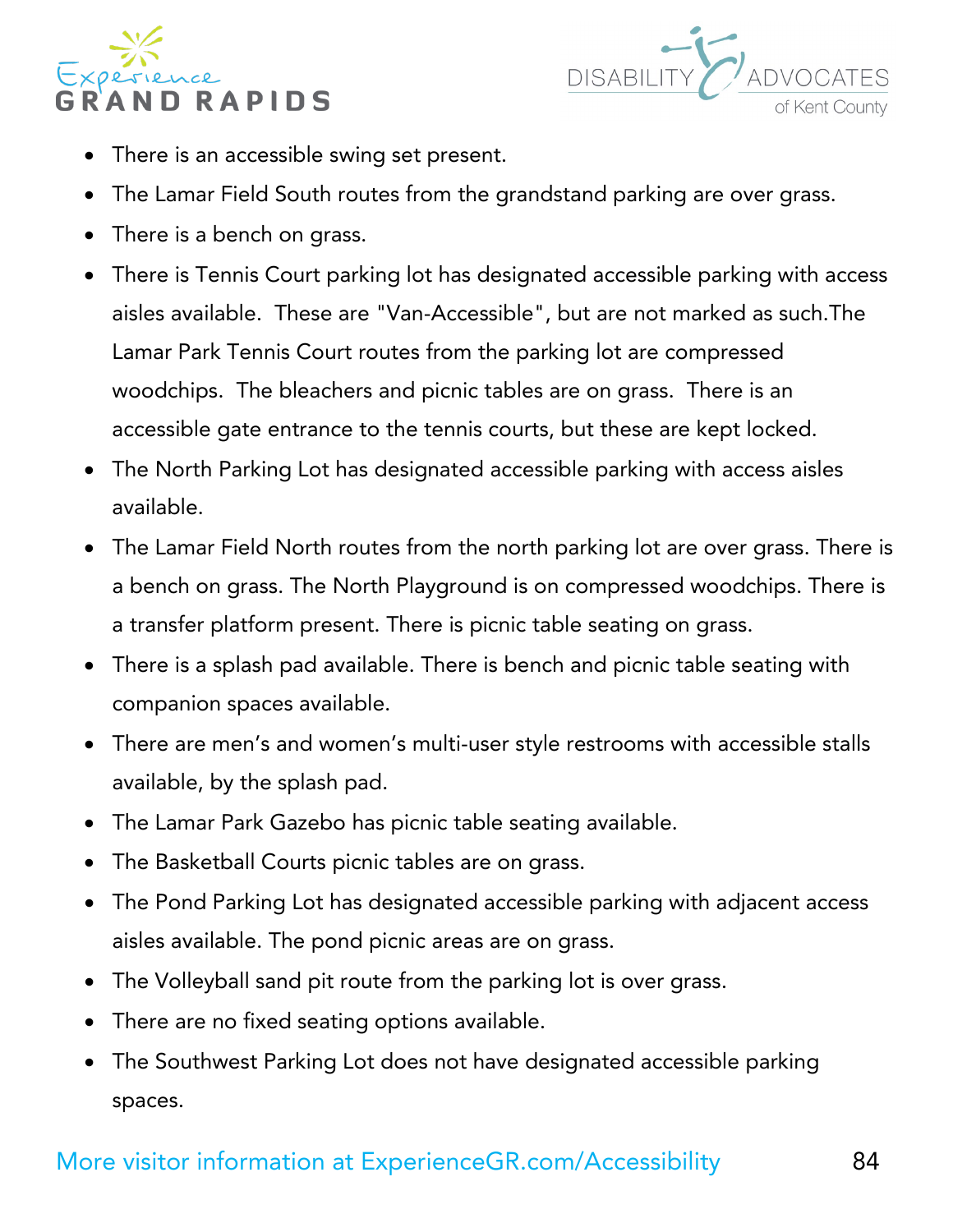- There is an accessible swing set present.
- The Lamar Field South routes from the grandstand parking are over grass.
- There is a bench on grass.
- There is Tennis Court parking lot has designated accessible parking with access aisles available.  These are "Van-Accessible", but are not marked as such.The Lamar Park Tennis Court routes from the parking lot are compressed woodchips.  The bleachers and picnic tables are on grass.  There is an accessible gate entrance to the tennis courts, but these are kept locked.
- The North Parking Lot has designated accessible parking with access aisles available.
- The Lamar Field North routes from the north parking lot are over grass. There is a bench on grass. The North Playground is on compressed woodchips. There is a transfer platform present. There is picnic table seating on grass.
- There is a splash pad available. There is bench and picnic table seating with companion spaces available.
- There are men's and women's multi-user style restrooms with accessible stalls available, by the splash pad.
- The Lamar Park Gazebo has picnic table seating available.
- The Basketball Courts picnic tables are on grass.
- The Pond Parking Lot has designated accessible parking with adjacent access aisles available. The pond picnic areas are on grass.
- The Volleyball sand pit route from the parking lot is over grass.
- There are no fixed seating options available.
- The Southwest Parking Lot does not have designated accessible parking spaces.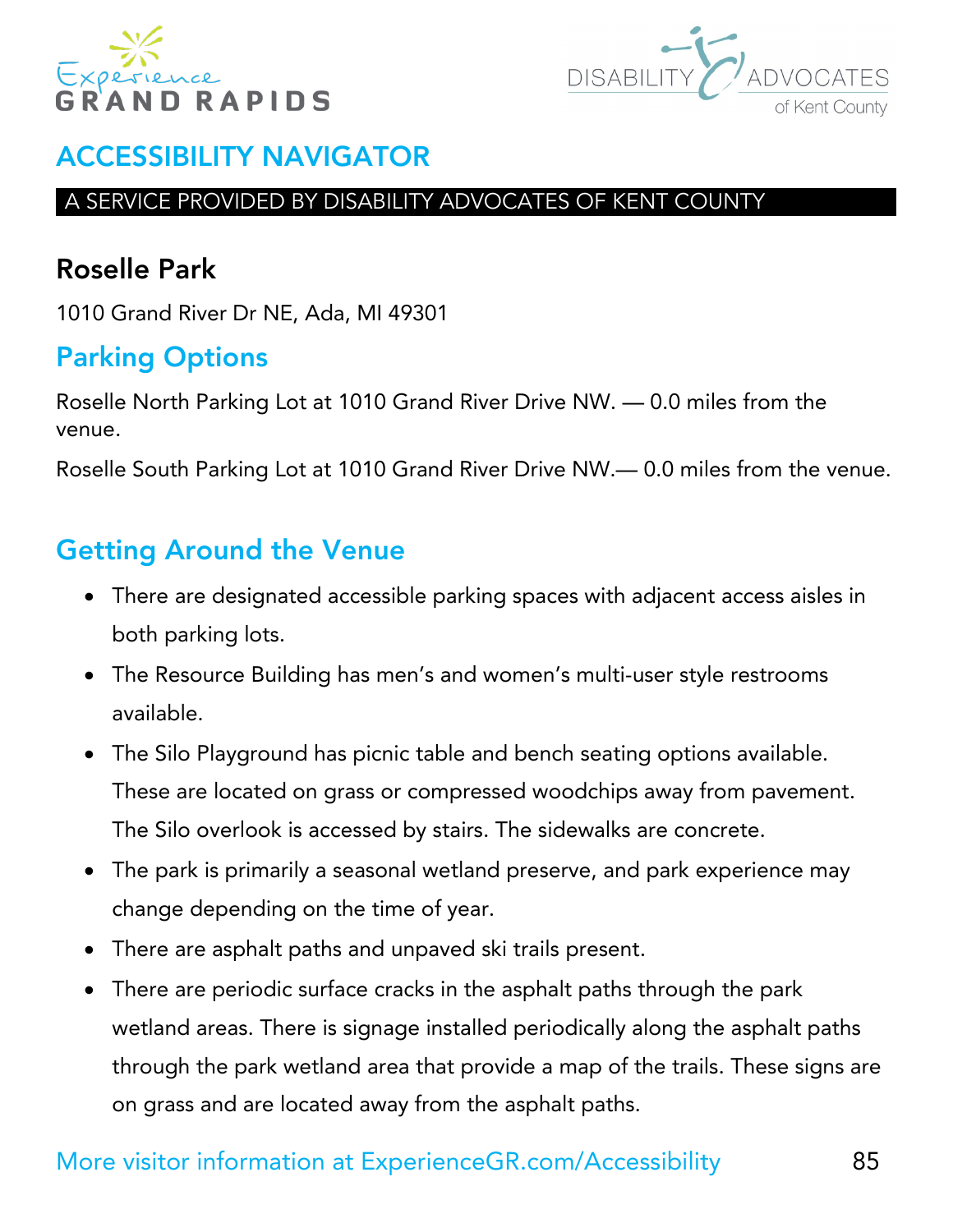# ACCESSIBILITY NAVIGATOR

A SERVICE PROVIDED BY DISABILITY ADVOCATES OF KENT COUNTY

## Roselle Park

1010 Grand River Dr NE, Ada, MI 49301

## Parking Options

Roselle North Parking Lot at 1010 Grand River Drive NW. — 0.0 miles from the venue.

Roselle South Parking Lot at 1010 Grand River Drive NW.— 0.0 miles from the venue.

## Getting Around the Venue

- There are designated accessible parking spaces with adjacent access aisles in both parking lots.
- The Resource Building has men's and women's multi-user style restrooms available.
- The Silo Playground has picnic table and bench seating options available. These are located on grass or compressed woodchips away from pavement. The Silo overlook is accessed by stairs. The sidewalks are concrete.
- The park is primarily a seasonal wetland preserve, and park experience may change depending on the time of year.
- There are asphalt paths and unpaved ski trails present.
- There are periodic surface cracks in the asphalt paths through the park wetland areas. There is signage installed periodically along the asphalt paths through the park wetland area that provide a map of the trails. These signs are on grass and are located away from the asphalt paths.

More visitor information at ExperienceGR.com/Accessibility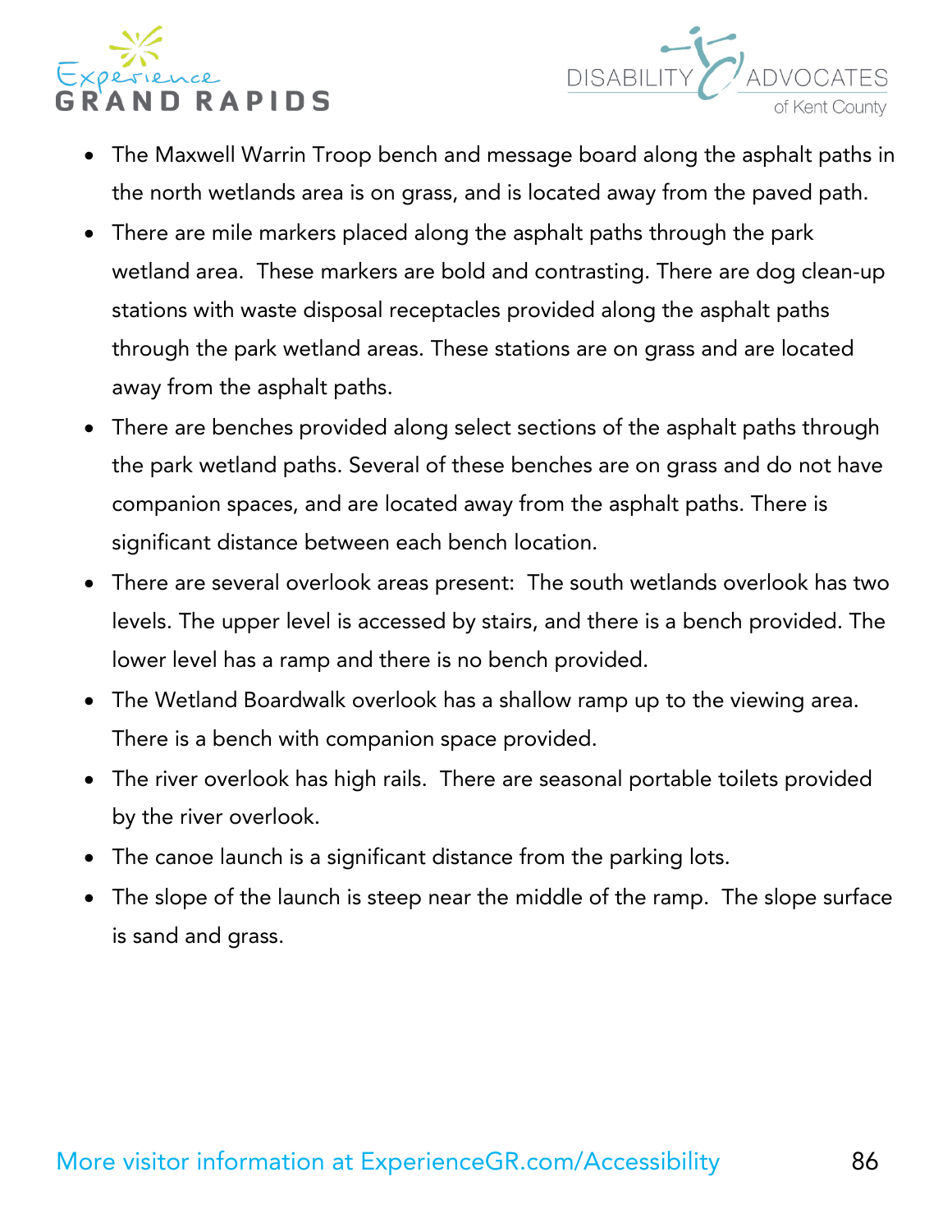- The Maxwell Warrin Troop bench and message board along the asphalt paths in the north wetlands area is on grass, and is located away from the paved path.
- There are mile markers placed along the asphalt paths through the park wetland area. These markers are bold and contrasting. There are dog clean-up stations with waste disposal receptacles provided along the asphalt paths through the park wetland areas. These stations are on grass and are located away from the asphalt paths.
- There are benches provided along select sections of the asphalt paths through the park wetland paths. Several of these benches are on grass and do not have companion spaces, and are located away from the asphalt paths. There is significant distance between each bench location.
- There are several overlook areas present: The south wetlands overlook has two levels. The upper level is accessed by stairs, and there is a bench provided. The lower level has a ramp and there is no bench provided.
- The Wetland Boardwalk overlook has a shallow ramp up to the viewing area. There is a bench with companion space provided.
- The river overlook has high rails. There are seasonal portable toilets provided by the river overlook.
- The canoe launch is a significant distance from the parking lots.
- The slope of the launch is steep near the middle of the ramp. The slope surface is sand and grass.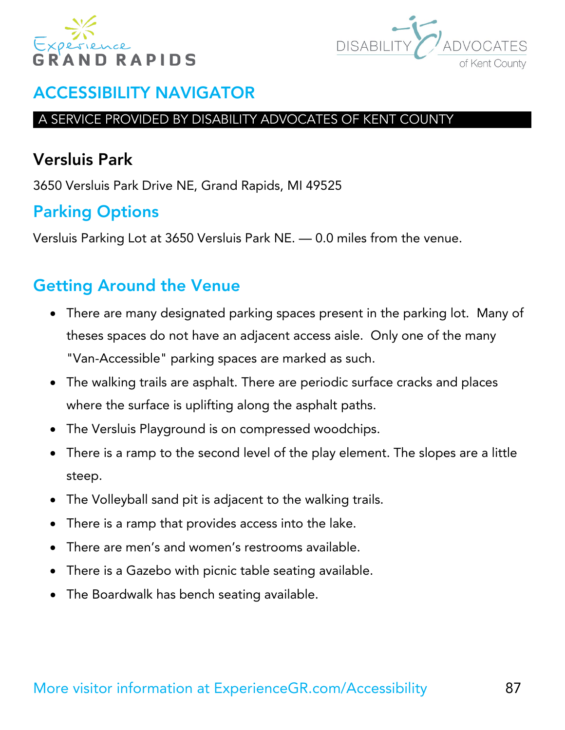## ACCESSIBILITY NAVIGATOR

A SERVICE PROVIDED BY DISABILITY ADVOCATES OF KENT COUNTY

# Versluis Park

3650 Versluis Park Drive NE, Grand Rapids, MI 49525

## Parking Options

Versluis Parking Lot at 3650 Versluis Park NE. — 0.0 miles from the venue.

## Getting Around the Venue

- There are many designated parking spaces present in the parking lot. Many of theses spaces do not have an adjacent access aisle. Only one of the many "Van-Accessible" parking spaces are marked as such.
- The walking trails are asphalt. There are periodic surface cracks and places where the surface is uplifting along the asphalt paths.
- The Versluis Playground is on compressed woodchips.
- There is a ramp to the second level of the play element. The slopes are a little steep.
- The Volleyball sand pit is adjacent to the walking trails.
- There is a ramp that provides access into the lake.
- There are men's and women's restrooms available.
- There is a Gazebo with picnic table seating available.
- The Boardwalk has bench seating available.

More visitor information at ExperienceGR.com/Accessibility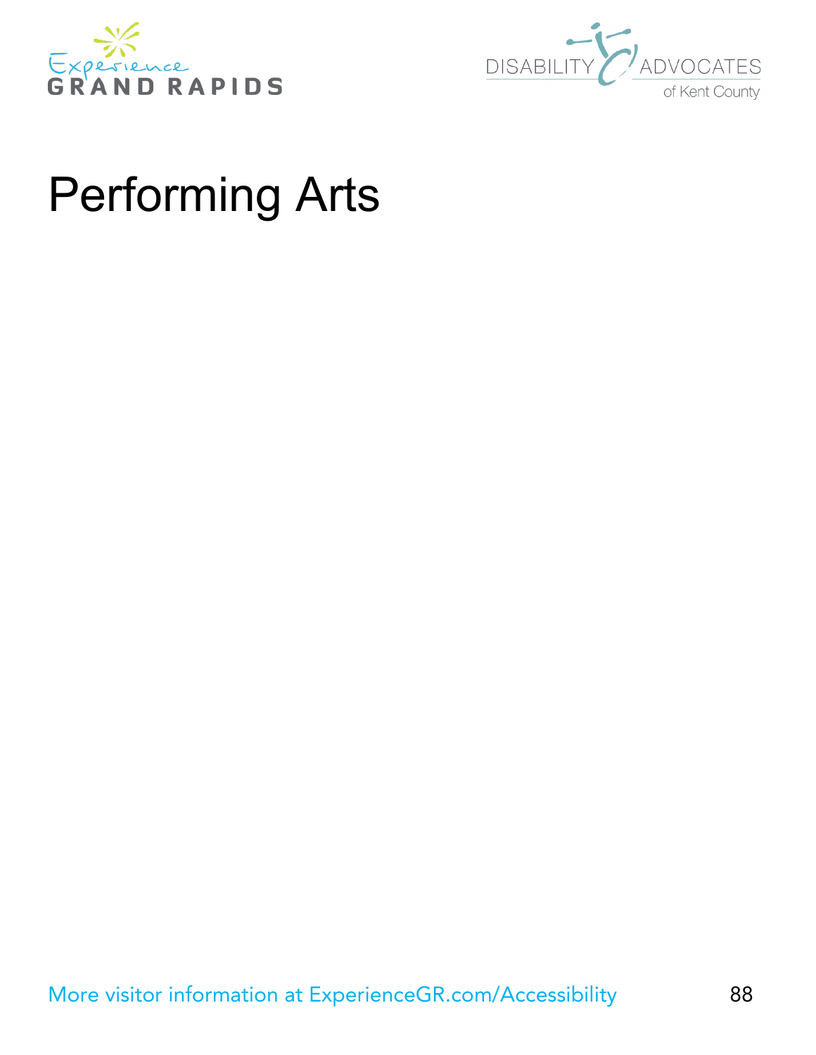# Performing Arts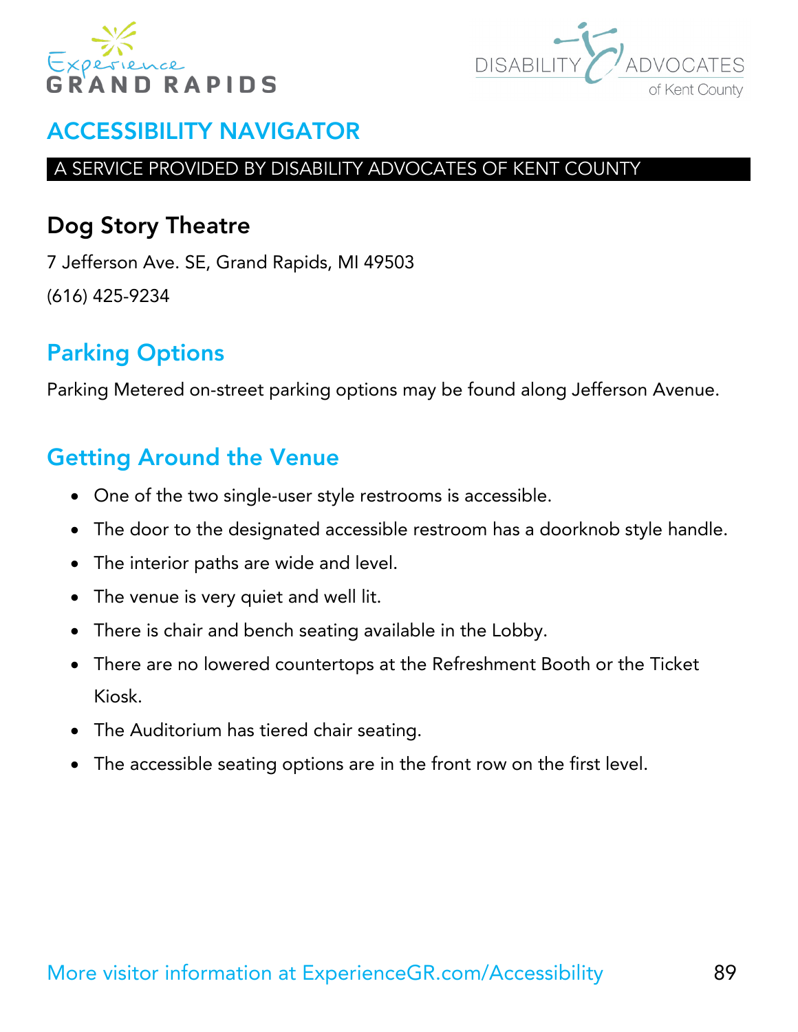## ACCESSIBILITY NAVIGATOR

A SERVICE PROVIDED BY DISABILITY ADVOCATES OF KENT COUNTY

### Dog Story Theatre

7 Jefferson Ave. SE, Grand Rapids, MI 49503

(616) 425-9234

### Parking Options

Parking Metered on-street parking options may be found along Jefferson Avenue.

### Getting Around the Venue

- One of the two single-user style restrooms is accessible.
- The door to the designated accessible restroom has a doorknob style handle.
- The interior paths are wide and level.
- The venue is very quiet and well lit.
- There is chair and bench seating available in the Lobby.
- There are no lowered countertops at the Refreshment Booth or the Ticket Kiosk.
- The Auditorium has tiered chair seating.
- The accessible seating options are in the front row on the first level.

More visitor information at ExperienceGR.com/Accessibility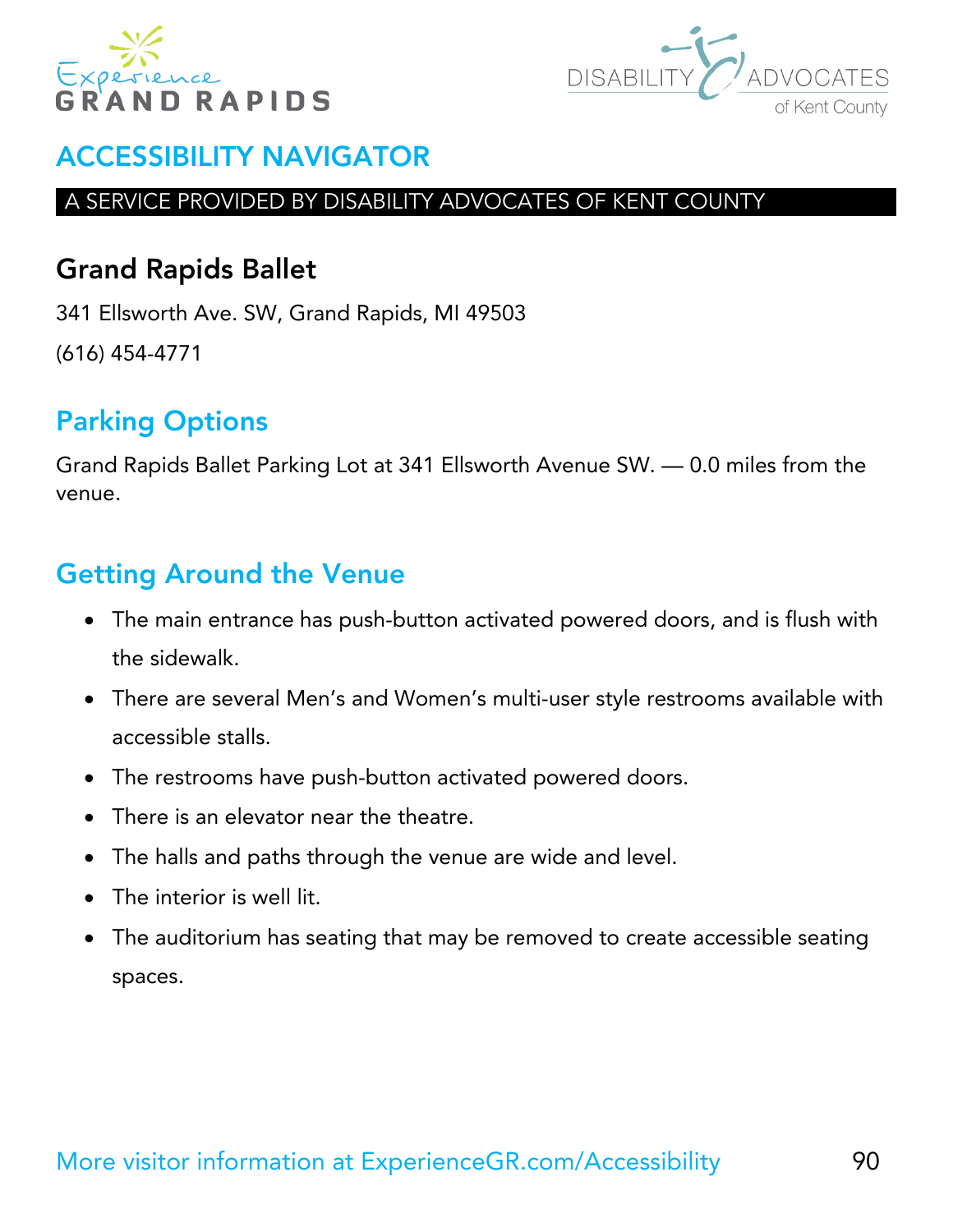# ACCESSIBILITY NAVIGATOR

A SERVICE PROVIDED BY DISABILITY ADVOCATES OF KENT COUNTY

## Grand Rapids Ballet

341 Ellsworth Ave. SW, Grand Rapids, MI 49503

(616) 454-4771

## Parking Options

Grand Rapids Ballet Parking Lot at 341 Ellsworth Avenue SW. — 0.0 miles from the venue.

## Getting Around the Venue

- The main entrance has push-button activated powered doors, and is flush with the sidewalk.
- There are several Men's and Women's multi-user style restrooms available with accessible stalls.
- The restrooms have push-button activated powered doors.
- There is an elevator near the theatre.
- The halls and paths through the venue are wide and level.
- The interior is well lit.
- The auditorium has seating that may be removed to create accessible seating spaces.

More visitor information at ExperienceGR.com/Accessibility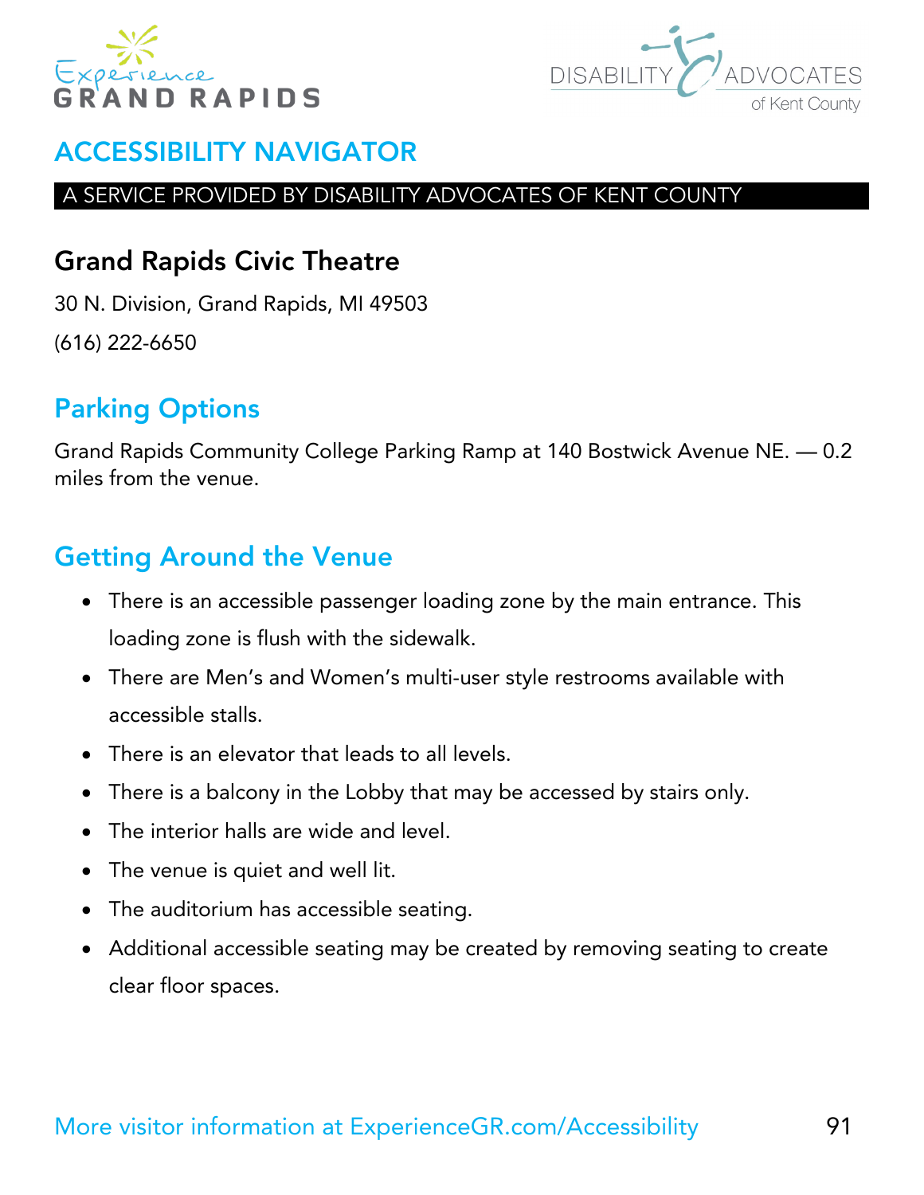# ACCESSIBILITY NAVIGATOR

A SERVICE PROVIDED BY DISABILITY ADVOCATES OF KENT COUNTY

## Grand Rapids Civic Theatre

30 N. Division, Grand Rapids, MI 49503

(616) 222-6650

## Parking Options

Grand Rapids Community College Parking Ramp at 140 Bostwick Avenue NE. — 0.2 miles from the venue.

## Getting Around the Venue

- There is an accessible passenger loading zone by the main entrance. This loading zone is flush with the sidewalk.
- There are Men's and Women's multi-user style restrooms available with accessible stalls.
- There is an elevator that leads to all levels.
- There is a balcony in the Lobby that may be accessed by stairs only.
- The interior halls are wide and level.
- The venue is quiet and well lit.
- The auditorium has accessible seating.
- Additional accessible seating may be created by removing seating to create clear floor spaces.

More visitor information at ExperienceGR.com/Accessibility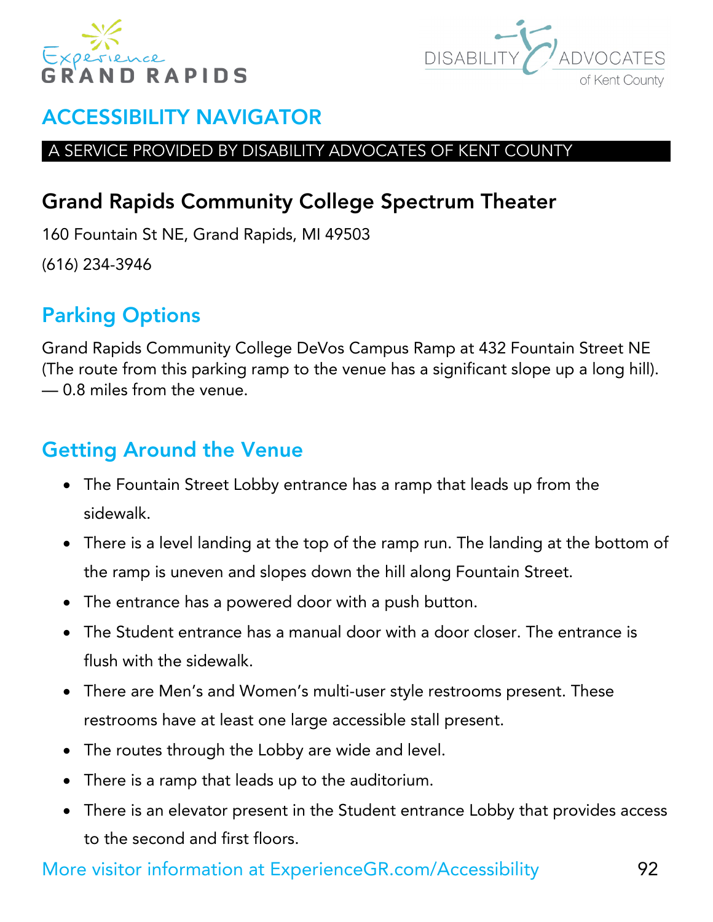ACCESSIBILITY NAVIGATOR

A SERVICE PROVIDED BY DISABILITY ADVOCATES OF KENT COUNTY

# Grand Rapids Community College Spectrum Theater

160 Fountain St NE, Grand Rapids, MI 49503

(616) 234-3946

## Parking Options

Grand Rapids Community College DeVos Campus Ramp at 432 Fountain Street NE (The route from this parking ramp to the venue has a significant slope up a long hill). — 0.8 miles from the venue.

## Getting Around the Venue

- The Fountain Street Lobby entrance has a ramp that leads up from the sidewalk.
- There is a level landing at the top of the ramp run. The landing at the bottom of the ramp is uneven and slopes down the hill along Fountain Street.
- The entrance has a powered door with a push button.
- The Student entrance has a manual door with a door closer. The entrance is flush with the sidewalk.
- There are Men's and Women's multi-user style restrooms present. These restrooms have at least one large accessible stall present.
- The routes through the Lobby are wide and level.
- There is a ramp that leads up to the auditorium.
- There is an elevator present in the Student entrance Lobby that provides access to the second and first floors.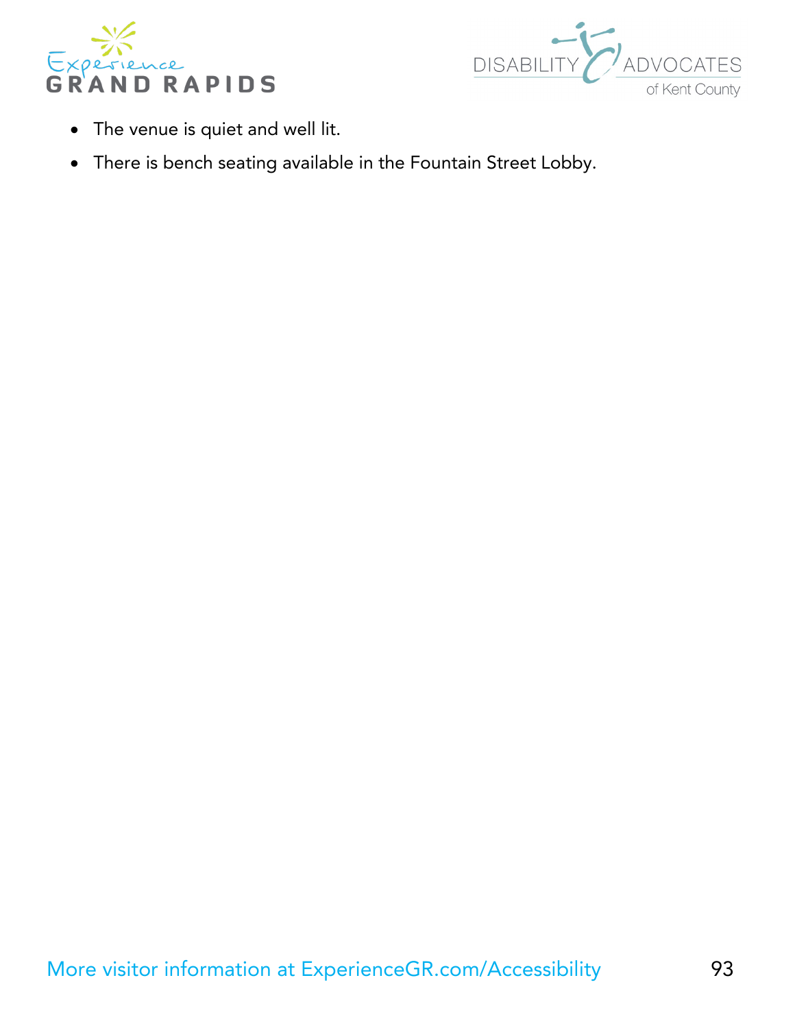- The venue is quiet and well lit.
- There is bench seating available in the Fountain Street Lobby.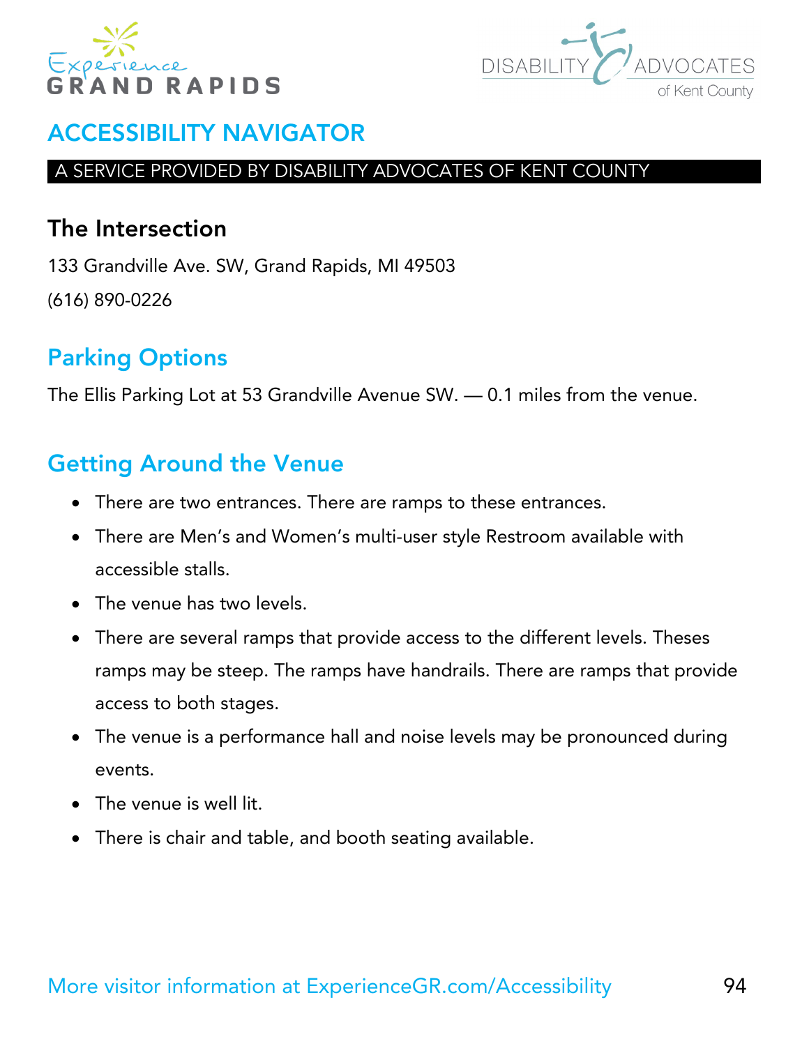# ACCESSIBILITY NAVIGATOR

A SERVICE PROVIDED BY DISABILITY ADVOCATES OF KENT COUNTY

## The Intersection

133 Grandville Ave. SW, Grand Rapids, MI 49503

(616) 890-0226

## Parking Options

The Ellis Parking Lot at 53 Grandville Avenue SW. — 0.1 miles from the venue.

## Getting Around the Venue

- There are two entrances. There are ramps to these entrances.
- There are Men's and Women's multi-user style Restroom available with accessible stalls.
- The venue has two levels.
- There are several ramps that provide access to the different levels. Theses ramps may be steep. The ramps have handrails. There are ramps that provide access to both stages.
- The venue is a performance hall and noise levels may be pronounced during events.
- The venue is well lit.
- There is chair and table, and booth seating available.

More visitor information at ExperienceGR.com/Accessibility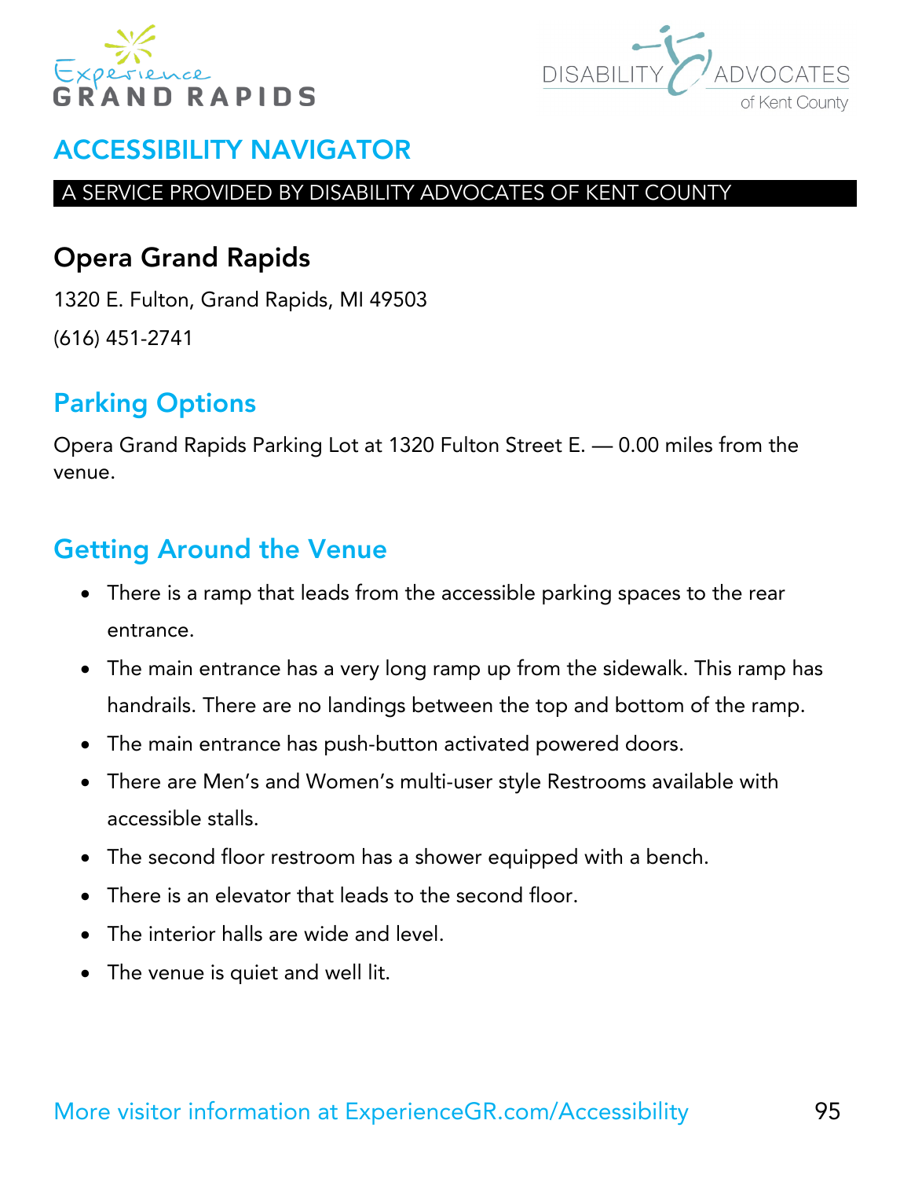# ACCESSIBILITY NAVIGATOR

A SERVICE PROVIDED BY DISABILITY ADVOCATES OF KENT COUNTY

## Opera Grand Rapids

1320 E. Fulton, Grand Rapids, MI 49503

(616) 451-2741

## Parking Options

Opera Grand Rapids Parking Lot at 1320 Fulton Street E. — 0.00 miles from the venue.

## Getting Around the Venue

- There is a ramp that leads from the accessible parking spaces to the rear entrance.
- The main entrance has a very long ramp up from the sidewalk. This ramp has handrails. There are no landings between the top and bottom of the ramp.
- The main entrance has push-button activated powered doors.
- There are Men's and Women's multi-user style Restrooms available with accessible stalls.
- The second floor restroom has a shower equipped with a bench.
- There is an elevator that leads to the second floor.
- The interior halls are wide and level.
- The venue is quiet and well lit.

More visitor information at ExperienceGR.com/Accessibility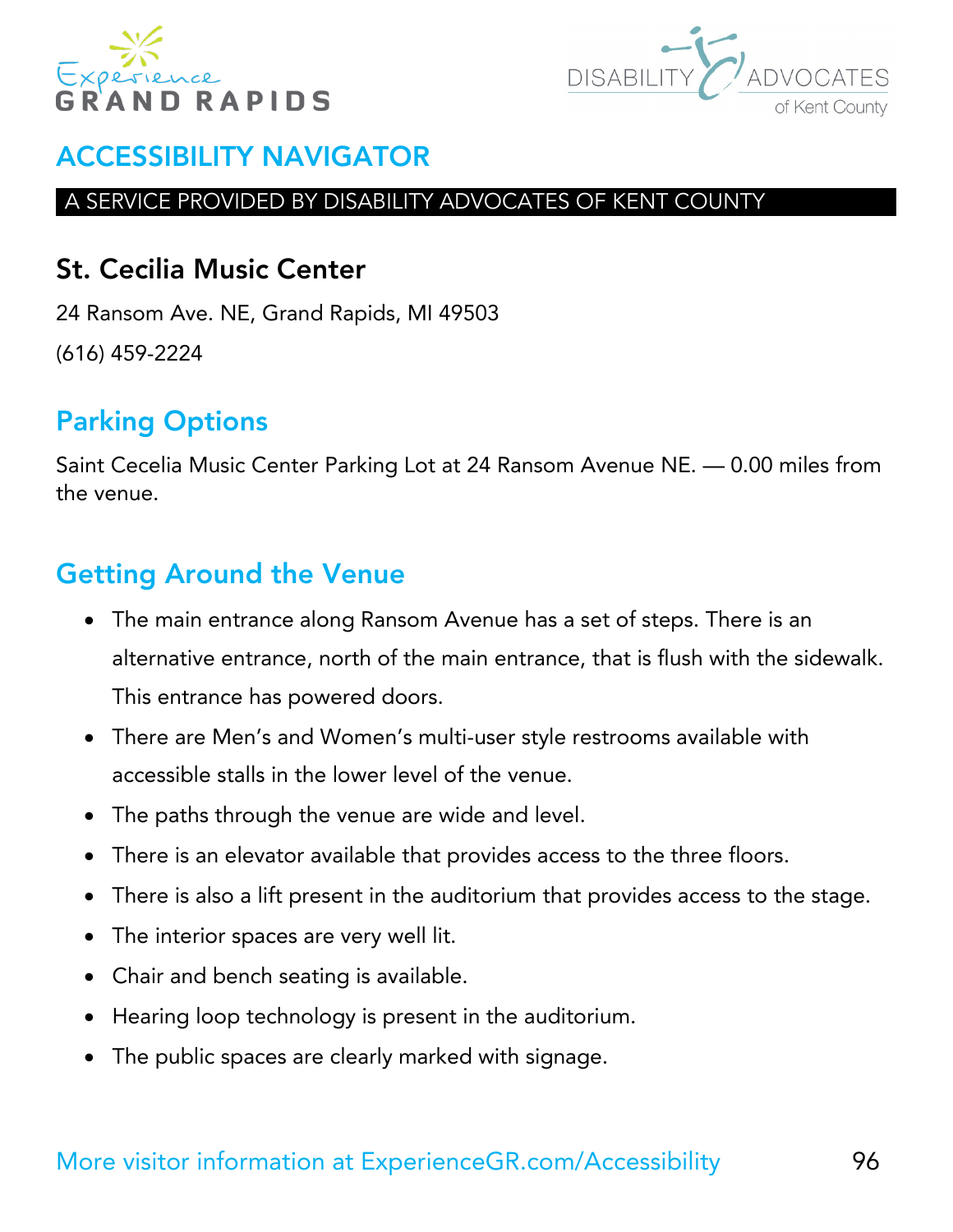# ACCESSIBILITY NAVIGATOR

A SERVICE PROVIDED BY DISABILITY ADVOCATES OF KENT COUNTY

## St. Cecilia Music Center

24 Ransom Ave. NE, Grand Rapids, MI 49503

(616) 459-2224

## Parking Options

Saint Cecelia Music Center Parking Lot at 24 Ransom Avenue NE. — 0.00 miles from the venue.

## Getting Around the Venue

- The main entrance along Ransom Avenue has a set of steps. There is an alternative entrance, north of the main entrance, that is flush with the sidewalk. This entrance has powered doors.
- There are Men's and Women's multi-user style restrooms available with accessible stalls in the lower level of the venue.
- The paths through the venue are wide and level.
- There is an elevator available that provides access to the three floors.
- There is also a lift present in the auditorium that provides access to the stage.
- The interior spaces are very well lit.
- Chair and bench seating is available.
- Hearing loop technology is present in the auditorium.
- The public spaces are clearly marked with signage.

More visitor information at ExperienceGR.com/Accessibility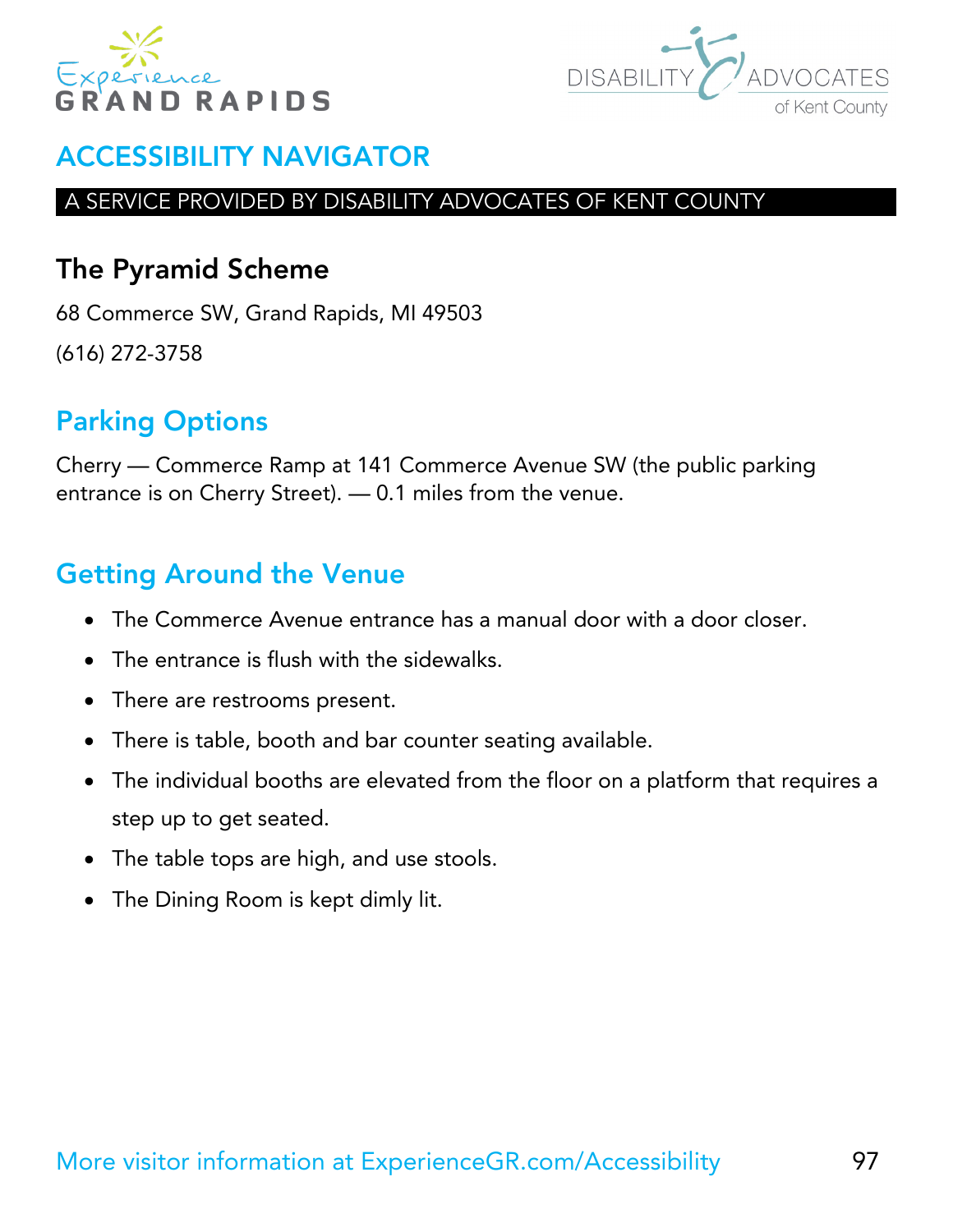# ACCESSIBILITY NAVIGATOR

A SERVICE PROVIDED BY DISABILITY ADVOCATES OF KENT COUNTY

## The Pyramid Scheme

68 Commerce SW, Grand Rapids, MI 49503

(616) 272-3758

## Parking Options

Cherry — Commerce Ramp at 141 Commerce Avenue SW (the public parking entrance is on Cherry Street). — 0.1 miles from the venue.

## Getting Around the Venue

- The Commerce Avenue entrance has a manual door with a door closer.
- The entrance is flush with the sidewalks.
- There are restrooms present.
- There is table, booth and bar counter seating available.
- The individual booths are elevated from the floor on a platform that requires a step up to get seated.
- The table tops are high, and use stools.
- The Dining Room is kept dimly lit.

More visitor information at ExperienceGR.com/Accessibility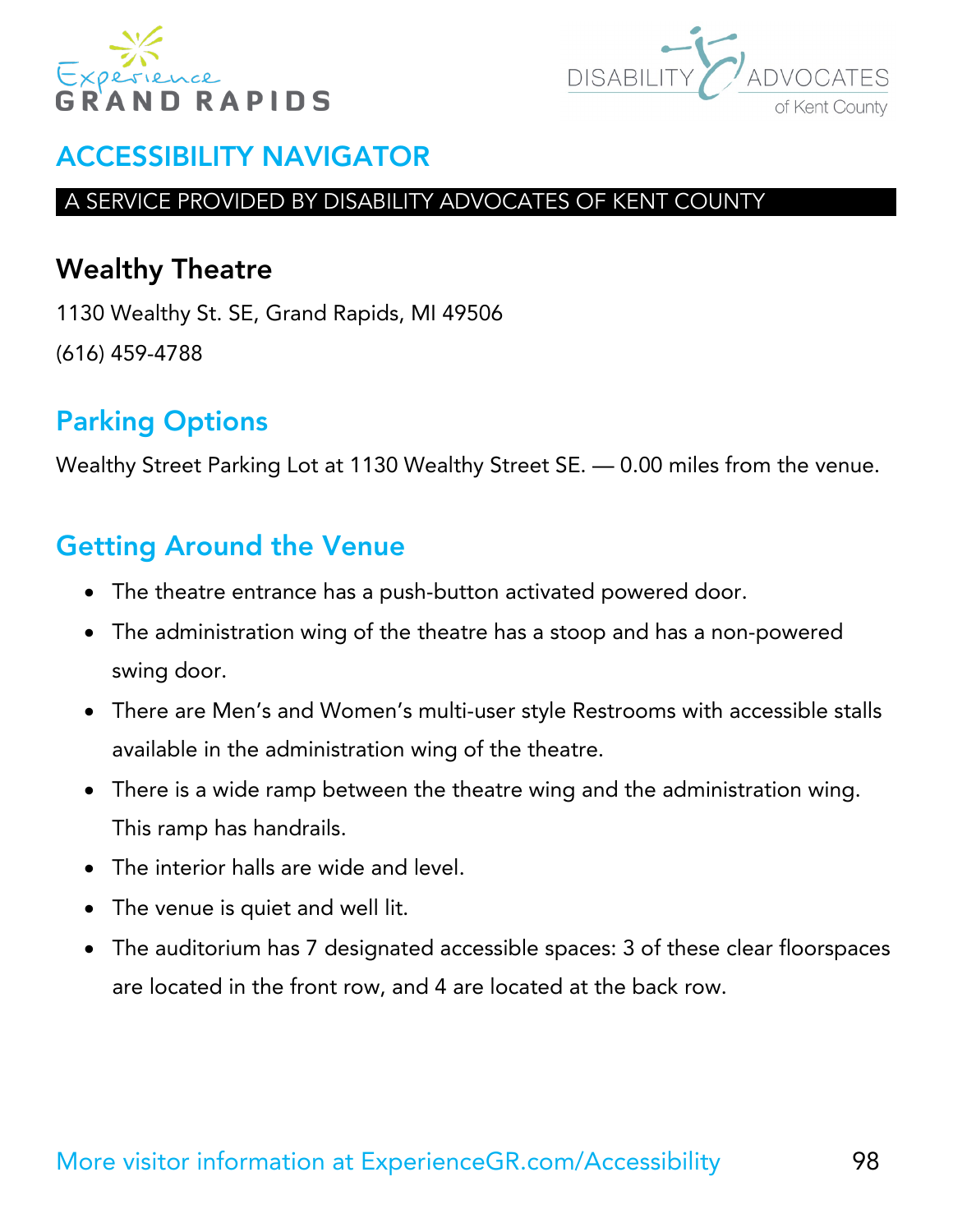# ACCESSIBILITY NAVIGATOR

A SERVICE PROVIDED BY DISABILITY ADVOCATES OF KENT COUNTY

## Wealthy Theatre

1130 Wealthy St. SE, Grand Rapids, MI 49506

(616) 459-4788

## Parking Options

Wealthy Street Parking Lot at 1130 Wealthy Street SE. — 0.00 miles from the venue.

## Getting Around the Venue

- The theatre entrance has a push-button activated powered door.
- The administration wing of the theatre has a stoop and has a non-powered swing door.
- There are Men's and Women's multi-user style Restrooms with accessible stalls available in the administration wing of the theatre.
- There is a wide ramp between the theatre wing and the administration wing. This ramp has handrails.
- The interior halls are wide and level.
- The venue is quiet and well lit.
- The auditorium has 7 designated accessible spaces: 3 of these clear floorspaces are located in the front row, and 4 are located at the back row.

More visitor information at ExperienceGR.com/Accessibility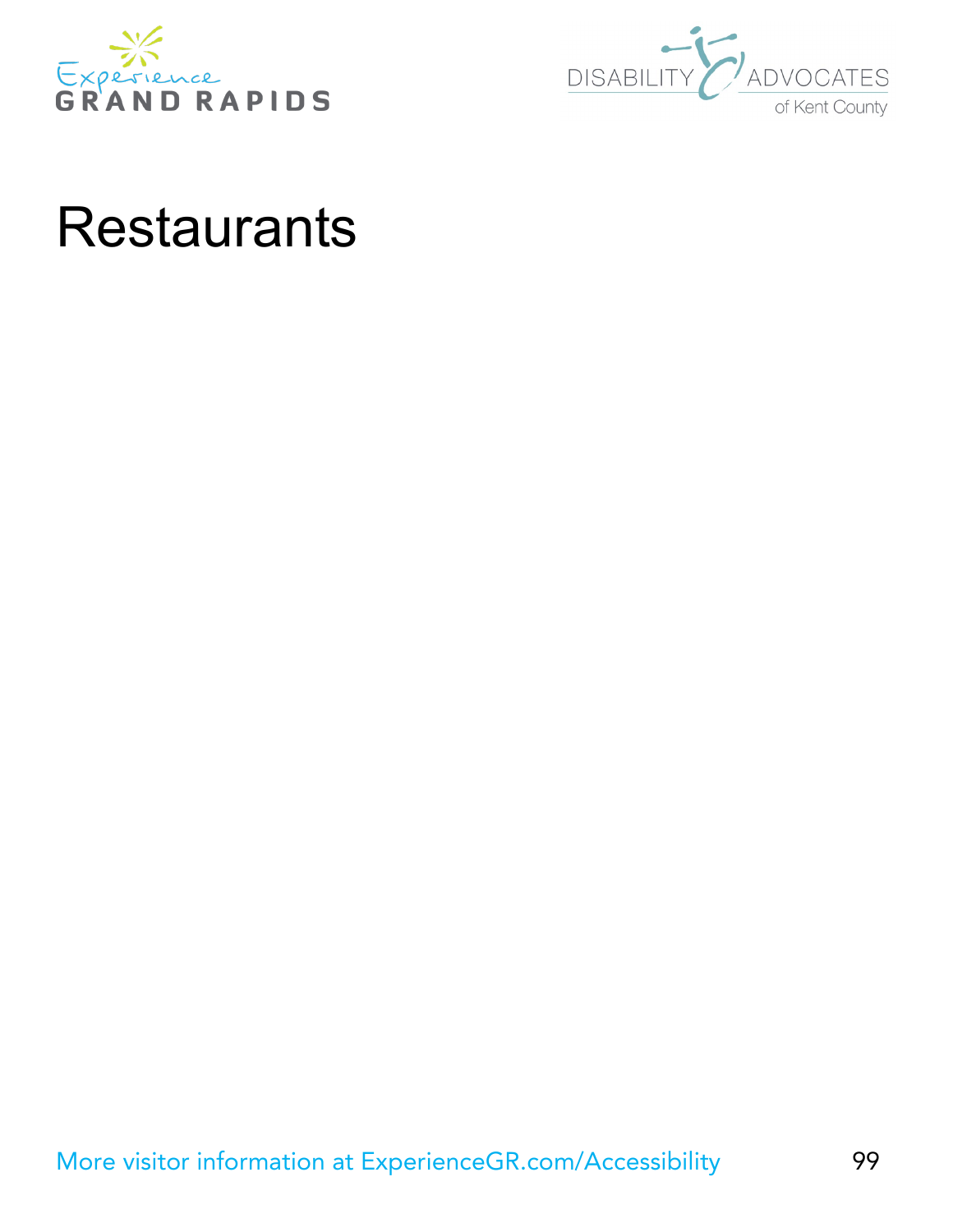# Restaurants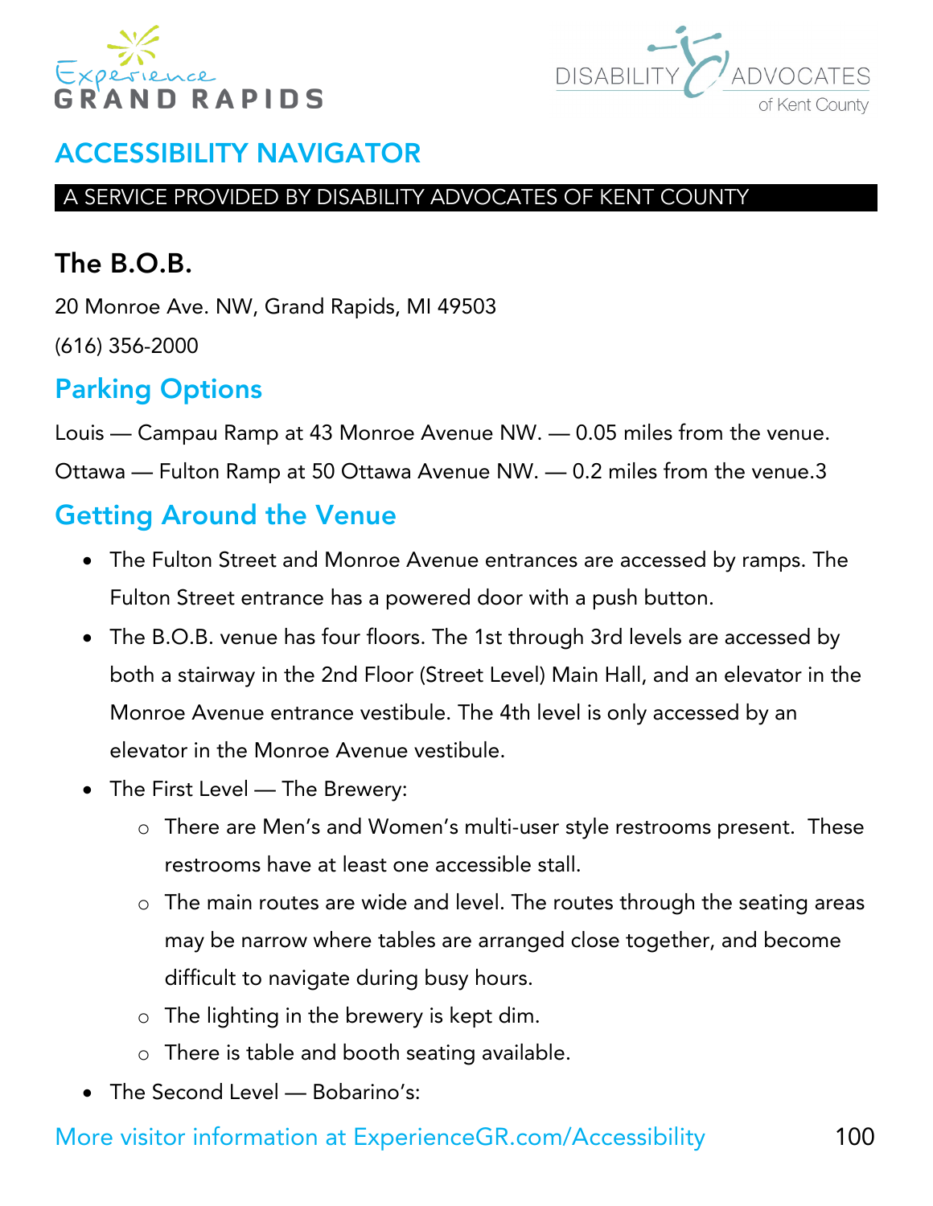# ACCESSIBILITY NAVIGATOR

A SERVICE PROVIDED BY DISABILITY ADVOCATES OF KENT COUNTY

## The B.O.B.

20 Monroe Ave. NW, Grand Rapids, MI 49503

(616) 356-2000

### Parking Options

Louis — Campau Ramp at 43 Monroe Avenue NW. — 0.05 miles from the venue.

Ottawa — Fulton Ramp at 50 Ottawa Avenue NW. — 0.2 miles from the venue.3

### Getting Around the Venue

- The Fulton Street and Monroe Avenue entrances are accessed by ramps. The Fulton Street entrance has a powered door with a push button.
- The B.O.B. venue has four floors. The 1st through 3rd levels are accessed by both a stairway in the 2nd Floor (Street Level) Main Hall, and an elevator in the Monroe Avenue entrance vestibule. The 4th level is only accessed by an elevator in the Monroe Avenue vestibule.
- The First Level — The Brewery:
    - There are Men's and Women's multi-user style restrooms present. These restrooms have at least one accessible stall.
    - The main routes are wide and level. The routes through the seating areas may be narrow where tables are arranged close together, and become difficult to navigate during busy hours.
    - The lighting in the brewery is kept dim.
    - There is table and booth seating available.
- The Second Level — Bobarino's:

More visitor information at ExperienceGR.com/Accessibility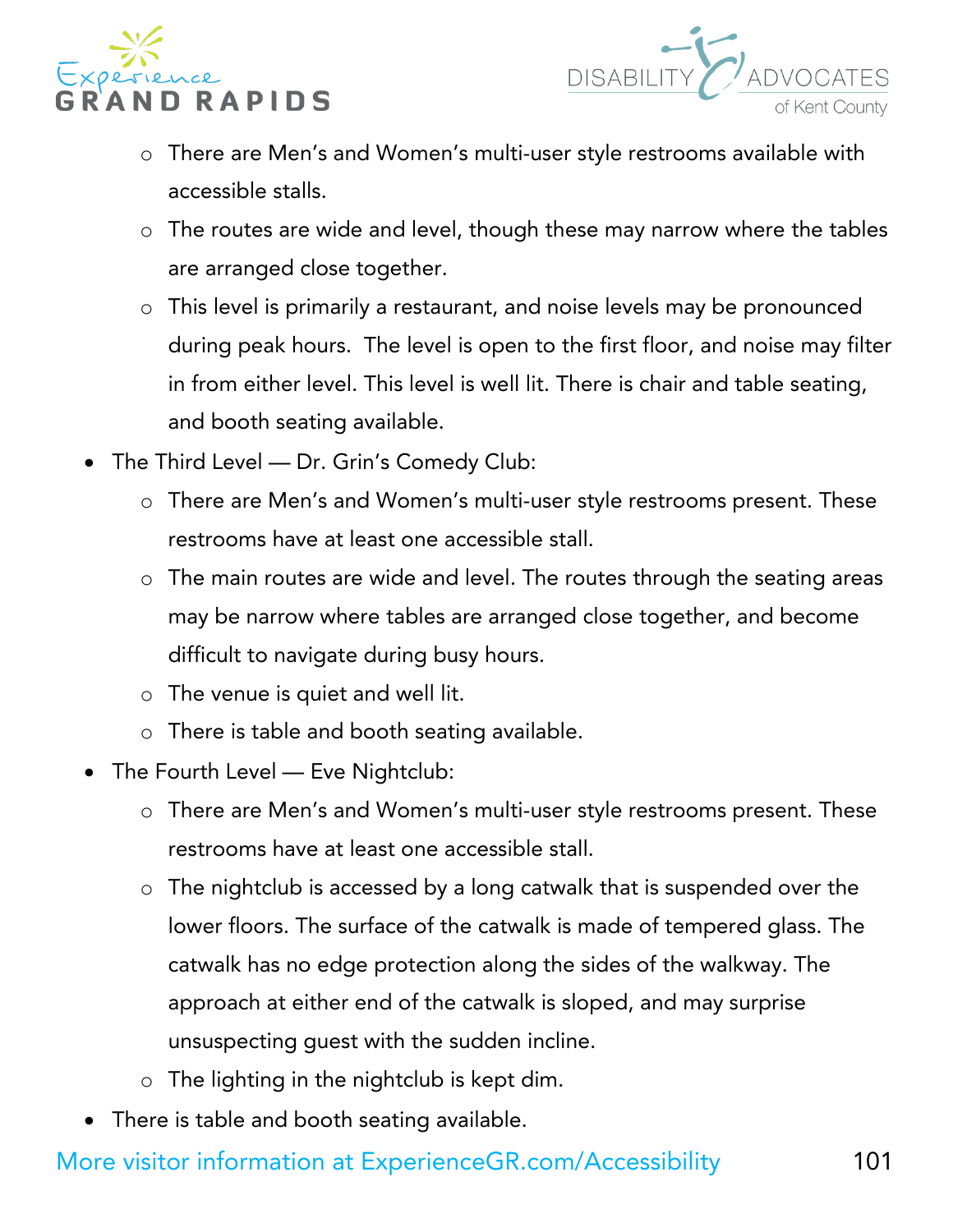- There are Men's and Women's multi-user style restrooms available with accessible stalls.
    - The routes are wide and level, though these may narrow where the tables are arranged close together.
    - This level is primarily a restaurant, and noise levels may be pronounced during peak hours. The level is open to the first floor, and noise may filter in from either level. This level is well lit. There is chair and table seating, and booth seating available.
- The Third Level — Dr. Grin's Comedy Club:
    - There are Men's and Women's multi-user style restrooms present. These restrooms have at least one accessible stall.
    - The main routes are wide and level. The routes through the seating areas may be narrow where tables are arranged close together, and become difficult to navigate during busy hours.
    - The venue is quiet and well lit.
    - There is table and booth seating available.
- The Fourth Level — Eve Nightclub:
    - There are Men's and Women's multi-user style restrooms present. These restrooms have at least one accessible stall.
    - The nightclub is accessed by a long catwalk that is suspended over the lower floors. The surface of the catwalk is made of tempered glass. The catwalk has no edge protection along the sides of the walkway. The approach at either end of the catwalk is sloped, and may surprise unsuspecting guest with the sudden incline.
    - The lighting in the nightclub is kept dim.
- There is table and booth seating available.